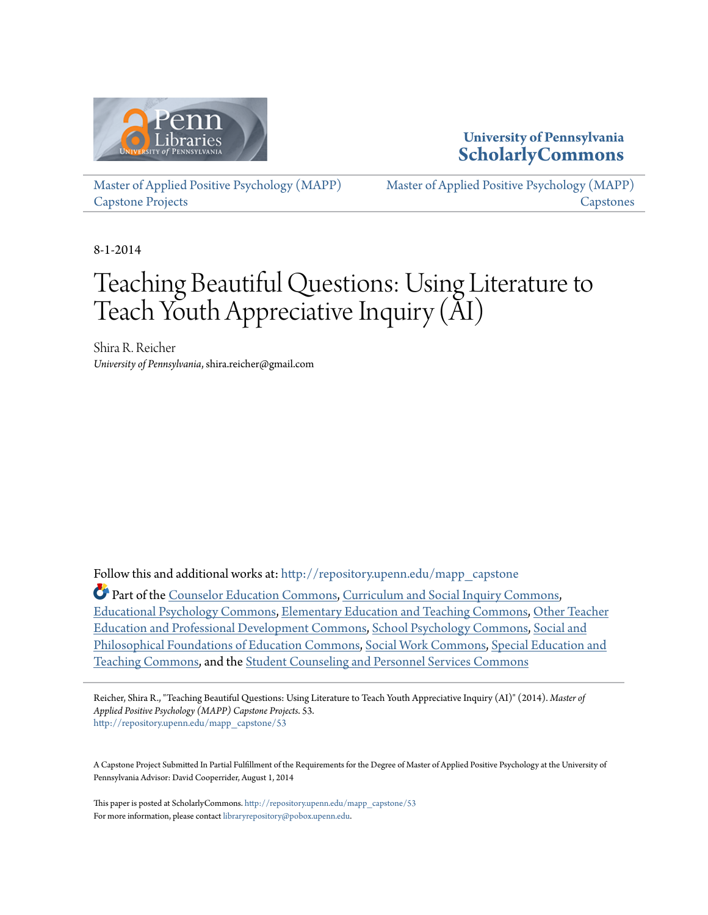University of Pennsylvania
**ScholarlyCommons**

Master of Applied Positive Psychology (MAPP) Capstone Projects

Master of Applied Positive Psychology (MAPP) Capstones

8-1-2014

# Teaching Beautiful Questions: Using Literature to Teach Youth Appreciative Inquiry (AI)

Shira R. Reicher
*University of Pennsylvania*, shira.reicher@gmail.com

Follow this and additional works at: http://repository.upenn.edu/mapp_capstone

Part of the Counselor Education Commons, Curriculum and Social Inquiry Commons, Educational Psychology Commons, Elementary Education and Teaching Commons, Other Teacher Education and Professional Development Commons, School Psychology Commons, Social and Philosophical Foundations of Education Commons, Social Work Commons, Special Education and Teaching Commons, and the Student Counseling and Personnel Services Commons

Reicher, Shira R., "Teaching Beautiful Questions: Using Literature to Teach Youth Appreciative Inquiry (AI)" (2014). *Master of Applied Positive Psychology (MAPP) Capstone Projects*. 53.
http://repository.upenn.edu/mapp_capstone/53

A Capstone Project Submitted In Partial Fulfillment of the Requirements for the Degree of Master of Applied Positive Psychology at the University of Pennsylvania Advisor: David Cooperrider, August 1, 2014

This paper is posted at ScholarlyCommons. http://repository.upenn.edu/mapp_capstone/53
For more information, please contact libraryrepository@pobox.upenn.edu.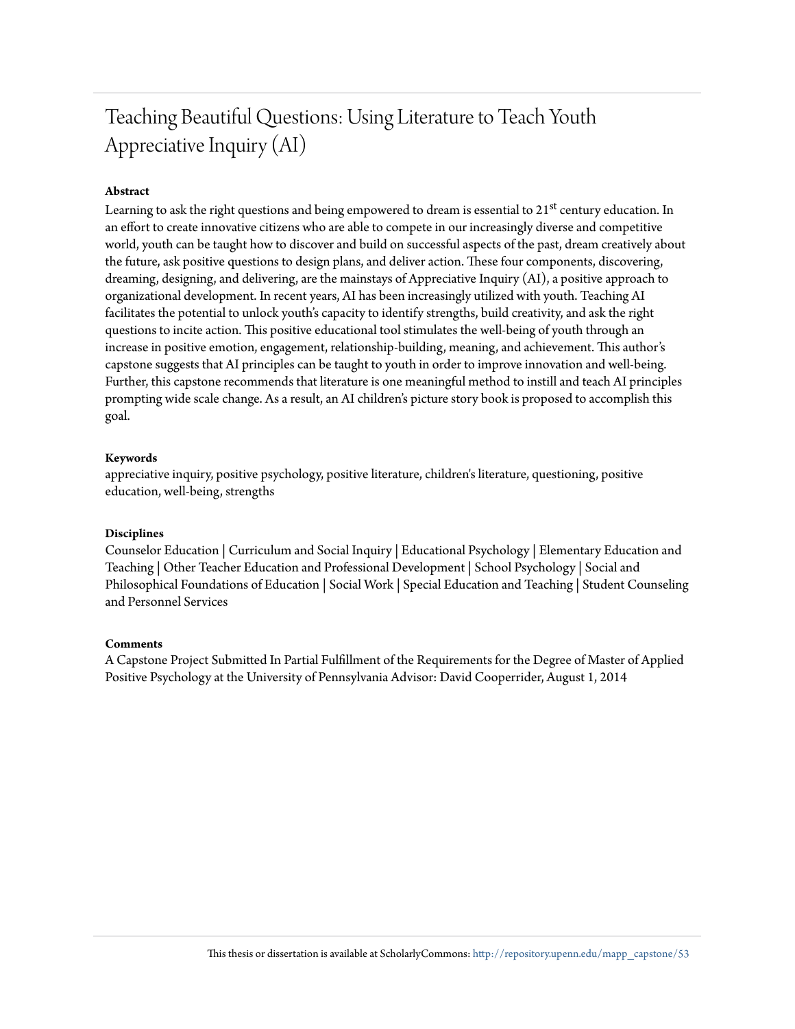# Teaching Beautiful Questions: Using Literature to Teach Youth Appreciative Inquiry (AI)

**Abstract**

Learning to ask the right questions and being empowered to dream is essential to 21st century education. In an effort to create innovative citizens who are able to compete in our increasingly diverse and competitive world, youth can be taught how to discover and build on successful aspects of the past, dream creatively about the future, ask positive questions to design plans, and deliver action. These four components, discovering, dreaming, designing, and delivering, are the mainstays of Appreciative Inquiry (AI), a positive approach to organizational development. In recent years, AI has been increasingly utilized with youth. Teaching AI facilitates the potential to unlock youth's capacity to identify strengths, build creativity, and ask the right questions to incite action. This positive educational tool stimulates the well-being of youth through an increase in positive emotion, engagement, relationship-building, meaning, and achievement. This author's capstone suggests that AI principles can be taught to youth in order to improve innovation and well-being. Further, this capstone recommends that literature is one meaningful method to instill and teach AI principles prompting wide scale change. As a result, an AI children's picture story book is proposed to accomplish this goal.

**Keywords**

appreciative inquiry, positive psychology, positive literature, children's literature, questioning, positive education, well-being, strengths

**Disciplines**

Counselor Education | Curriculum and Social Inquiry | Educational Psychology | Elementary Education and Teaching | Other Teacher Education and Professional Development | School Psychology | Social and Philosophical Foundations of Education | Social Work | Special Education and Teaching | Student Counseling and Personnel Services

**Comments**

A Capstone Project Submitted In Partial Fulfillment of the Requirements for the Degree of Master of Applied Positive Psychology at the University of Pennsylvania Advisor: David Cooperrider, August 1, 2014

This thesis or dissertation is available at ScholarlyCommons: http://repository.upenn.edu/mapp_capstone/53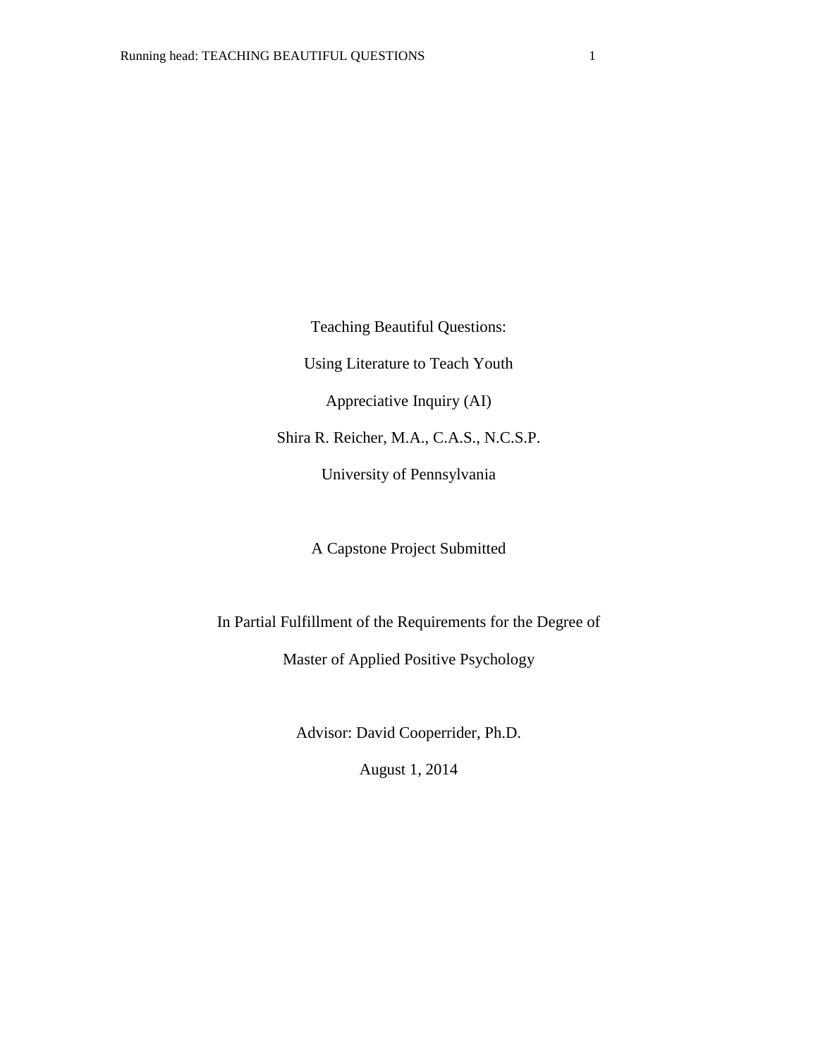# Teaching Beautiful Questions:

# Using Literature to Teach Youth

# Appreciative Inquiry (AI)

Shira R. Reicher, M.A., C.A.S., N.C.S.P.

University of Pennsylvania

A Capstone Project Submitted

In Partial Fulfillment of the Requirements for the Degree of

Master of Applied Positive Psychology

Advisor: David Cooperrider, Ph.D.

August 1, 2014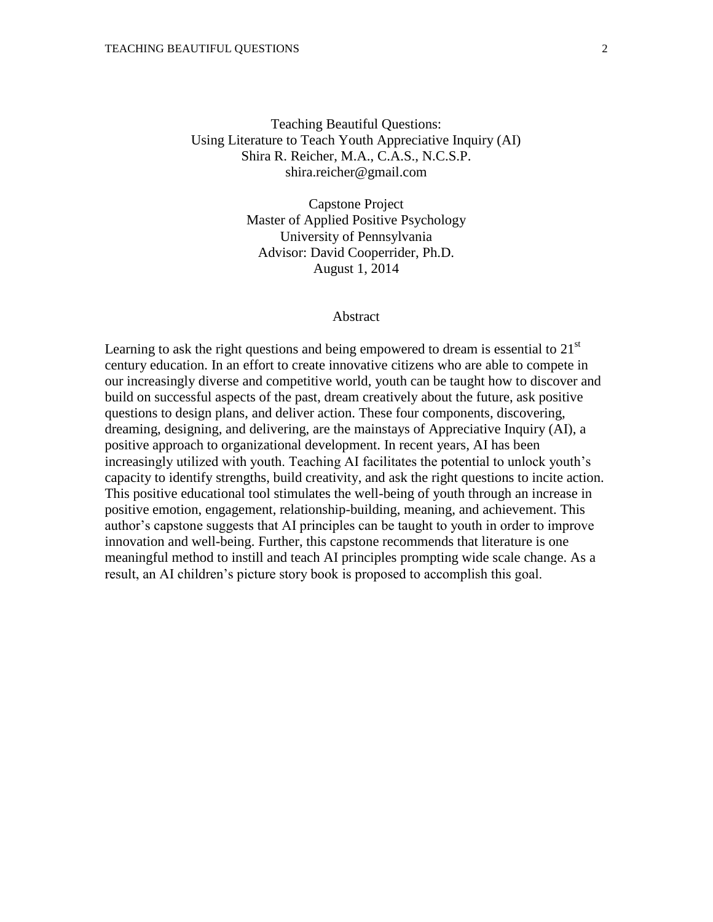# Teaching Beautiful Questions:
## Using Literature to Teach Youth Appreciative Inquiry (AI)

Shira R. Reicher, M.A., C.A.S., N.C.S.P.
shira.reicher@gmail.com

Capstone Project
Master of Applied Positive Psychology
University of Pennsylvania
Advisor: David Cooperrider, Ph.D.
August 1, 2014

## Abstract

Learning to ask the right questions and being empowered to dream is essential to 21st century education. In an effort to create innovative citizens who are able to compete in our increasingly diverse and competitive world, youth can be taught how to discover and build on successful aspects of the past, dream creatively about the future, ask positive questions to design plans, and deliver action. These four components, discovering, dreaming, designing, and delivering, are the mainstays of Appreciative Inquiry (AI), a positive approach to organizational development. In recent years, AI has been increasingly utilized with youth. Teaching AI facilitates the potential to unlock youth's capacity to identify strengths, build creativity, and ask the right questions to incite action. This positive educational tool stimulates the well-being of youth through an increase in positive emotion, engagement, relationship-building, meaning, and achievement. This author's capstone suggests that AI principles can be taught to youth in order to improve innovation and well-being. Further, this capstone recommends that literature is one meaningful method to instill and teach AI principles prompting wide scale change. As a result, an AI children's picture story book is proposed to accomplish this goal.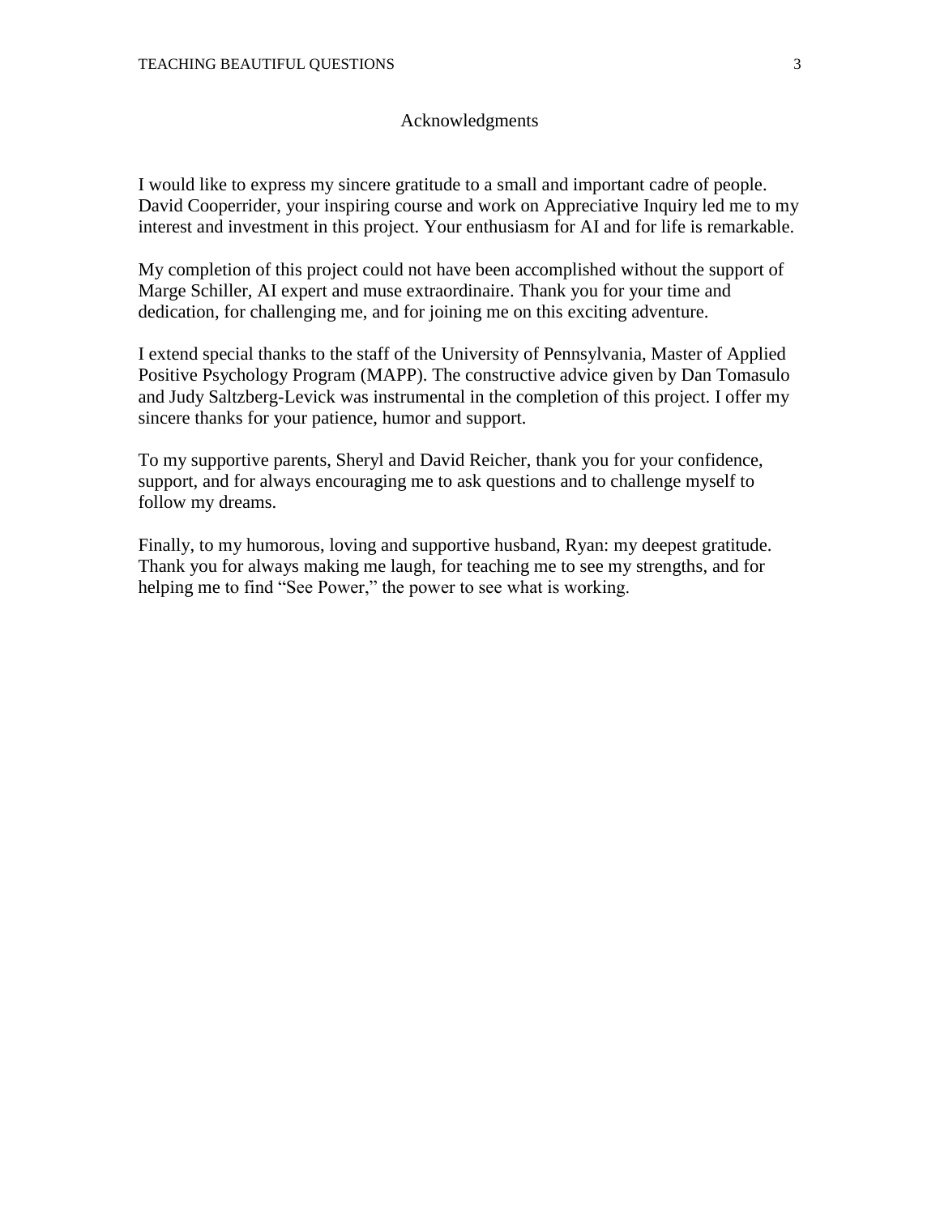## Acknowledgments

I would like to express my sincere gratitude to a small and important cadre of people. David Cooperrider, your inspiring course and work on Appreciative Inquiry led me to my interest and investment in this project. Your enthusiasm for AI and for life is remarkable.

My completion of this project could not have been accomplished without the support of Marge Schiller, AI expert and muse extraordinaire. Thank you for your time and dedication, for challenging me, and for joining me on this exciting adventure.

I extend special thanks to the staff of the University of Pennsylvania, Master of Applied Positive Psychology Program (MAPP). The constructive advice given by Dan Tomasulo and Judy Saltzberg-Levick was instrumental in the completion of this project. I offer my sincere thanks for your patience, humor and support.

To my supportive parents, Sheryl and David Reicher, thank you for your confidence, support, and for always encouraging me to ask questions and to challenge myself to follow my dreams.

Finally, to my humorous, loving and supportive husband, Ryan: my deepest gratitude. Thank you for always making me laugh, for teaching me to see my strengths, and for helping me to find "See Power," the power to see what is working.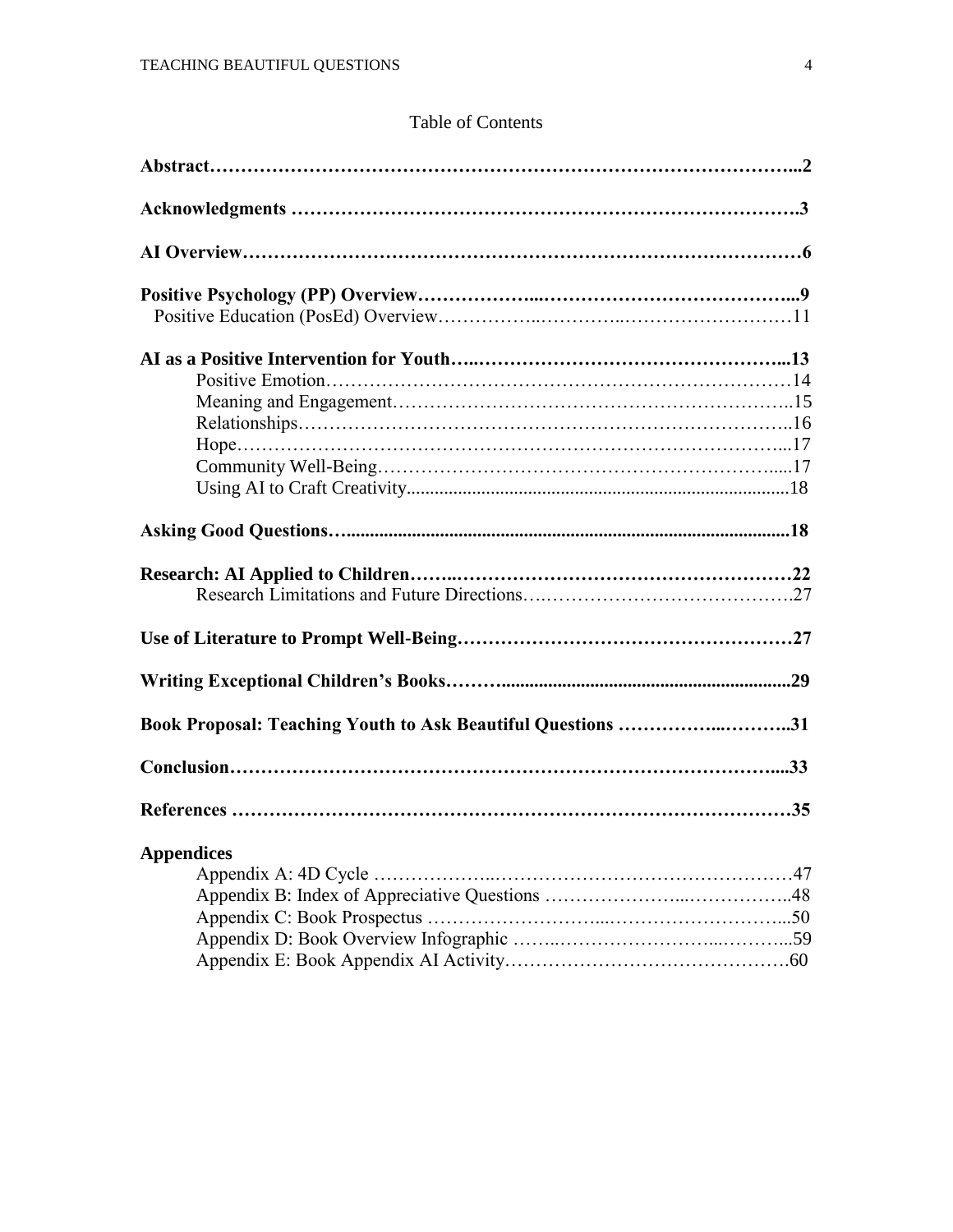# Table of Contents

**Abstract** ... **2**

**Acknowledgments** ... **3**

**AI Overview** ... **6**

**Positive Psychology (PP) Overview** ... **9**

- Positive Education (PosEd) Overview ... 11

**AI as a Positive Intervention for Youth** ... **13**

- Positive Emotion ... 14
- Meaning and Engagement ... 15
- Relationships ... 16
- Hope ... 17
- Community Well-Being ... 17
- Using AI to Craft Creativity ... 18

**Asking Good Questions** ... **18**

**Research: AI Applied to Children** ... **22**

- Research Limitations and Future Directions ... 27

**Use of Literature to Prompt Well-Being** ... **27**

**Writing Exceptional Children's Books** ... **29**

**Book Proposal: Teaching Youth to Ask Beautiful Questions** ... **31**

**Conclusion** ... **33**

**References** ... **35**

**Appendices**

- Appendix A: 4D Cycle ... 47
- Appendix B: Index of Appreciative Questions ... 48
- Appendix C: Book Prospectus ... 50
- Appendix D: Book Overview Infographic ... 59
- Appendix E: Book Appendix AI Activity ... 60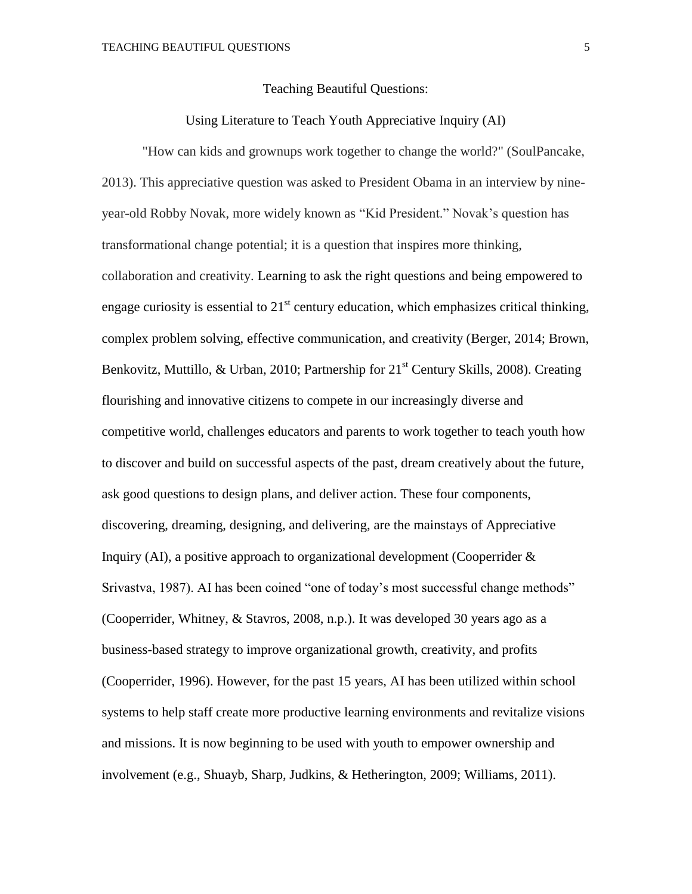# Teaching Beautiful Questions:

## Using Literature to Teach Youth Appreciative Inquiry (AI)

"How can kids and grownups work together to change the world?" (SoulPancake, 2013). This appreciative question was asked to President Obama in an interview by nine-year-old Robby Novak, more widely known as "Kid President." Novak's question has transformational change potential; it is a question that inspires more thinking, collaboration and creativity. Learning to ask the right questions and being empowered to engage curiosity is essential to 21st century education, which emphasizes critical thinking, complex problem solving, effective communication, and creativity (Berger, 2014; Brown, Benkovitz, Muttillo, & Urban, 2010; Partnership for 21st Century Skills, 2008). Creating flourishing and innovative citizens to compete in our increasingly diverse and competitive world, challenges educators and parents to work together to teach youth how to discover and build on successful aspects of the past, dream creatively about the future, ask good questions to design plans, and deliver action. These four components, discovering, dreaming, designing, and delivering, are the mainstays of Appreciative Inquiry (AI), a positive approach to organizational development (Cooperrider & Srivastva, 1987). AI has been coined "one of today's most successful change methods" (Cooperrider, Whitney, & Stavros, 2008, n.p.). It was developed 30 years ago as a business-based strategy to improve organizational growth, creativity, and profits (Cooperrider, 1996). However, for the past 15 years, AI has been utilized within school systems to help staff create more productive learning environments and revitalize visions and missions. It is now beginning to be used with youth to empower ownership and involvement (e.g., Shuayb, Sharp, Judkins, & Hetherington, 2009; Williams, 2011).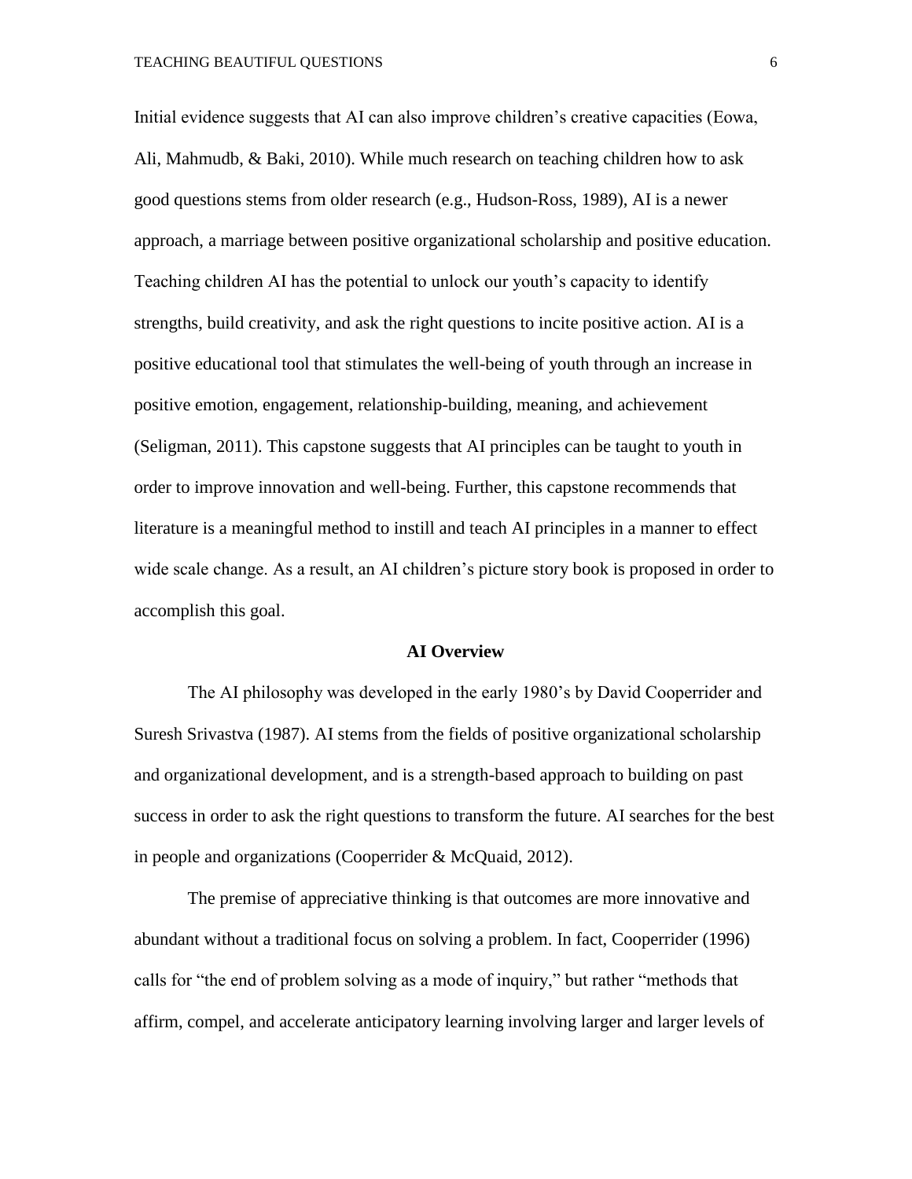Initial evidence suggests that AI can also improve children's creative capacities (Eowa, Ali, Mahmudb, & Baki, 2010). While much research on teaching children how to ask good questions stems from older research (e.g., Hudson-Ross, 1989), AI is a newer approach, a marriage between positive organizational scholarship and positive education. Teaching children AI has the potential to unlock our youth's capacity to identify strengths, build creativity, and ask the right questions to incite positive action. AI is a positive educational tool that stimulates the well-being of youth through an increase in positive emotion, engagement, relationship-building, meaning, and achievement (Seligman, 2011). This capstone suggests that AI principles can be taught to youth in order to improve innovation and well-being. Further, this capstone recommends that literature is a meaningful method to instill and teach AI principles in a manner to effect wide scale change. As a result, an AI children's picture story book is proposed in order to accomplish this goal.

## AI Overview

The AI philosophy was developed in the early 1980's by David Cooperrider and Suresh Srivastva (1987). AI stems from the fields of positive organizational scholarship and organizational development, and is a strength-based approach to building on past success in order to ask the right questions to transform the future. AI searches for the best in people and organizations (Cooperrider & McQuaid, 2012).

The premise of appreciative thinking is that outcomes are more innovative and abundant without a traditional focus on solving a problem. In fact, Cooperrider (1996) calls for "the end of problem solving as a mode of inquiry," but rather "methods that affirm, compel, and accelerate anticipatory learning involving larger and larger levels of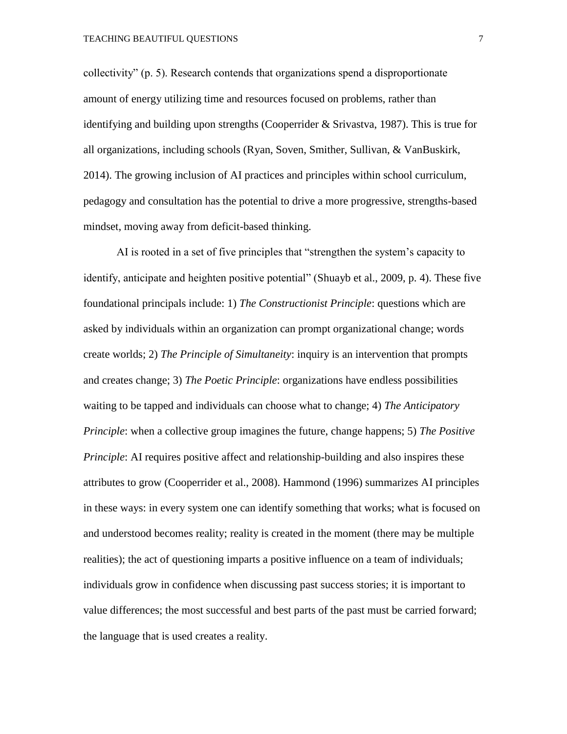collectivity" (p. 5). Research contends that organizations spend a disproportionate amount of energy utilizing time and resources focused on problems, rather than identifying and building upon strengths (Cooperrider & Srivastva, 1987). This is true for all organizations, including schools (Ryan, Soven, Smither, Sullivan, & VanBuskirk, 2014). The growing inclusion of AI practices and principles within school curriculum, pedagogy and consultation has the potential to drive a more progressive, strengths-based mindset, moving away from deficit-based thinking.

AI is rooted in a set of five principles that "strengthen the system's capacity to identify, anticipate and heighten positive potential" (Shuayb et al., 2009, p. 4). These five foundational principals include: 1) *The Constructionist Principle*: questions which are asked by individuals within an organization can prompt organizational change; words create worlds; 2) *The Principle of Simultaneity*: inquiry is an intervention that prompts and creates change; 3) *The Poetic Principle*: organizations have endless possibilities waiting to be tapped and individuals can choose what to change; 4) *The Anticipatory Principle*: when a collective group imagines the future, change happens; 5) *The Positive Principle*: AI requires positive affect and relationship-building and also inspires these attributes to grow (Cooperrider et al., 2008). Hammond (1996) summarizes AI principles in these ways: in every system one can identify something that works; what is focused on and understood becomes reality; reality is created in the moment (there may be multiple realities); the act of questioning imparts a positive influence on a team of individuals; individuals grow in confidence when discussing past success stories; it is important to value differences; the most successful and best parts of the past must be carried forward; the language that is used creates a reality.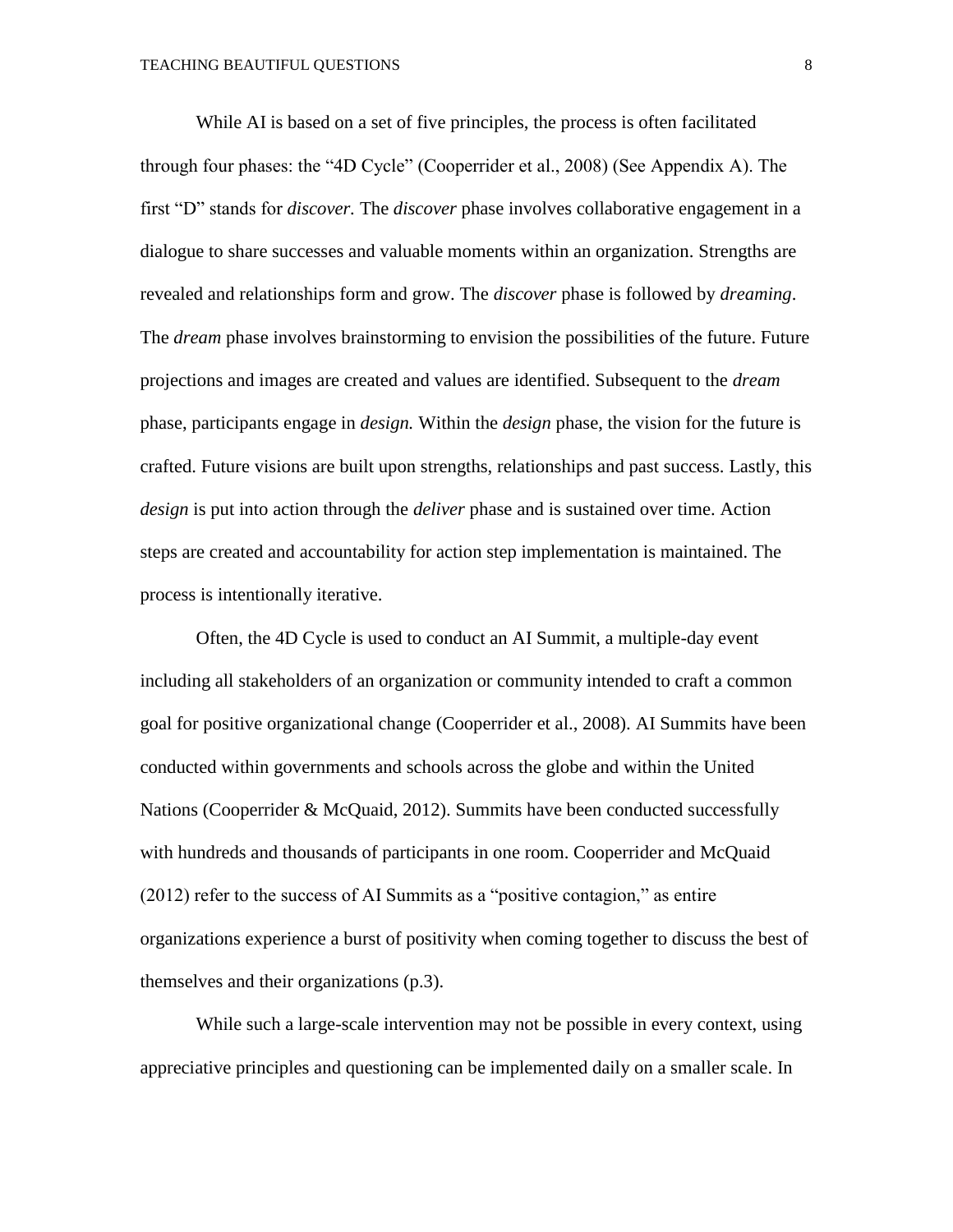While AI is based on a set of five principles, the process is often facilitated through four phases: the “4D Cycle” (Cooperrider et al., 2008) (See Appendix A). The first “D” stands for *discover.* The *discover* phase involves collaborative engagement in a dialogue to share successes and valuable moments within an organization. Strengths are revealed and relationships form and grow. The *discover* phase is followed by *dreaming*. The *dream* phase involves brainstorming to envision the possibilities of the future. Future projections and images are created and values are identified. Subsequent to the *dream* phase, participants engage in *design.* Within the *design* phase, the vision for the future is crafted. Future visions are built upon strengths, relationships and past success. Lastly, this *design* is put into action through the *deliver* phase and is sustained over time. Action steps are created and accountability for action step implementation is maintained. The process is intentionally iterative.

Often, the 4D Cycle is used to conduct an AI Summit, a multiple-day event including all stakeholders of an organization or community intended to craft a common goal for positive organizational change (Cooperrider et al., 2008). AI Summits have been conducted within governments and schools across the globe and within the United Nations (Cooperrider & McQuaid, 2012). Summits have been conducted successfully with hundreds and thousands of participants in one room. Cooperrider and McQuaid (2012) refer to the success of AI Summits as a “positive contagion,” as entire organizations experience a burst of positivity when coming together to discuss the best of themselves and their organizations (p.3).

While such a large-scale intervention may not be possible in every context, using appreciative principles and questioning can be implemented daily on a smaller scale. In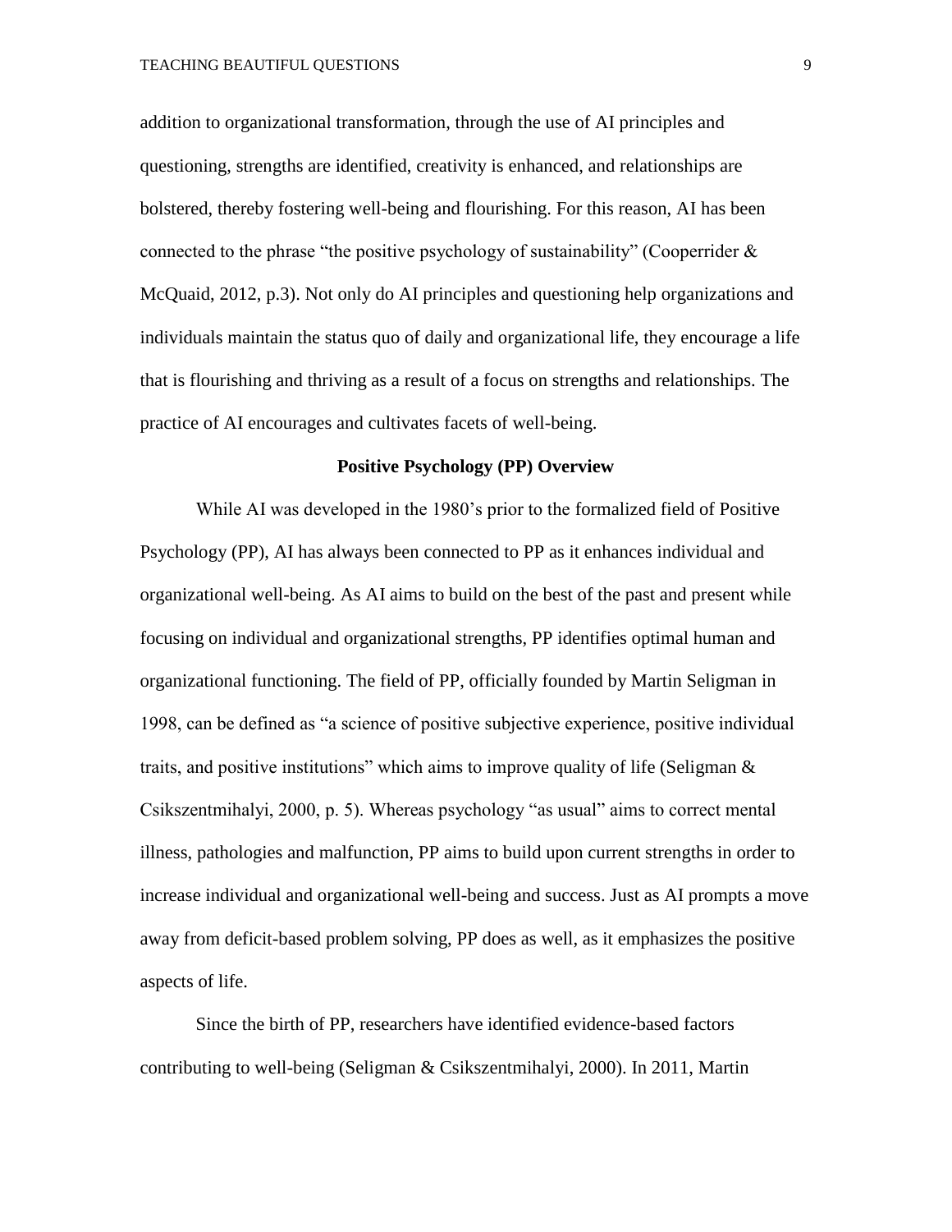addition to organizational transformation, through the use of AI principles and questioning, strengths are identified, creativity is enhanced, and relationships are bolstered, thereby fostering well-being and flourishing. For this reason, AI has been connected to the phrase "the positive psychology of sustainability" (Cooperrider & McQuaid, 2012, p.3). Not only do AI principles and questioning help organizations and individuals maintain the status quo of daily and organizational life, they encourage a life that is flourishing and thriving as a result of a focus on strengths and relationships. The practice of AI encourages and cultivates facets of well-being.

## Positive Psychology (PP) Overview

While AI was developed in the 1980's prior to the formalized field of Positive Psychology (PP), AI has always been connected to PP as it enhances individual and organizational well-being. As AI aims to build on the best of the past and present while focusing on individual and organizational strengths, PP identifies optimal human and organizational functioning. The field of PP, officially founded by Martin Seligman in 1998, can be defined as "a science of positive subjective experience, positive individual traits, and positive institutions" which aims to improve quality of life (Seligman & Csikszentmihalyi, 2000, p. 5). Whereas psychology "as usual" aims to correct mental illness, pathologies and malfunction, PP aims to build upon current strengths in order to increase individual and organizational well-being and success. Just as AI prompts a move away from deficit-based problem solving, PP does as well, as it emphasizes the positive aspects of life.

Since the birth of PP, researchers have identified evidence-based factors contributing to well-being (Seligman & Csikszentmihalyi, 2000). In 2011, Martin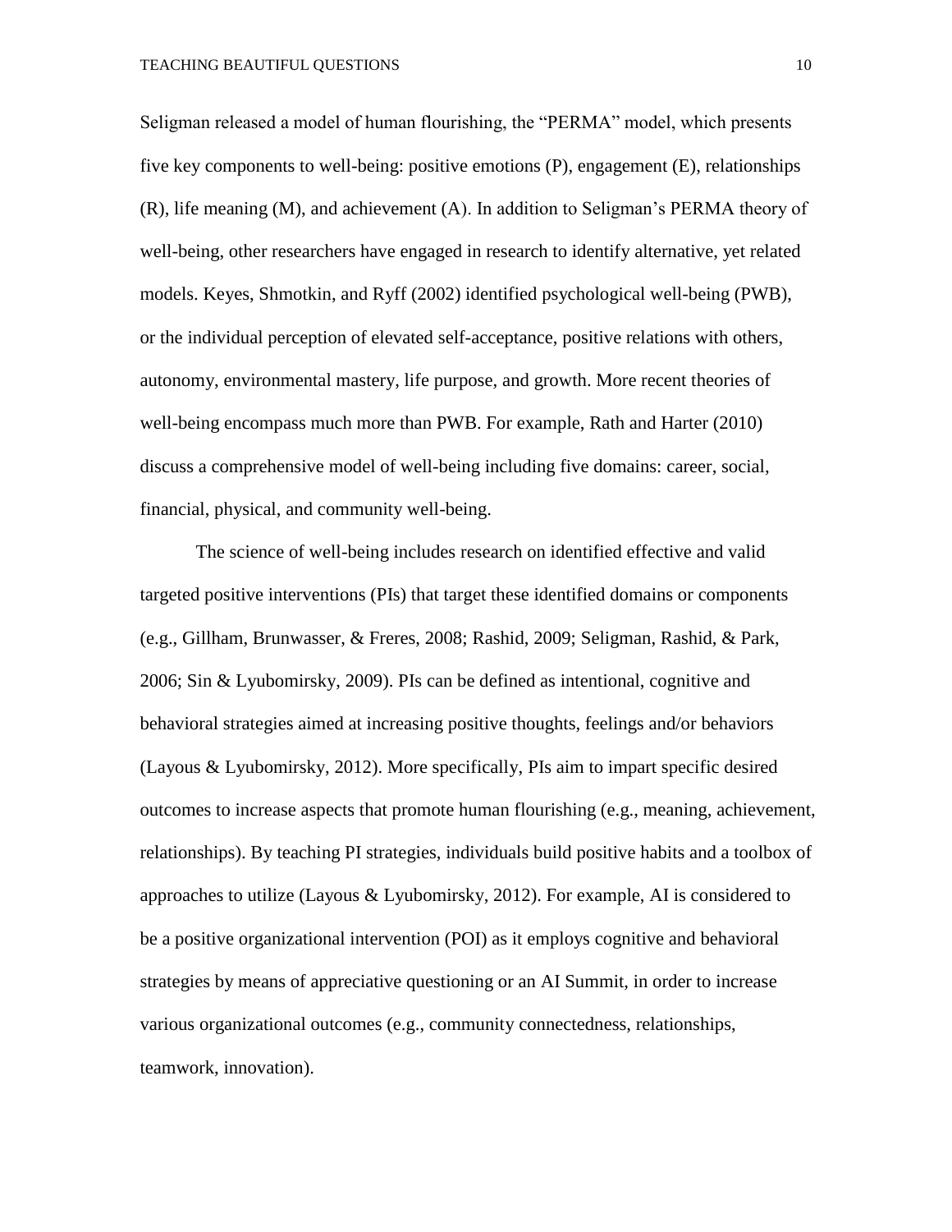Seligman released a model of human flourishing, the "PERMA" model, which presents five key components to well-being: positive emotions (P), engagement (E), relationships (R), life meaning (M), and achievement (A). In addition to Seligman's PERMA theory of well-being, other researchers have engaged in research to identify alternative, yet related models. Keyes, Shmotkin, and Ryff (2002) identified psychological well-being (PWB), or the individual perception of elevated self-acceptance, positive relations with others, autonomy, environmental mastery, life purpose, and growth. More recent theories of well-being encompass much more than PWB. For example, Rath and Harter (2010) discuss a comprehensive model of well-being including five domains: career, social, financial, physical, and community well-being.

The science of well-being includes research on identified effective and valid targeted positive interventions (PIs) that target these identified domains or components (e.g., Gillham, Brunwasser, & Freres, 2008; Rashid, 2009; Seligman, Rashid, & Park, 2006; Sin & Lyubomirsky, 2009). PIs can be defined as intentional, cognitive and behavioral strategies aimed at increasing positive thoughts, feelings and/or behaviors (Layous & Lyubomirsky, 2012). More specifically, PIs aim to impart specific desired outcomes to increase aspects that promote human flourishing (e.g., meaning, achievement, relationships). By teaching PI strategies, individuals build positive habits and a toolbox of approaches to utilize (Layous & Lyubomirsky, 2012). For example, AI is considered to be a positive organizational intervention (POI) as it employs cognitive and behavioral strategies by means of appreciative questioning or an AI Summit, in order to increase various organizational outcomes (e.g., community connectedness, relationships, teamwork, innovation).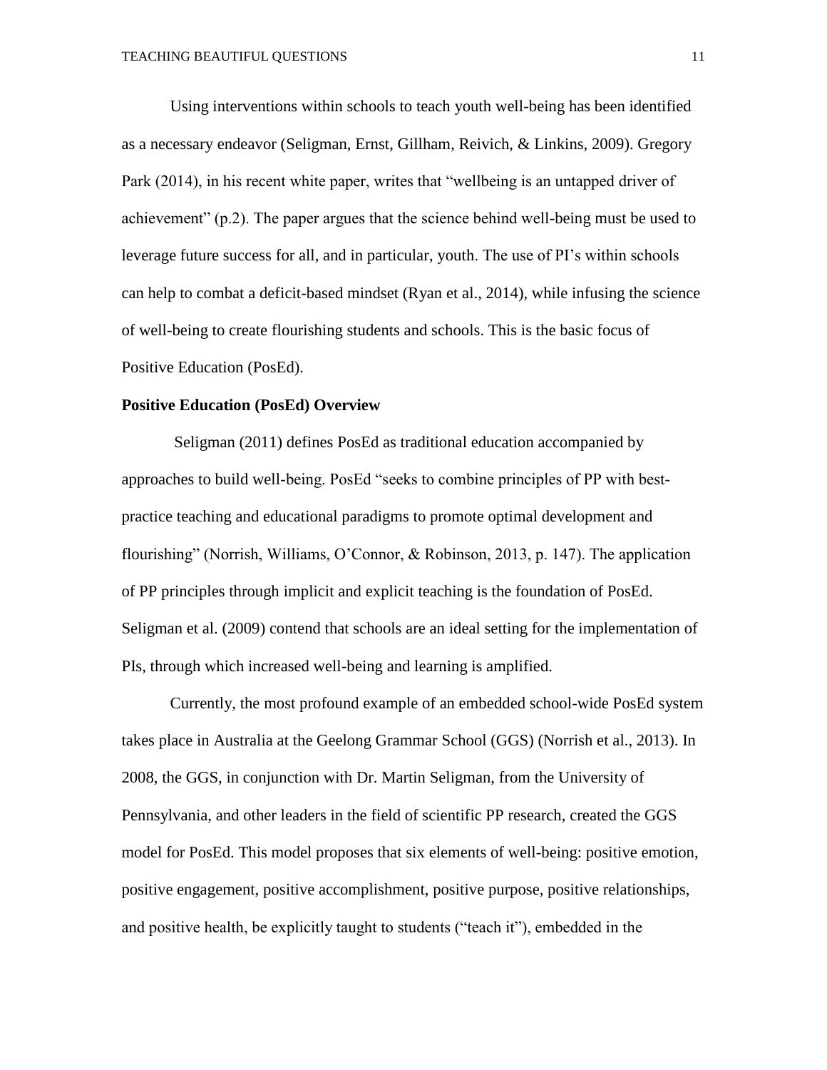Using interventions within schools to teach youth well-being has been identified as a necessary endeavor (Seligman, Ernst, Gillham, Reivich, & Linkins, 2009). Gregory Park (2014), in his recent white paper, writes that "wellbeing is an untapped driver of achievement" (p.2). The paper argues that the science behind well-being must be used to leverage future success for all, and in particular, youth. The use of PI's within schools can help to combat a deficit-based mindset (Ryan et al., 2014), while infusing the science of well-being to create flourishing students and schools. This is the basic focus of Positive Education (PosEd).

**Positive Education (PosEd) Overview**

Seligman (2011) defines PosEd as traditional education accompanied by approaches to build well-being. PosEd "seeks to combine principles of PP with best-practice teaching and educational paradigms to promote optimal development and flourishing" (Norrish, Williams, O'Connor, & Robinson, 2013, p. 147). The application of PP principles through implicit and explicit teaching is the foundation of PosEd. Seligman et al. (2009) contend that schools are an ideal setting for the implementation of PIs, through which increased well-being and learning is amplified.

Currently, the most profound example of an embedded school-wide PosEd system takes place in Australia at the Geelong Grammar School (GGS) (Norrish et al., 2013). In 2008, the GGS, in conjunction with Dr. Martin Seligman, from the University of Pennsylvania, and other leaders in the field of scientific PP research, created the GGS model for PosEd. This model proposes that six elements of well-being: positive emotion, positive engagement, positive accomplishment, positive purpose, positive relationships, and positive health, be explicitly taught to students ("teach it"), embedded in the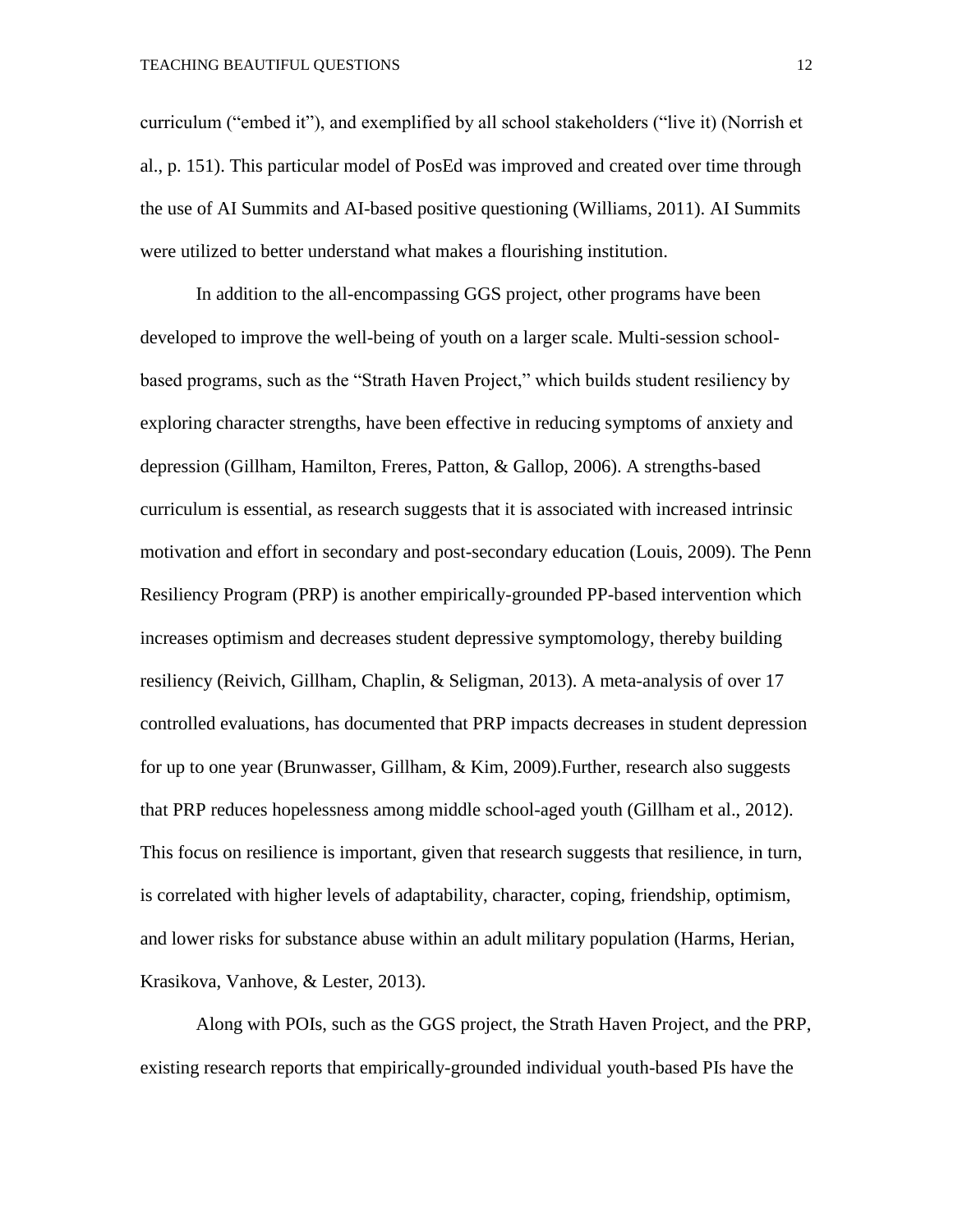curriculum ("embed it"), and exemplified by all school stakeholders ("live it) (Norrish et al., p. 151). This particular model of PosEd was improved and created over time through the use of AI Summits and AI-based positive questioning (Williams, 2011). AI Summits were utilized to better understand what makes a flourishing institution.

In addition to the all-encompassing GGS project, other programs have been developed to improve the well-being of youth on a larger scale. Multi-session school-based programs, such as the "Strath Haven Project," which builds student resiliency by exploring character strengths, have been effective in reducing symptoms of anxiety and depression (Gillham, Hamilton, Freres, Patton, & Gallop, 2006). A strengths-based curriculum is essential, as research suggests that it is associated with increased intrinsic motivation and effort in secondary and post-secondary education (Louis, 2009). The Penn Resiliency Program (PRP) is another empirically-grounded PP-based intervention which increases optimism and decreases student depressive symptomology, thereby building resiliency (Reivich, Gillham, Chaplin, & Seligman, 2013). A meta-analysis of over 17 controlled evaluations, has documented that PRP impacts decreases in student depression for up to one year (Brunwasser, Gillham, & Kim, 2009).Further, research also suggests that PRP reduces hopelessness among middle school-aged youth (Gillham et al., 2012). This focus on resilience is important, given that research suggests that resilience, in turn, is correlated with higher levels of adaptability, character, coping, friendship, optimism, and lower risks for substance abuse within an adult military population (Harms, Herian, Krasikova, Vanhove, & Lester, 2013).

Along with POIs, such as the GGS project, the Strath Haven Project, and the PRP, existing research reports that empirically-grounded individual youth-based PIs have the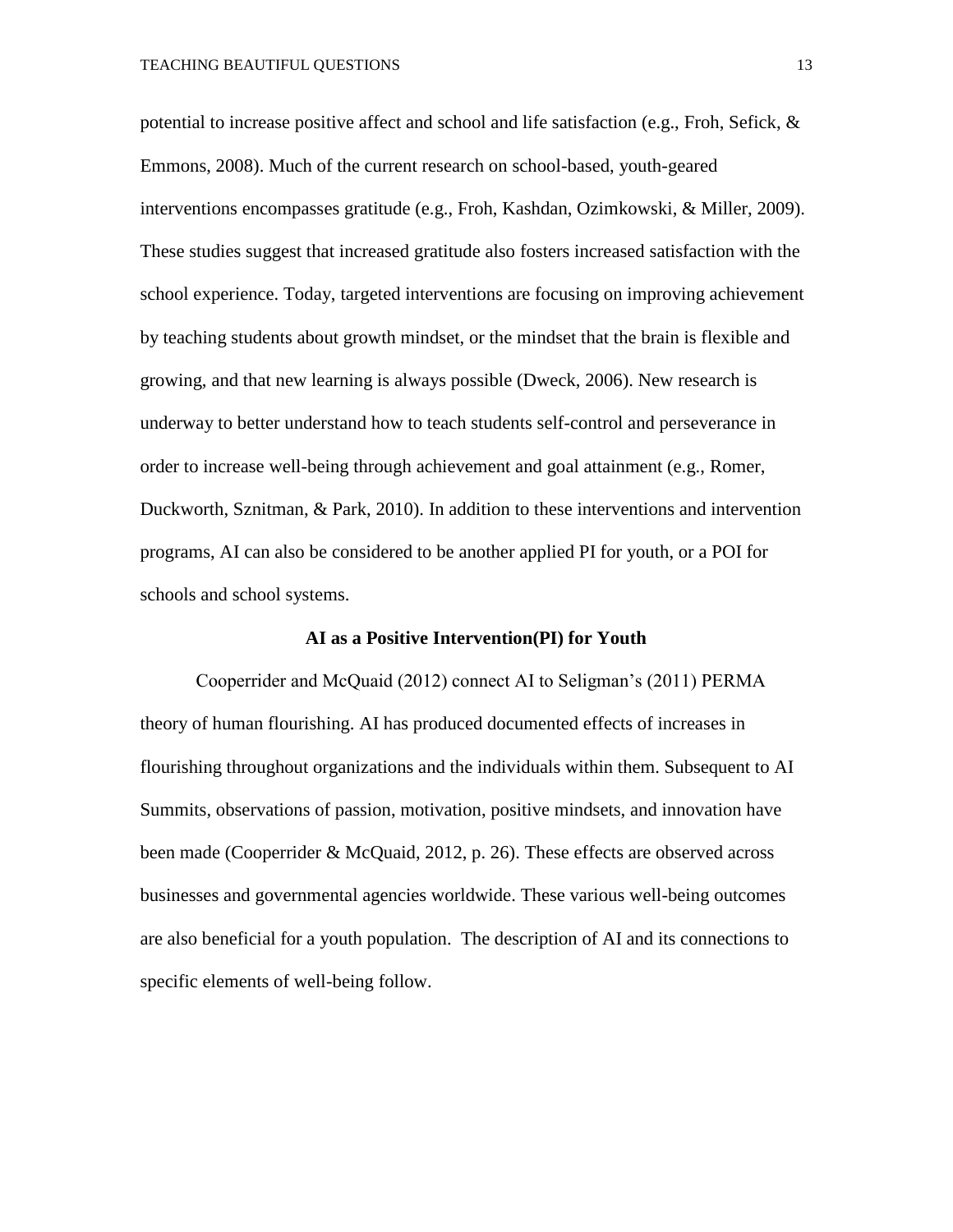potential to increase positive affect and school and life satisfaction (e.g., Froh, Sefick, & Emmons, 2008). Much of the current research on school-based, youth-geared interventions encompasses gratitude (e.g., Froh, Kashdan, Ozimkowski, & Miller, 2009). These studies suggest that increased gratitude also fosters increased satisfaction with the school experience. Today, targeted interventions are focusing on improving achievement by teaching students about growth mindset, or the mindset that the brain is flexible and growing, and that new learning is always possible (Dweck, 2006). New research is underway to better understand how to teach students self-control and perseverance in order to increase well-being through achievement and goal attainment (e.g., Romer, Duckworth, Sznitman, & Park, 2010). In addition to these interventions and intervention programs, AI can also be considered to be another applied PI for youth, or a POI for schools and school systems.

## AI as a Positive Intervention(PI) for Youth

Cooperrider and McQuaid (2012) connect AI to Seligman's (2011) PERMA theory of human flourishing. AI has produced documented effects of increases in flourishing throughout organizations and the individuals within them. Subsequent to AI Summits, observations of passion, motivation, positive mindsets, and innovation have been made (Cooperrider & McQuaid, 2012, p. 26). These effects are observed across businesses and governmental agencies worldwide. These various well-being outcomes are also beneficial for a youth population. The description of AI and its connections to specific elements of well-being follow.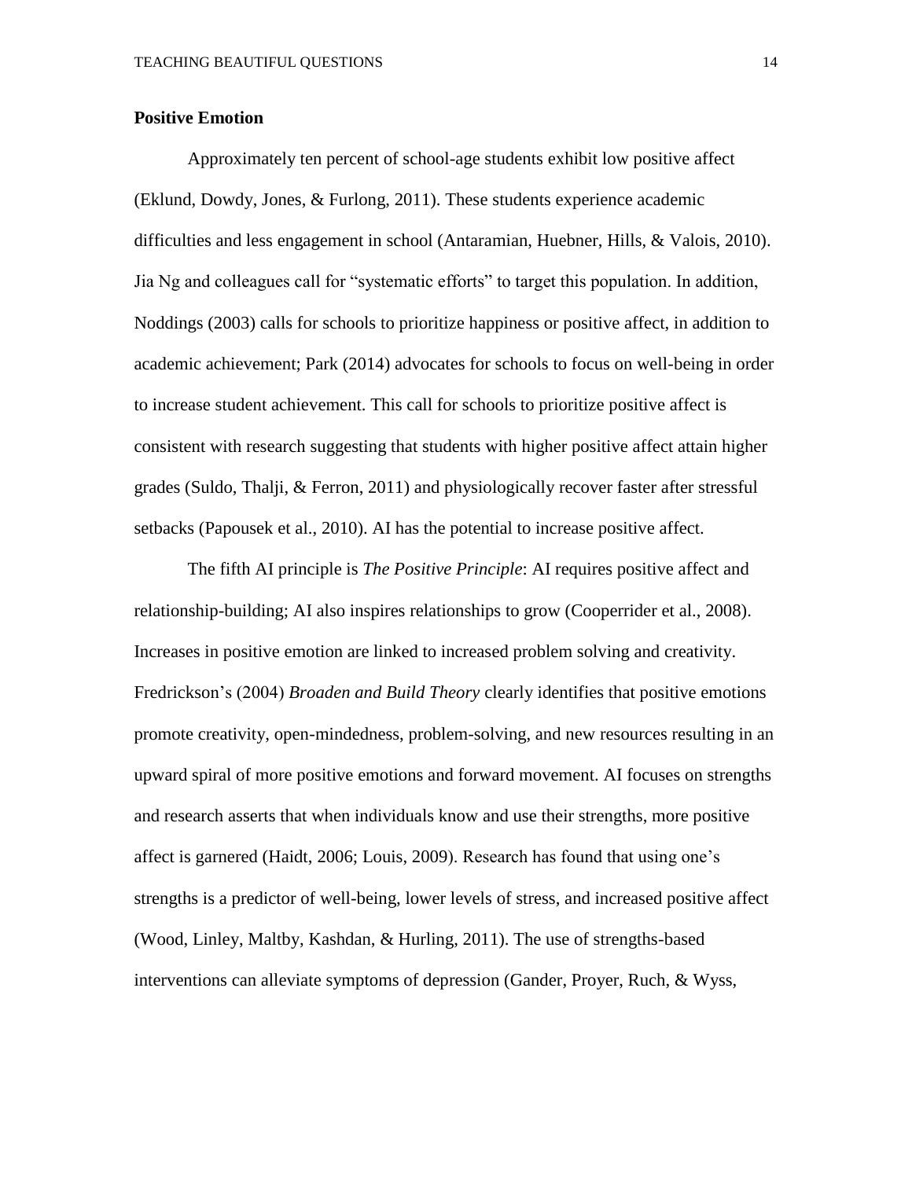**Positive Emotion**

Approximately ten percent of school-age students exhibit low positive affect (Eklund, Dowdy, Jones, & Furlong, 2011). These students experience academic difficulties and less engagement in school (Antaramian, Huebner, Hills, & Valois, 2010). Jia Ng and colleagues call for "systematic efforts" to target this population. In addition, Noddings (2003) calls for schools to prioritize happiness or positive affect, in addition to academic achievement; Park (2014) advocates for schools to focus on well-being in order to increase student achievement. This call for schools to prioritize positive affect is consistent with research suggesting that students with higher positive affect attain higher grades (Suldo, Thalji, & Ferron, 2011) and physiologically recover faster after stressful setbacks (Papousek et al., 2010). AI has the potential to increase positive affect.

The fifth AI principle is *The Positive Principle*: AI requires positive affect and relationship-building; AI also inspires relationships to grow (Cooperrider et al., 2008). Increases in positive emotion are linked to increased problem solving and creativity. Fredrickson's (2004) *Broaden and Build Theory* clearly identifies that positive emotions promote creativity, open-mindedness, problem-solving, and new resources resulting in an upward spiral of more positive emotions and forward movement. AI focuses on strengths and research asserts that when individuals know and use their strengths, more positive affect is garnered (Haidt, 2006; Louis, 2009). Research has found that using one's strengths is a predictor of well-being, lower levels of stress, and increased positive affect (Wood, Linley, Maltby, Kashdan, & Hurling, 2011). The use of strengths-based interventions can alleviate symptoms of depression (Gander, Proyer, Ruch, & Wyss,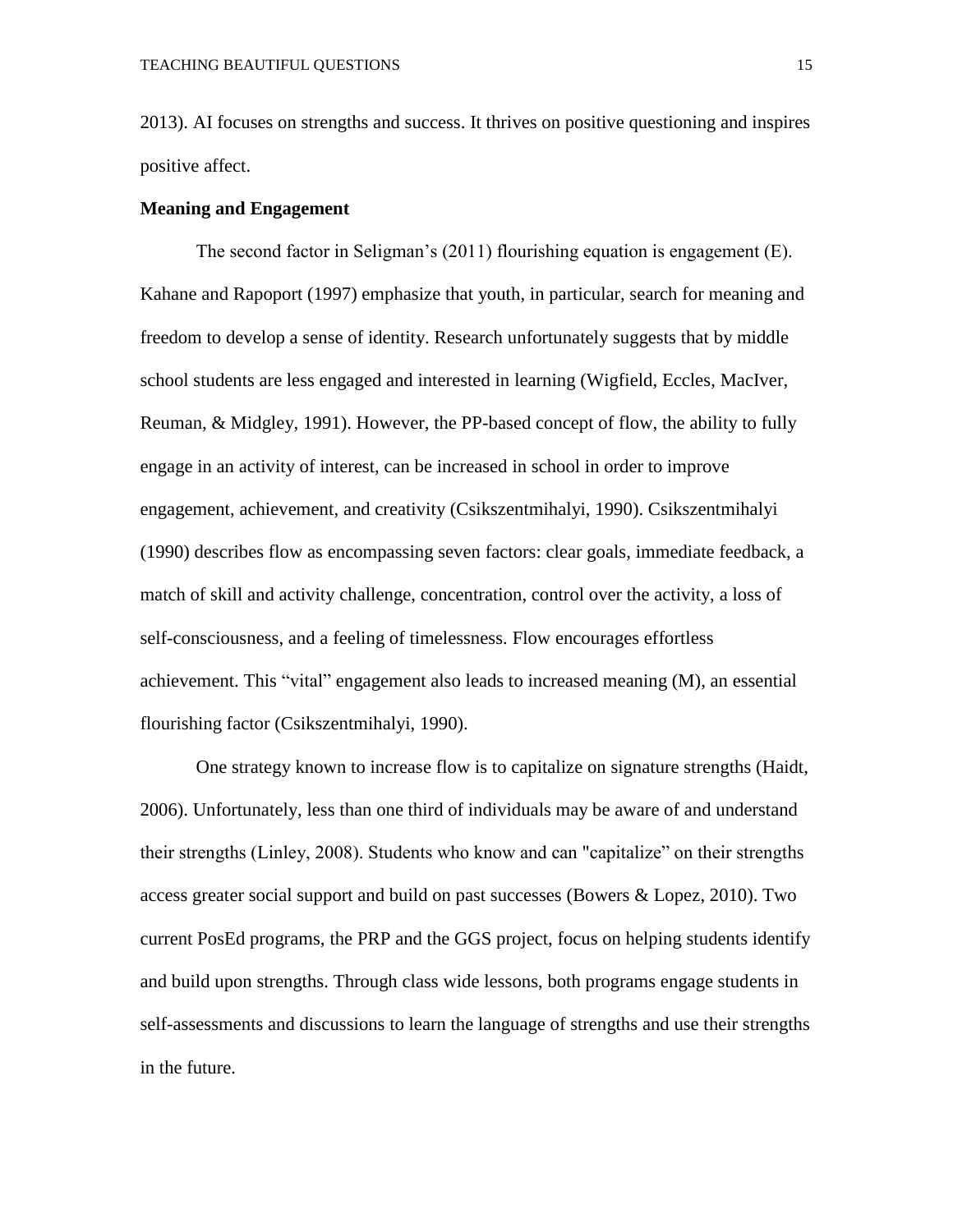2013). AI focuses on strengths and success. It thrives on positive questioning and inspires positive affect.

**Meaning and Engagement**

The second factor in Seligman's (2011) flourishing equation is engagement (E). Kahane and Rapoport (1997) emphasize that youth, in particular, search for meaning and freedom to develop a sense of identity. Research unfortunately suggests that by middle school students are less engaged and interested in learning (Wigfield, Eccles, MacIver, Reuman, & Midgley, 1991). However, the PP-based concept of flow, the ability to fully engage in an activity of interest, can be increased in school in order to improve engagement, achievement, and creativity (Csikszentmihalyi, 1990). Csikszentmihalyi (1990) describes flow as encompassing seven factors: clear goals, immediate feedback, a match of skill and activity challenge, concentration, control over the activity, a loss of self-consciousness, and a feeling of timelessness. Flow encourages effortless achievement. This "vital" engagement also leads to increased meaning (M), an essential flourishing factor (Csikszentmihalyi, 1990).

One strategy known to increase flow is to capitalize on signature strengths (Haidt, 2006). Unfortunately, less than one third of individuals may be aware of and understand their strengths (Linley, 2008). Students who know and can "capitalize" on their strengths access greater social support and build on past successes (Bowers & Lopez, 2010). Two current PosEd programs, the PRP and the GGS project, focus on helping students identify and build upon strengths. Through class wide lessons, both programs engage students in self-assessments and discussions to learn the language of strengths and use their strengths in the future.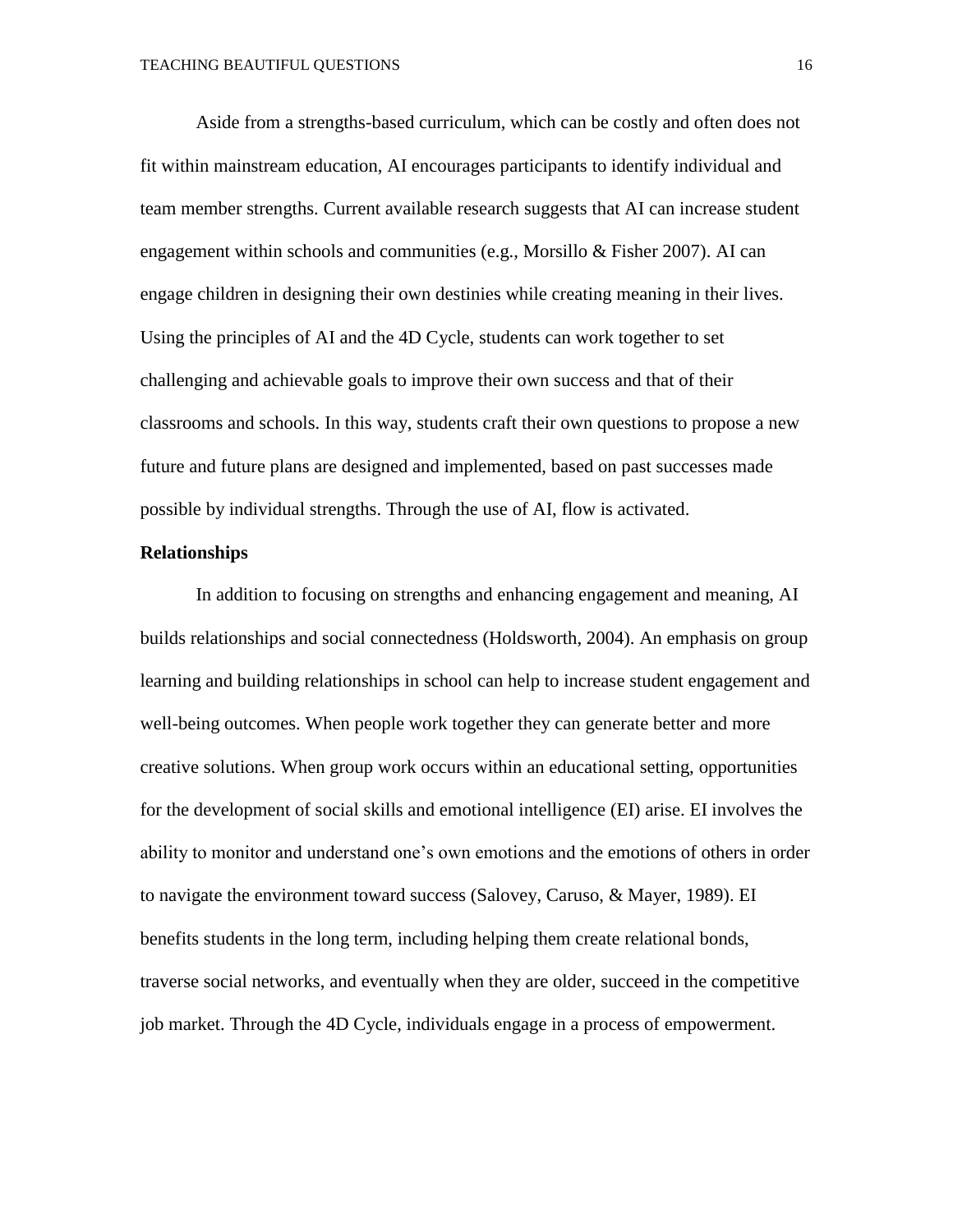Aside from a strengths-based curriculum, which can be costly and often does not fit within mainstream education, AI encourages participants to identify individual and team member strengths. Current available research suggests that AI can increase student engagement within schools and communities (e.g., Morsillo & Fisher 2007). AI can engage children in designing their own destinies while creating meaning in their lives. Using the principles of AI and the 4D Cycle, students can work together to set challenging and achievable goals to improve their own success and that of their classrooms and schools. In this way, students craft their own questions to propose a new future and future plans are designed and implemented, based on past successes made possible by individual strengths. Through the use of AI, flow is activated.

**Relationships**

In addition to focusing on strengths and enhancing engagement and meaning, AI builds relationships and social connectedness (Holdsworth, 2004). An emphasis on group learning and building relationships in school can help to increase student engagement and well-being outcomes. When people work together they can generate better and more creative solutions. When group work occurs within an educational setting, opportunities for the development of social skills and emotional intelligence (EI) arise. EI involves the ability to monitor and understand one's own emotions and the emotions of others in order to navigate the environment toward success (Salovey, Caruso, & Mayer, 1989). EI benefits students in the long term, including helping them create relational bonds, traverse social networks, and eventually when they are older, succeed in the competitive job market. Through the 4D Cycle, individuals engage in a process of empowerment.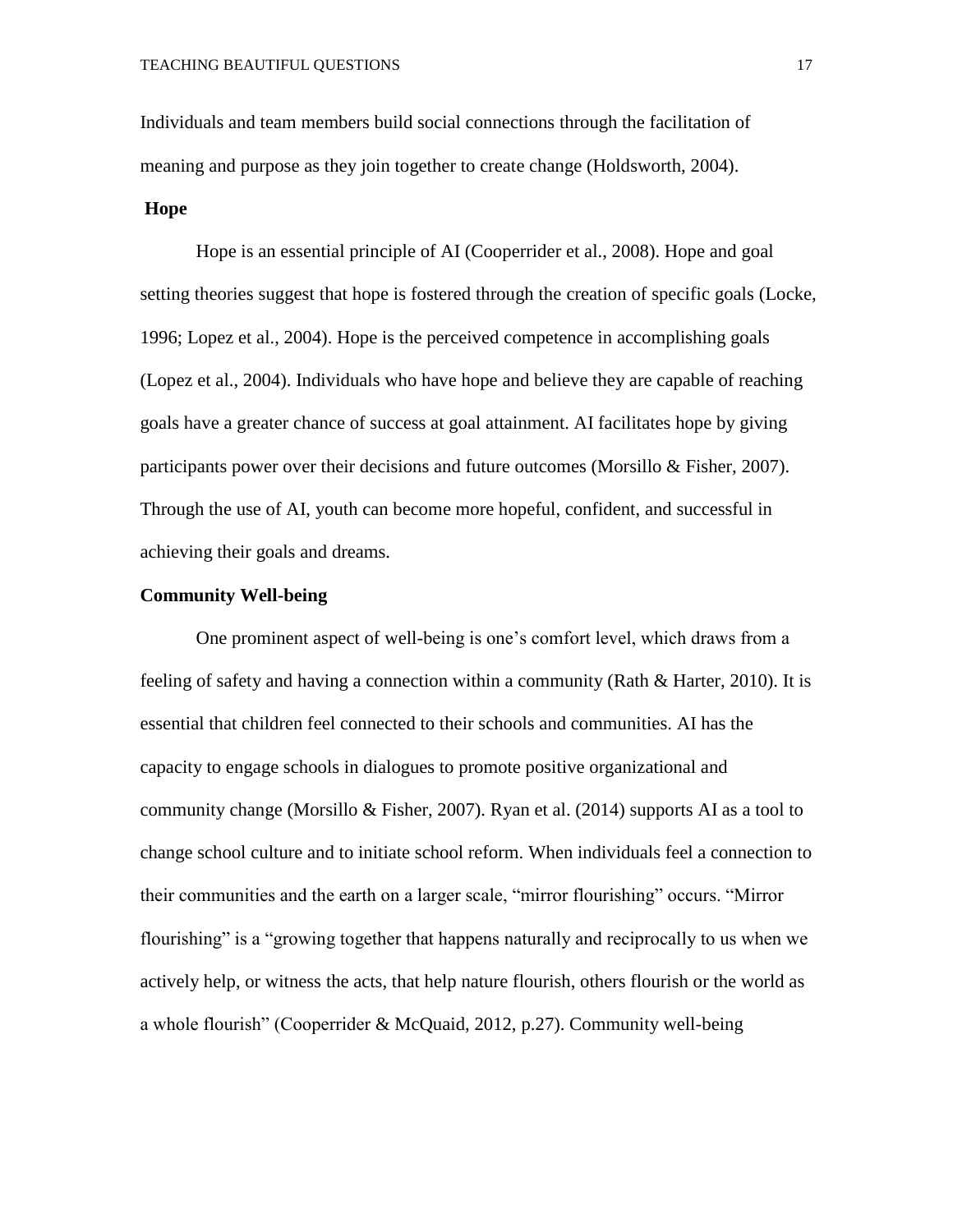Individuals and team members build social connections through the facilitation of meaning and purpose as they join together to create change (Holdsworth, 2004).

### Hope

Hope is an essential principle of AI (Cooperrider et al., 2008). Hope and goal setting theories suggest that hope is fostered through the creation of specific goals (Locke, 1996; Lopez et al., 2004). Hope is the perceived competence in accomplishing goals (Lopez et al., 2004). Individuals who have hope and believe they are capable of reaching goals have a greater chance of success at goal attainment. AI facilitates hope by giving participants power over their decisions and future outcomes (Morsillo & Fisher, 2007). Through the use of AI, youth can become more hopeful, confident, and successful in achieving their goals and dreams.

### Community Well-being

One prominent aspect of well-being is one's comfort level, which draws from a feeling of safety and having a connection within a community (Rath & Harter, 2010). It is essential that children feel connected to their schools and communities. AI has the capacity to engage schools in dialogues to promote positive organizational and community change (Morsillo & Fisher, 2007). Ryan et al. (2014) supports AI as a tool to change school culture and to initiate school reform. When individuals feel a connection to their communities and the earth on a larger scale, "mirror flourishing" occurs. "Mirror flourishing" is a "growing together that happens naturally and reciprocally to us when we actively help, or witness the acts, that help nature flourish, others flourish or the world as a whole flourish" (Cooperrider & McQuaid, 2012, p.27). Community well-being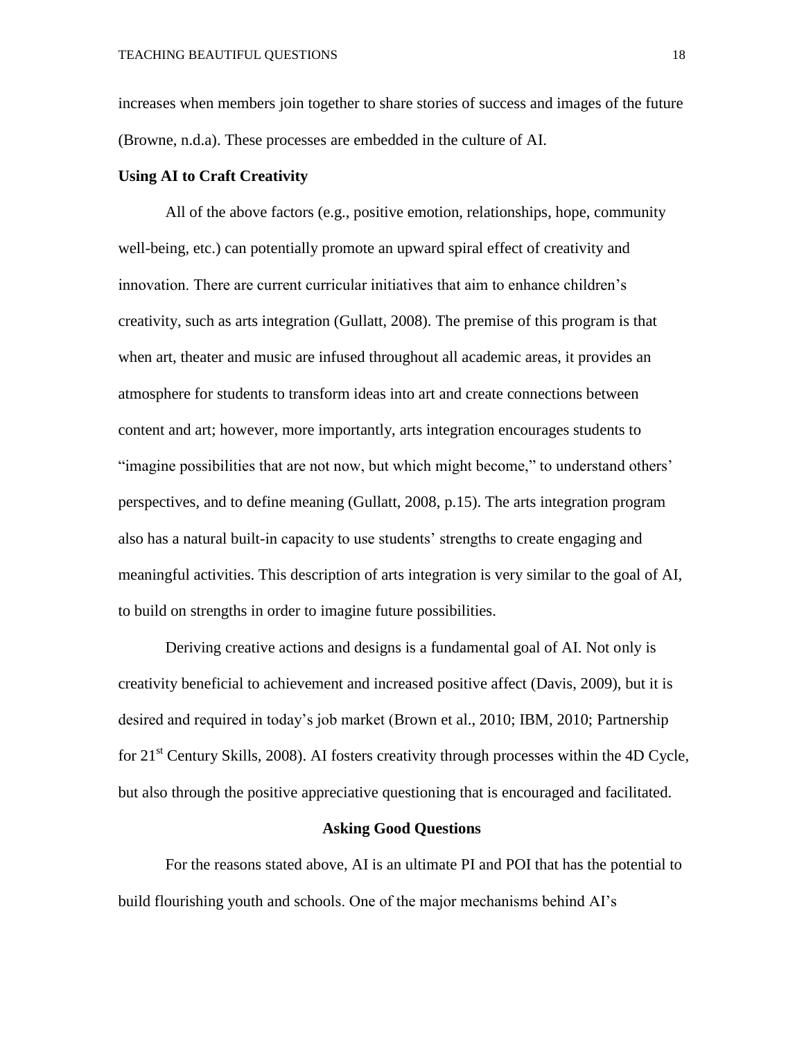increases when members join together to share stories of success and images of the future (Browne, n.d.a). These processes are embedded in the culture of AI.

**Using AI to Craft Creativity**

All of the above factors (e.g., positive emotion, relationships, hope, community well-being, etc.) can potentially promote an upward spiral effect of creativity and innovation. There are current curricular initiatives that aim to enhance children's creativity, such as arts integration (Gullatt, 2008). The premise of this program is that when art, theater and music are infused throughout all academic areas, it provides an atmosphere for students to transform ideas into art and create connections between content and art; however, more importantly, arts integration encourages students to "imagine possibilities that are not now, but which might become," to understand others' perspectives, and to define meaning (Gullatt, 2008, p.15). The arts integration program also has a natural built-in capacity to use students' strengths to create engaging and meaningful activities. This description of arts integration is very similar to the goal of AI, to build on strengths in order to imagine future possibilities.

Deriving creative actions and designs is a fundamental goal of AI. Not only is creativity beneficial to achievement and increased positive affect (Davis, 2009), but it is desired and required in today's job market (Brown et al., 2010; IBM, 2010; Partnership for 21st Century Skills, 2008). AI fosters creativity through processes within the 4D Cycle, but also through the positive appreciative questioning that is encouraged and facilitated.

## Asking Good Questions

For the reasons stated above, AI is an ultimate PI and POI that has the potential to build flourishing youth and schools. One of the major mechanisms behind AI's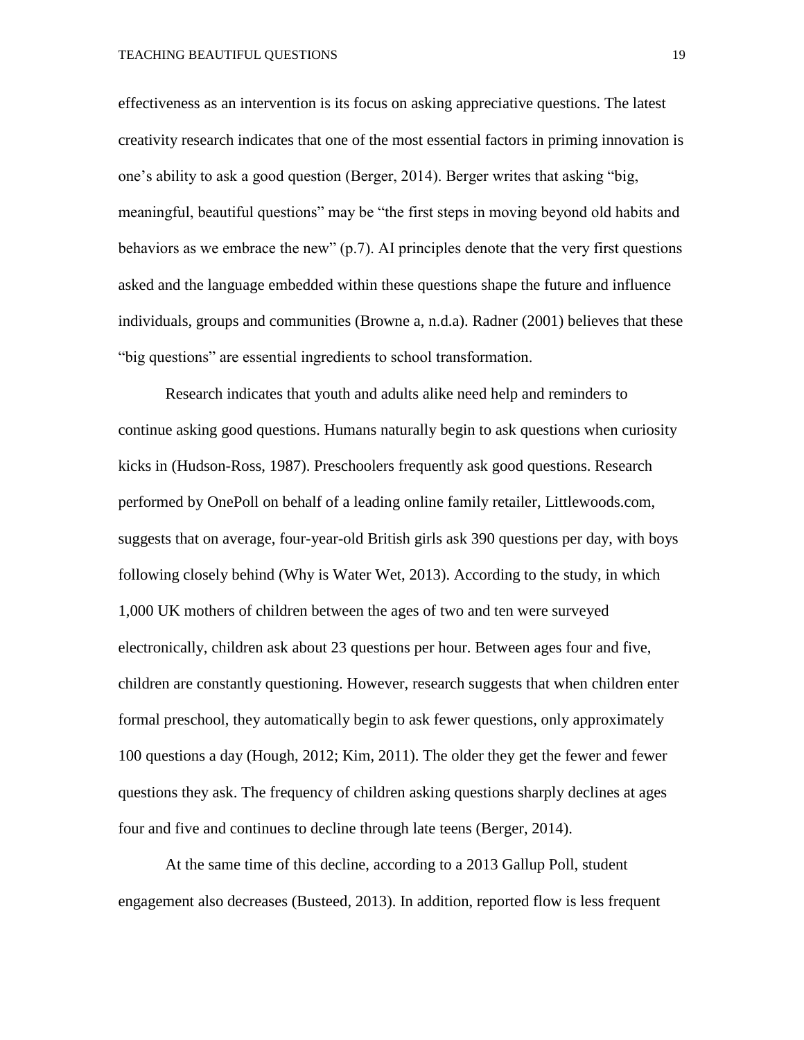effectiveness as an intervention is its focus on asking appreciative questions. The latest creativity research indicates that one of the most essential factors in priming innovation is one's ability to ask a good question (Berger, 2014). Berger writes that asking "big, meaningful, beautiful questions" may be "the first steps in moving beyond old habits and behaviors as we embrace the new" (p.7). AI principles denote that the very first questions asked and the language embedded within these questions shape the future and influence individuals, groups and communities (Browne a, n.d.a). Radner (2001) believes that these "big questions" are essential ingredients to school transformation.

Research indicates that youth and adults alike need help and reminders to continue asking good questions. Humans naturally begin to ask questions when curiosity kicks in (Hudson-Ross, 1987). Preschoolers frequently ask good questions. Research performed by OnePoll on behalf of a leading online family retailer, Littlewoods.com, suggests that on average, four-year-old British girls ask 390 questions per day, with boys following closely behind (Why is Water Wet, 2013). According to the study, in which 1,000 UK mothers of children between the ages of two and ten were surveyed electronically, children ask about 23 questions per hour. Between ages four and five, children are constantly questioning. However, research suggests that when children enter formal preschool, they automatically begin to ask fewer questions, only approximately 100 questions a day (Hough, 2012; Kim, 2011). The older they get the fewer and fewer questions they ask. The frequency of children asking questions sharply declines at ages four and five and continues to decline through late teens (Berger, 2014).

At the same time of this decline, according to a 2013 Gallup Poll, student engagement also decreases (Busteed, 2013). In addition, reported flow is less frequent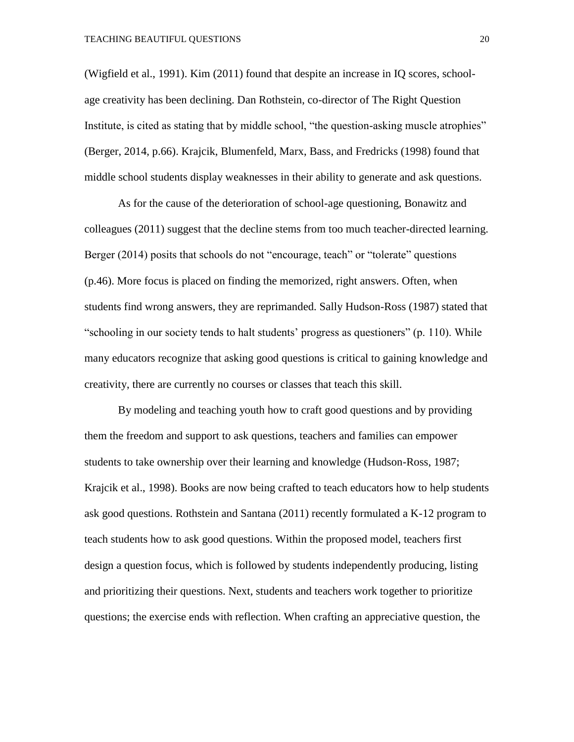(Wigfield et al., 1991). Kim (2011) found that despite an increase in IQ scores, school-age creativity has been declining. Dan Rothstein, co-director of The Right Question Institute, is cited as stating that by middle school, "the question-asking muscle atrophies" (Berger, 2014, p.66). Krajcik, Blumenfeld, Marx, Bass, and Fredricks (1998) found that middle school students display weaknesses in their ability to generate and ask questions.

As for the cause of the deterioration of school-age questioning, Bonawitz and colleagues (2011) suggest that the decline stems from too much teacher-directed learning. Berger (2014) posits that schools do not "encourage, teach" or "tolerate" questions (p.46). More focus is placed on finding the memorized, right answers. Often, when students find wrong answers, they are reprimanded. Sally Hudson-Ross (1987) stated that "schooling in our society tends to halt students' progress as questioners" (p. 110). While many educators recognize that asking good questions is critical to gaining knowledge and creativity, there are currently no courses or classes that teach this skill.

By modeling and teaching youth how to craft good questions and by providing them the freedom and support to ask questions, teachers and families can empower students to take ownership over their learning and knowledge (Hudson-Ross, 1987; Krajcik et al., 1998). Books are now being crafted to teach educators how to help students ask good questions. Rothstein and Santana (2011) recently formulated a K-12 program to teach students how to ask good questions. Within the proposed model, teachers first design a question focus, which is followed by students independently producing, listing and prioritizing their questions. Next, students and teachers work together to prioritize questions; the exercise ends with reflection. When crafting an appreciative question, the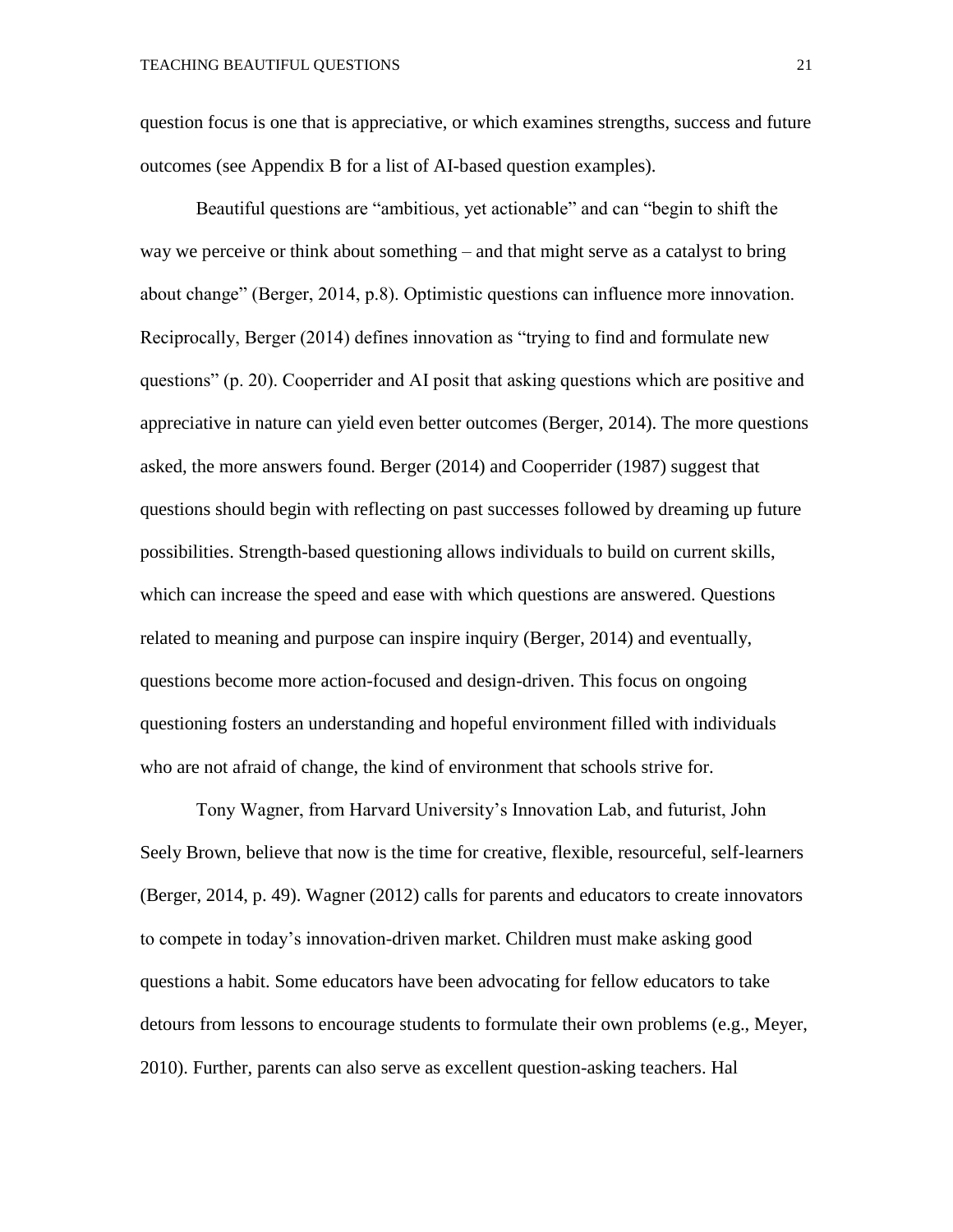question focus is one that is appreciative, or which examines strengths, success and future outcomes (see Appendix B for a list of AI-based question examples).

Beautiful questions are "ambitious, yet actionable" and can "begin to shift the way we perceive or think about something – and that might serve as a catalyst to bring about change" (Berger, 2014, p.8). Optimistic questions can influence more innovation. Reciprocally, Berger (2014) defines innovation as "trying to find and formulate new questions" (p. 20). Cooperrider and AI posit that asking questions which are positive and appreciative in nature can yield even better outcomes (Berger, 2014). The more questions asked, the more answers found. Berger (2014) and Cooperrider (1987) suggest that questions should begin with reflecting on past successes followed by dreaming up future possibilities. Strength-based questioning allows individuals to build on current skills, which can increase the speed and ease with which questions are answered. Questions related to meaning and purpose can inspire inquiry (Berger, 2014) and eventually, questions become more action-focused and design-driven. This focus on ongoing questioning fosters an understanding and hopeful environment filled with individuals who are not afraid of change, the kind of environment that schools strive for.

Tony Wagner, from Harvard University's Innovation Lab, and futurist, John Seely Brown, believe that now is the time for creative, flexible, resourceful, self-learners (Berger, 2014, p. 49). Wagner (2012) calls for parents and educators to create innovators to compete in today's innovation-driven market. Children must make asking good questions a habit. Some educators have been advocating for fellow educators to take detours from lessons to encourage students to formulate their own problems (e.g., Meyer, 2010). Further, parents can also serve as excellent question-asking teachers. Hal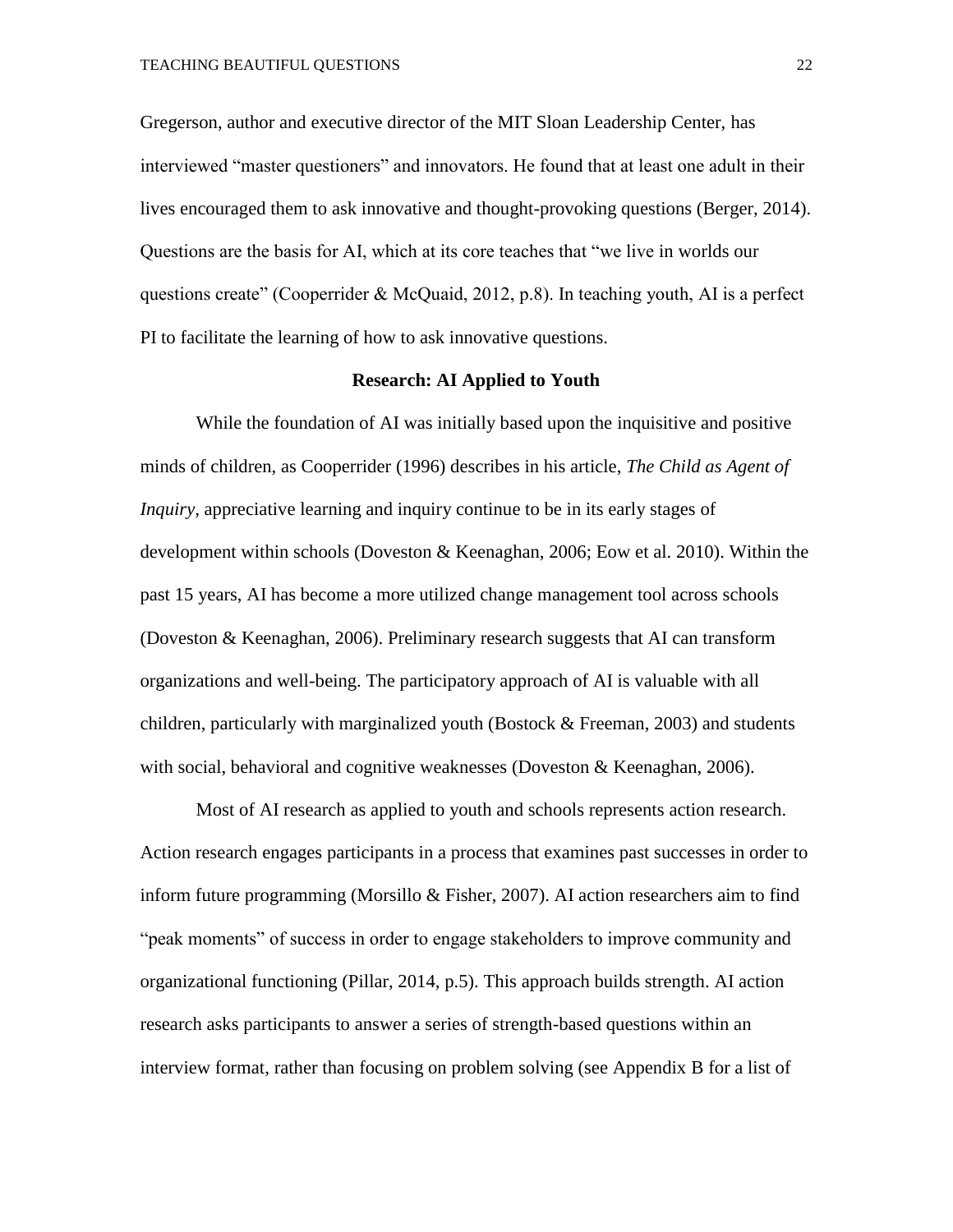Gregerson, author and executive director of the MIT Sloan Leadership Center, has interviewed "master questioners" and innovators. He found that at least one adult in their lives encouraged them to ask innovative and thought-provoking questions (Berger, 2014). Questions are the basis for AI, which at its core teaches that "we live in worlds our questions create" (Cooperrider & McQuaid, 2012, p.8). In teaching youth, AI is a perfect PI to facilitate the learning of how to ask innovative questions.

## Research: AI Applied to Youth

While the foundation of AI was initially based upon the inquisitive and positive minds of children, as Cooperrider (1996) describes in his article, *The Child as Agent of Inquiry*, appreciative learning and inquiry continue to be in its early stages of development within schools (Doveston & Keenaghan, 2006; Eow et al. 2010). Within the past 15 years, AI has become a more utilized change management tool across schools (Doveston & Keenaghan, 2006). Preliminary research suggests that AI can transform organizations and well-being. The participatory approach of AI is valuable with all children, particularly with marginalized youth (Bostock & Freeman, 2003) and students with social, behavioral and cognitive weaknesses (Doveston & Keenaghan, 2006).

Most of AI research as applied to youth and schools represents action research. Action research engages participants in a process that examines past successes in order to inform future programming (Morsillo & Fisher, 2007). AI action researchers aim to find "peak moments" of success in order to engage stakeholders to improve community and organizational functioning (Pillar, 2014, p.5). This approach builds strength. AI action research asks participants to answer a series of strength-based questions within an interview format, rather than focusing on problem solving (see Appendix B for a list of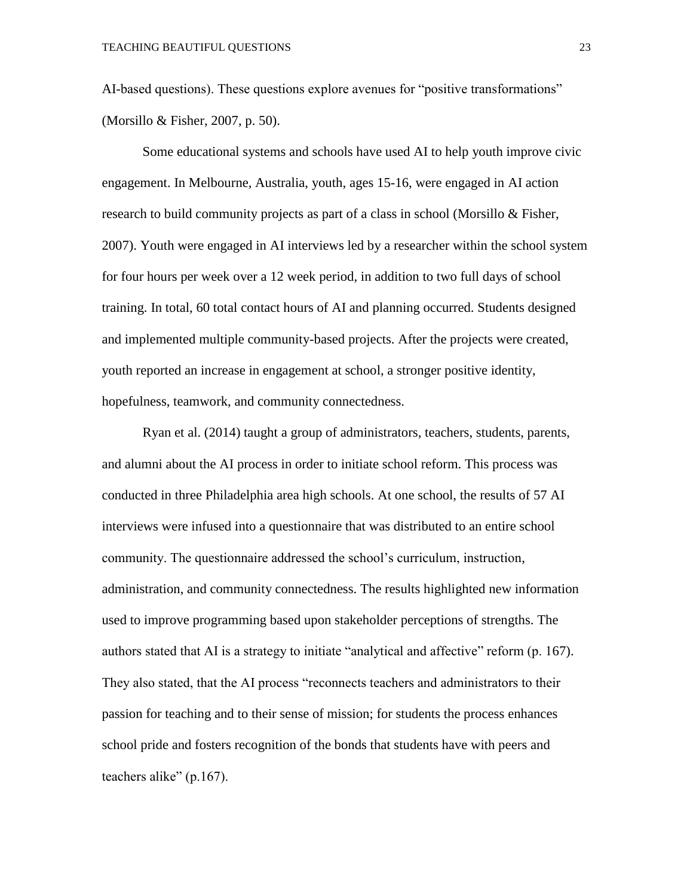AI-based questions). These questions explore avenues for "positive transformations" (Morsillo & Fisher, 2007, p. 50).

Some educational systems and schools have used AI to help youth improve civic engagement. In Melbourne, Australia, youth, ages 15-16, were engaged in AI action research to build community projects as part of a class in school (Morsillo & Fisher, 2007). Youth were engaged in AI interviews led by a researcher within the school system for four hours per week over a 12 week period, in addition to two full days of school training. In total, 60 total contact hours of AI and planning occurred. Students designed and implemented multiple community-based projects. After the projects were created, youth reported an increase in engagement at school, a stronger positive identity, hopefulness, teamwork, and community connectedness.

Ryan et al. (2014) taught a group of administrators, teachers, students, parents, and alumni about the AI process in order to initiate school reform. This process was conducted in three Philadelphia area high schools. At one school, the results of 57 AI interviews were infused into a questionnaire that was distributed to an entire school community. The questionnaire addressed the school's curriculum, instruction, administration, and community connectedness. The results highlighted new information used to improve programming based upon stakeholder perceptions of strengths. The authors stated that AI is a strategy to initiate "analytical and affective" reform (p. 167). They also stated, that the AI process "reconnects teachers and administrators to their passion for teaching and to their sense of mission; for students the process enhances school pride and fosters recognition of the bonds that students have with peers and teachers alike" (p.167).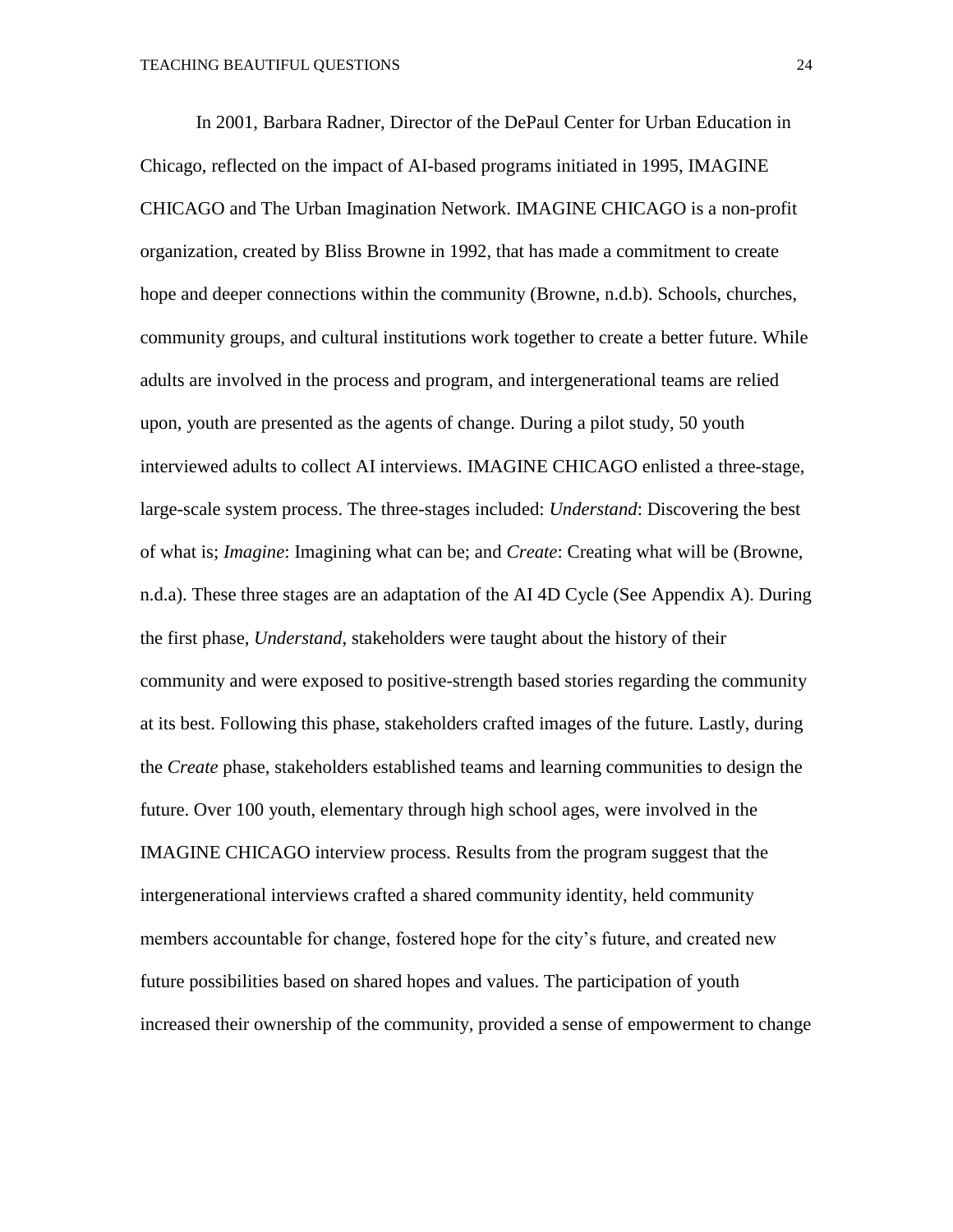In 2001, Barbara Radner, Director of the DePaul Center for Urban Education in Chicago, reflected on the impact of AI-based programs initiated in 1995, IMAGINE CHICAGO and The Urban Imagination Network. IMAGINE CHICAGO is a non-profit organization, created by Bliss Browne in 1992, that has made a commitment to create hope and deeper connections within the community (Browne, n.d.b). Schools, churches, community groups, and cultural institutions work together to create a better future. While adults are involved in the process and program, and intergenerational teams are relied upon, youth are presented as the agents of change. During a pilot study, 50 youth interviewed adults to collect AI interviews. IMAGINE CHICAGO enlisted a three-stage, large-scale system process. The three-stages included: *Understand*: Discovering the best of what is; *Imagine*: Imagining what can be; and *Create*: Creating what will be (Browne, n.d.a). These three stages are an adaptation of the AI 4D Cycle (See Appendix A). During the first phase, *Understand*, stakeholders were taught about the history of their community and were exposed to positive-strength based stories regarding the community at its best. Following this phase, stakeholders crafted images of the future. Lastly, during the *Create* phase, stakeholders established teams and learning communities to design the future. Over 100 youth, elementary through high school ages, were involved in the IMAGINE CHICAGO interview process. Results from the program suggest that the intergenerational interviews crafted a shared community identity, held community members accountable for change, fostered hope for the city's future, and created new future possibilities based on shared hopes and values. The participation of youth increased their ownership of the community, provided a sense of empowerment to change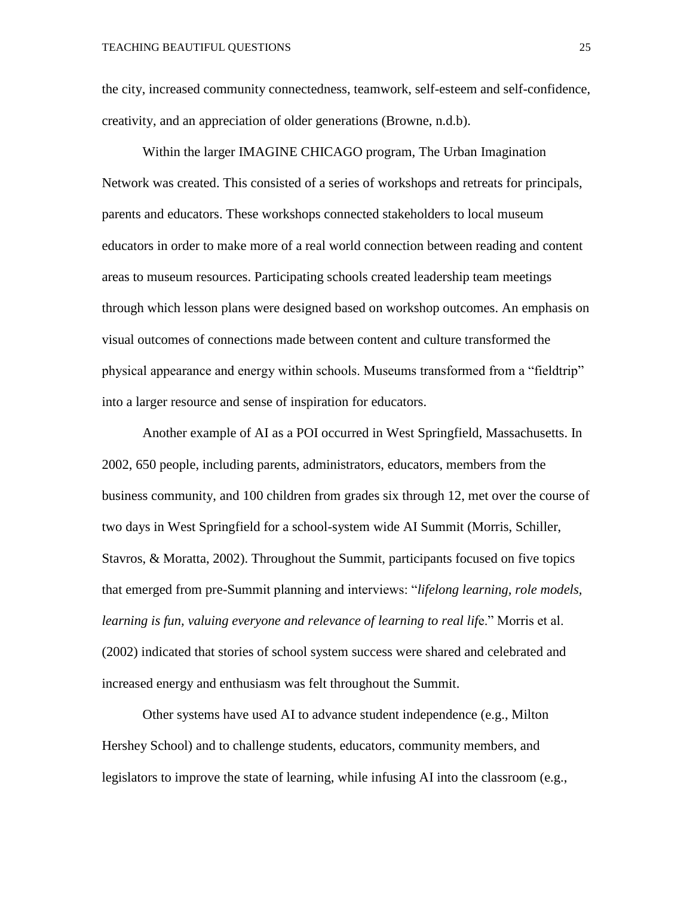the city, increased community connectedness, teamwork, self-esteem and self-confidence, creativity, and an appreciation of older generations (Browne, n.d.b).

Within the larger IMAGINE CHICAGO program, The Urban Imagination Network was created. This consisted of a series of workshops and retreats for principals, parents and educators. These workshops connected stakeholders to local museum educators in order to make more of a real world connection between reading and content areas to museum resources. Participating schools created leadership team meetings through which lesson plans were designed based on workshop outcomes. An emphasis on visual outcomes of connections made between content and culture transformed the physical appearance and energy within schools. Museums transformed from a "fieldtrip" into a larger resource and sense of inspiration for educators.

Another example of AI as a POI occurred in West Springfield, Massachusetts. In 2002, 650 people, including parents, administrators, educators, members from the business community, and 100 children from grades six through 12, met over the course of two days in West Springfield for a school-system wide AI Summit (Morris, Schiller, Stavros, & Moratta, 2002). Throughout the Summit, participants focused on five topics that emerged from pre-Summit planning and interviews: "*lifelong learning, role models, learning is fun, valuing everyone and relevance of learning to real life*." Morris et al. (2002) indicated that stories of school system success were shared and celebrated and increased energy and enthusiasm was felt throughout the Summit.

Other systems have used AI to advance student independence (e.g., Milton Hershey School) and to challenge students, educators, community members, and legislators to improve the state of learning, while infusing AI into the classroom (e.g.,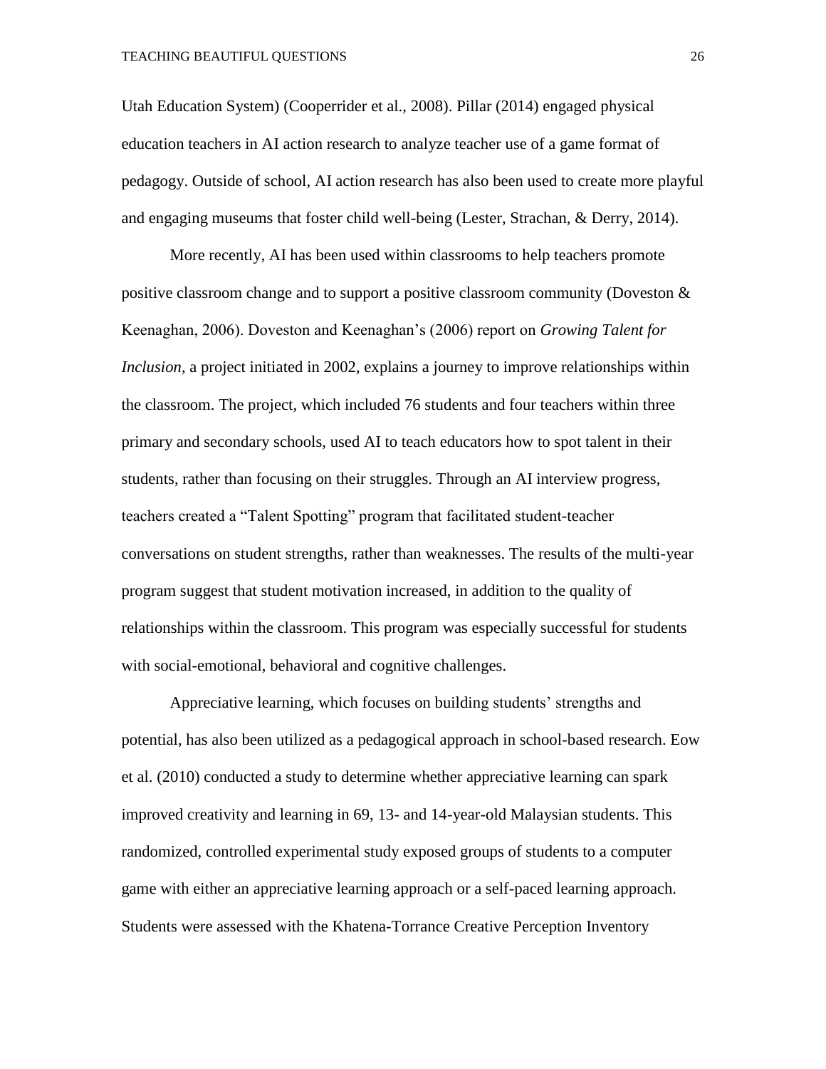Utah Education System) (Cooperrider et al., 2008). Pillar (2014) engaged physical education teachers in AI action research to analyze teacher use of a game format of pedagogy. Outside of school, AI action research has also been used to create more playful and engaging museums that foster child well-being (Lester, Strachan, & Derry, 2014).

More recently, AI has been used within classrooms to help teachers promote positive classroom change and to support a positive classroom community (Doveston & Keenaghan, 2006). Doveston and Keenaghan's (2006) report on *Growing Talent for Inclusion*, a project initiated in 2002, explains a journey to improve relationships within the classroom. The project, which included 76 students and four teachers within three primary and secondary schools, used AI to teach educators how to spot talent in their students, rather than focusing on their struggles. Through an AI interview progress, teachers created a "Talent Spotting" program that facilitated student-teacher conversations on student strengths, rather than weaknesses. The results of the multi-year program suggest that student motivation increased, in addition to the quality of relationships within the classroom. This program was especially successful for students with social-emotional, behavioral and cognitive challenges.

Appreciative learning, which focuses on building students' strengths and potential, has also been utilized as a pedagogical approach in school-based research. Eow et al. (2010) conducted a study to determine whether appreciative learning can spark improved creativity and learning in 69, 13- and 14-year-old Malaysian students. This randomized, controlled experimental study exposed groups of students to a computer game with either an appreciative learning approach or a self-paced learning approach. Students were assessed with the Khatena-Torrance Creative Perception Inventory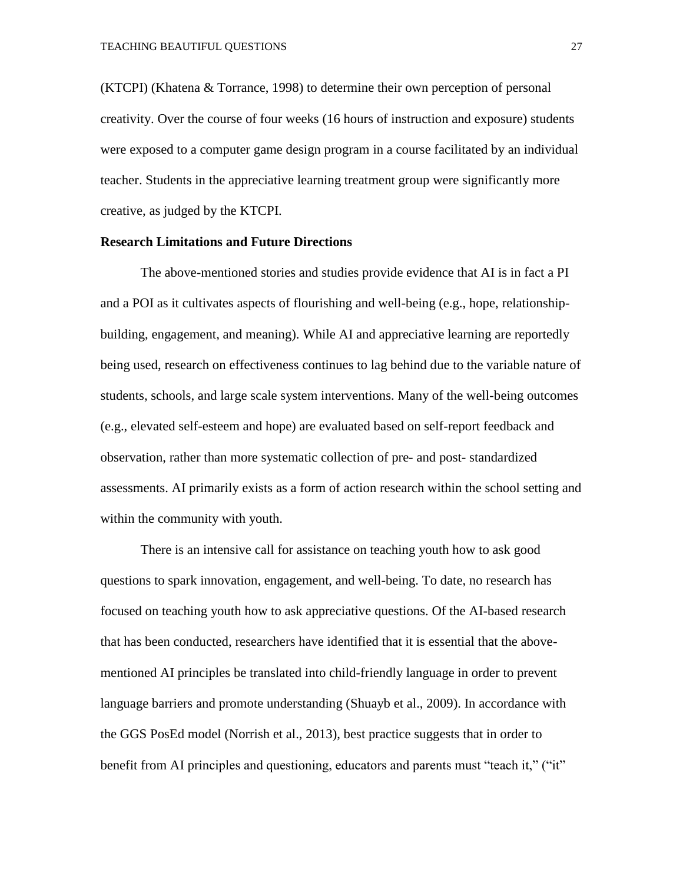(KTCPI) (Khatena & Torrance, 1998) to determine their own perception of personal creativity. Over the course of four weeks (16 hours of instruction and exposure) students were exposed to a computer game design program in a course facilitated by an individual teacher. Students in the appreciative learning treatment group were significantly more creative, as judged by the KTCPI.

**Research Limitations and Future Directions**

The above-mentioned stories and studies provide evidence that AI is in fact a PI and a POI as it cultivates aspects of flourishing and well-being (e.g., hope, relationship-building, engagement, and meaning). While AI and appreciative learning are reportedly being used, research on effectiveness continues to lag behind due to the variable nature of students, schools, and large scale system interventions. Many of the well-being outcomes (e.g., elevated self-esteem and hope) are evaluated based on self-report feedback and observation, rather than more systematic collection of pre- and post- standardized assessments. AI primarily exists as a form of action research within the school setting and within the community with youth.

There is an intensive call for assistance on teaching youth how to ask good questions to spark innovation, engagement, and well-being. To date, no research has focused on teaching youth how to ask appreciative questions. Of the AI-based research that has been conducted, researchers have identified that it is essential that the above-mentioned AI principles be translated into child-friendly language in order to prevent language barriers and promote understanding (Shuayb et al., 2009). In accordance with the GGS PosEd model (Norrish et al., 2013), best practice suggests that in order to benefit from AI principles and questioning, educators and parents must "teach it," ("it"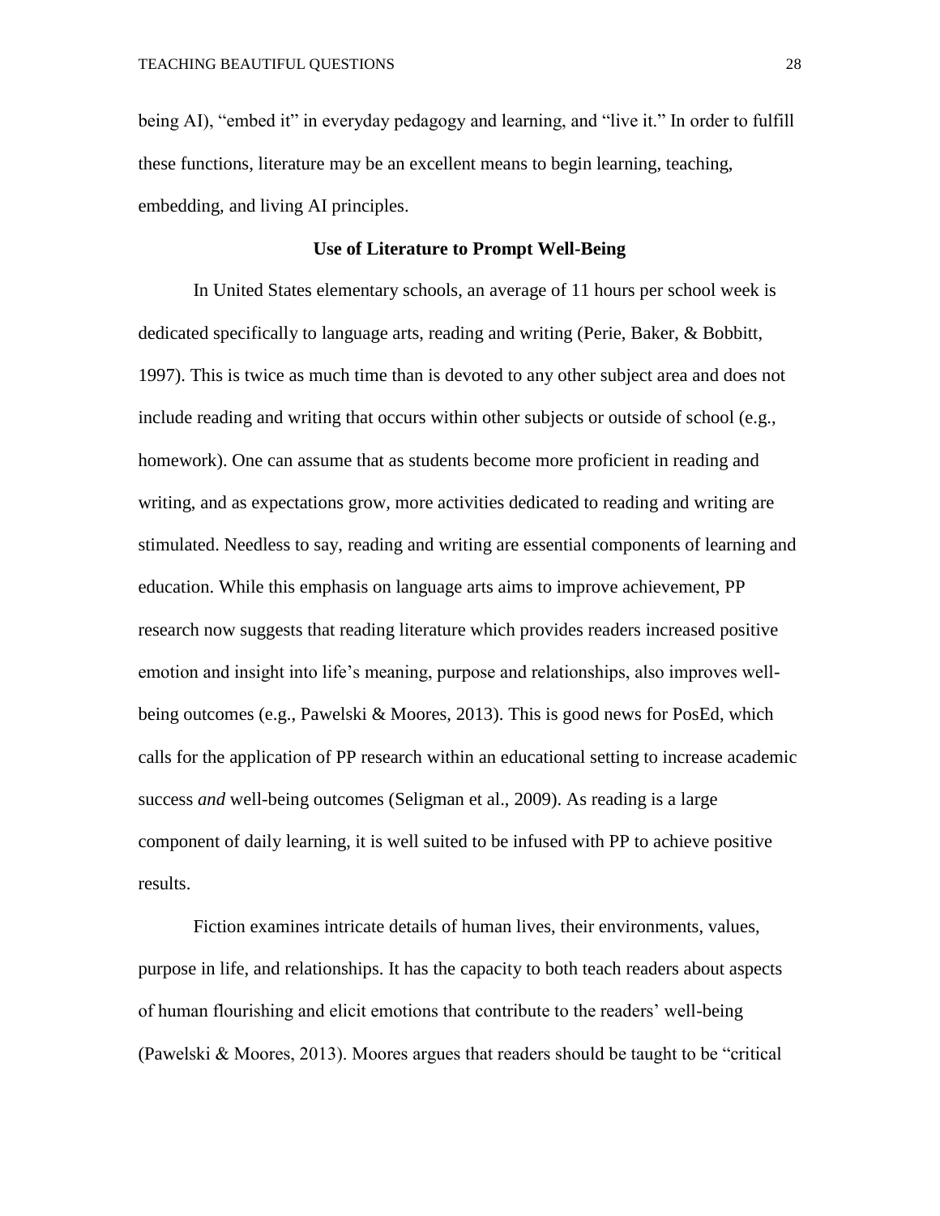being AI), "embed it" in everyday pedagogy and learning, and "live it." In order to fulfill these functions, literature may be an excellent means to begin learning, teaching, embedding, and living AI principles.

## Use of Literature to Prompt Well-Being

In United States elementary schools, an average of 11 hours per school week is dedicated specifically to language arts, reading and writing (Perie, Baker, & Bobbitt, 1997). This is twice as much time than is devoted to any other subject area and does not include reading and writing that occurs within other subjects or outside of school (e.g., homework). One can assume that as students become more proficient in reading and writing, and as expectations grow, more activities dedicated to reading and writing are stimulated. Needless to say, reading and writing are essential components of learning and education. While this emphasis on language arts aims to improve achievement, PP research now suggests that reading literature which provides readers increased positive emotion and insight into life's meaning, purpose and relationships, also improves well-being outcomes (e.g., Pawelski & Moores, 2013). This is good news for PosEd, which calls for the application of PP research within an educational setting to increase academic success *and* well-being outcomes (Seligman et al., 2009). As reading is a large component of daily learning, it is well suited to be infused with PP to achieve positive results.

Fiction examines intricate details of human lives, their environments, values, purpose in life, and relationships. It has the capacity to both teach readers about aspects of human flourishing and elicit emotions that contribute to the readers' well-being (Pawelski & Moores, 2013). Moores argues that readers should be taught to be "critical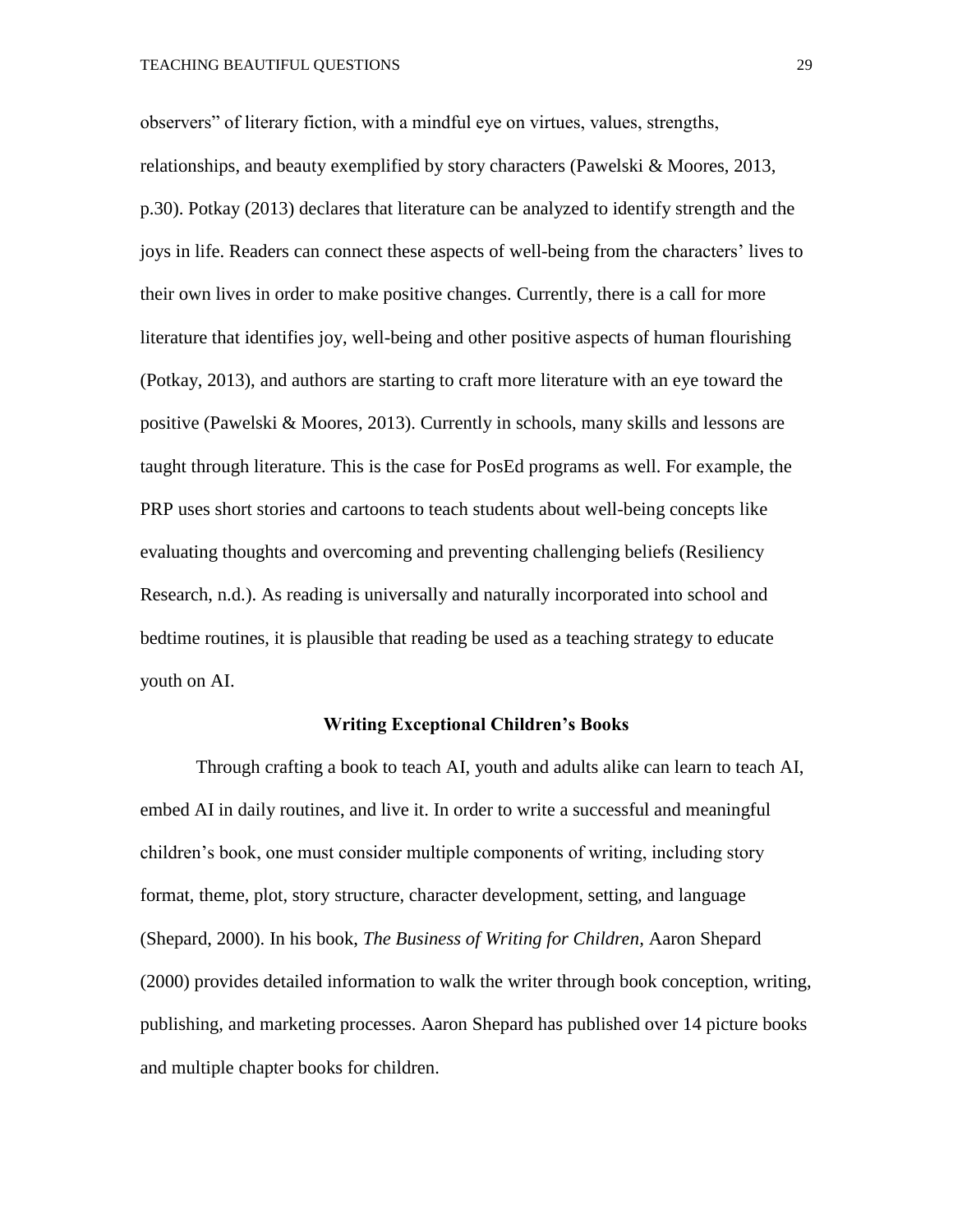observers" of literary fiction, with a mindful eye on virtues, values, strengths, relationships, and beauty exemplified by story characters (Pawelski & Moores, 2013, p.30). Potkay (2013) declares that literature can be analyzed to identify strength and the joys in life. Readers can connect these aspects of well-being from the characters' lives to their own lives in order to make positive changes. Currently, there is a call for more literature that identifies joy, well-being and other positive aspects of human flourishing (Potkay, 2013), and authors are starting to craft more literature with an eye toward the positive (Pawelski & Moores, 2013). Currently in schools, many skills and lessons are taught through literature. This is the case for PosEd programs as well. For example, the PRP uses short stories and cartoons to teach students about well-being concepts like evaluating thoughts and overcoming and preventing challenging beliefs (Resiliency Research, n.d.). As reading is universally and naturally incorporated into school and bedtime routines, it is plausible that reading be used as a teaching strategy to educate youth on AI.

## Writing Exceptional Children's Books

Through crafting a book to teach AI, youth and adults alike can learn to teach AI, embed AI in daily routines, and live it. In order to write a successful and meaningful children's book, one must consider multiple components of writing, including story format, theme, plot, story structure, character development, setting, and language (Shepard, 2000). In his book, *The Business of Writing for Children*, Aaron Shepard (2000) provides detailed information to walk the writer through book conception, writing, publishing, and marketing processes. Aaron Shepard has published over 14 picture books and multiple chapter books for children.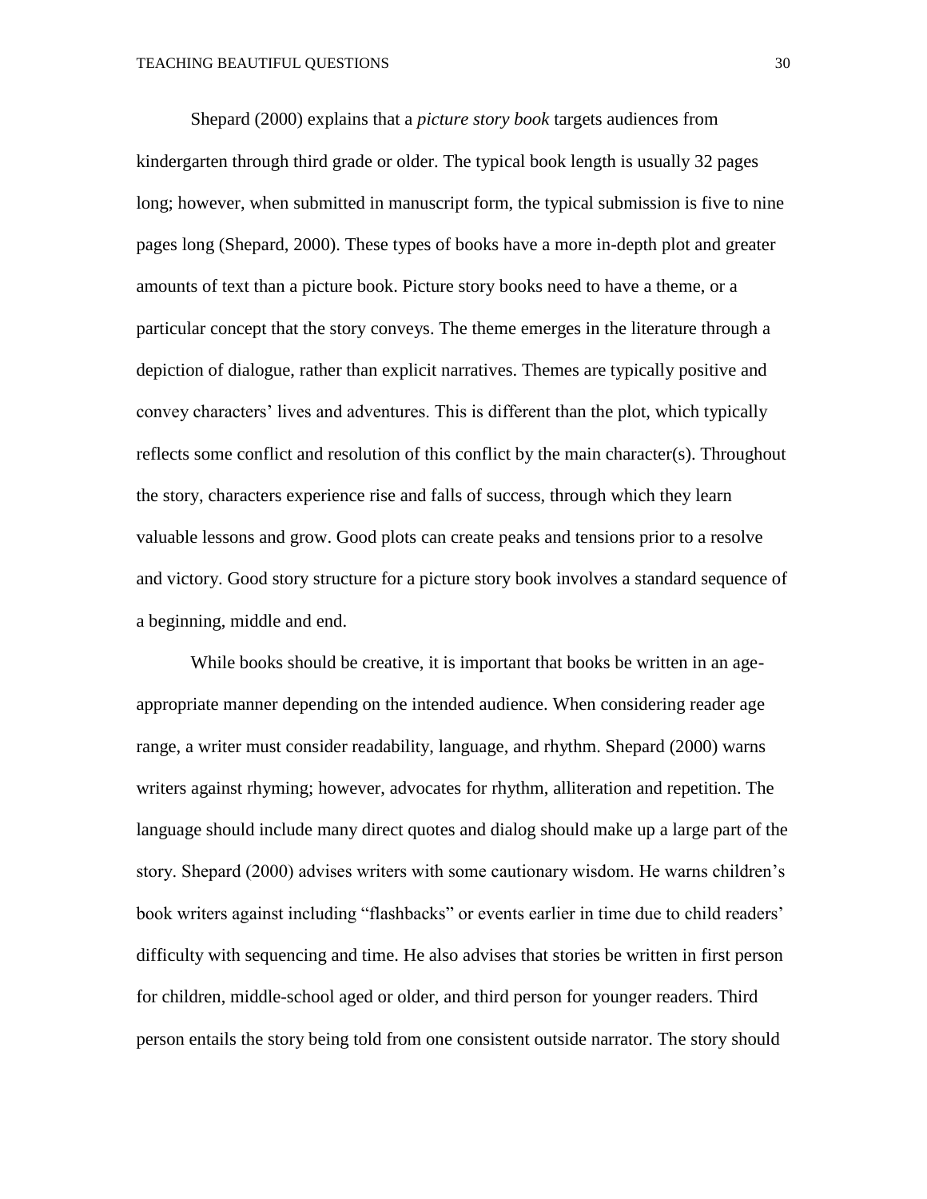Shepard (2000) explains that a *picture story book* targets audiences from kindergarten through third grade or older. The typical book length is usually 32 pages long; however, when submitted in manuscript form, the typical submission is five to nine pages long (Shepard, 2000). These types of books have a more in-depth plot and greater amounts of text than a picture book. Picture story books need to have a theme, or a particular concept that the story conveys. The theme emerges in the literature through a depiction of dialogue, rather than explicit narratives. Themes are typically positive and convey characters' lives and adventures. This is different than the plot, which typically reflects some conflict and resolution of this conflict by the main character(s). Throughout the story, characters experience rise and falls of success, through which they learn valuable lessons and grow. Good plots can create peaks and tensions prior to a resolve and victory. Good story structure for a picture story book involves a standard sequence of a beginning, middle and end.

While books should be creative, it is important that books be written in an age-appropriate manner depending on the intended audience. When considering reader age range, a writer must consider readability, language, and rhythm. Shepard (2000) warns writers against rhyming; however, advocates for rhythm, alliteration and repetition. The language should include many direct quotes and dialog should make up a large part of the story. Shepard (2000) advises writers with some cautionary wisdom. He warns children's book writers against including "flashbacks" or events earlier in time due to child readers' difficulty with sequencing and time. He also advises that stories be written in first person for children, middle-school aged or older, and third person for younger readers. Third person entails the story being told from one consistent outside narrator. The story should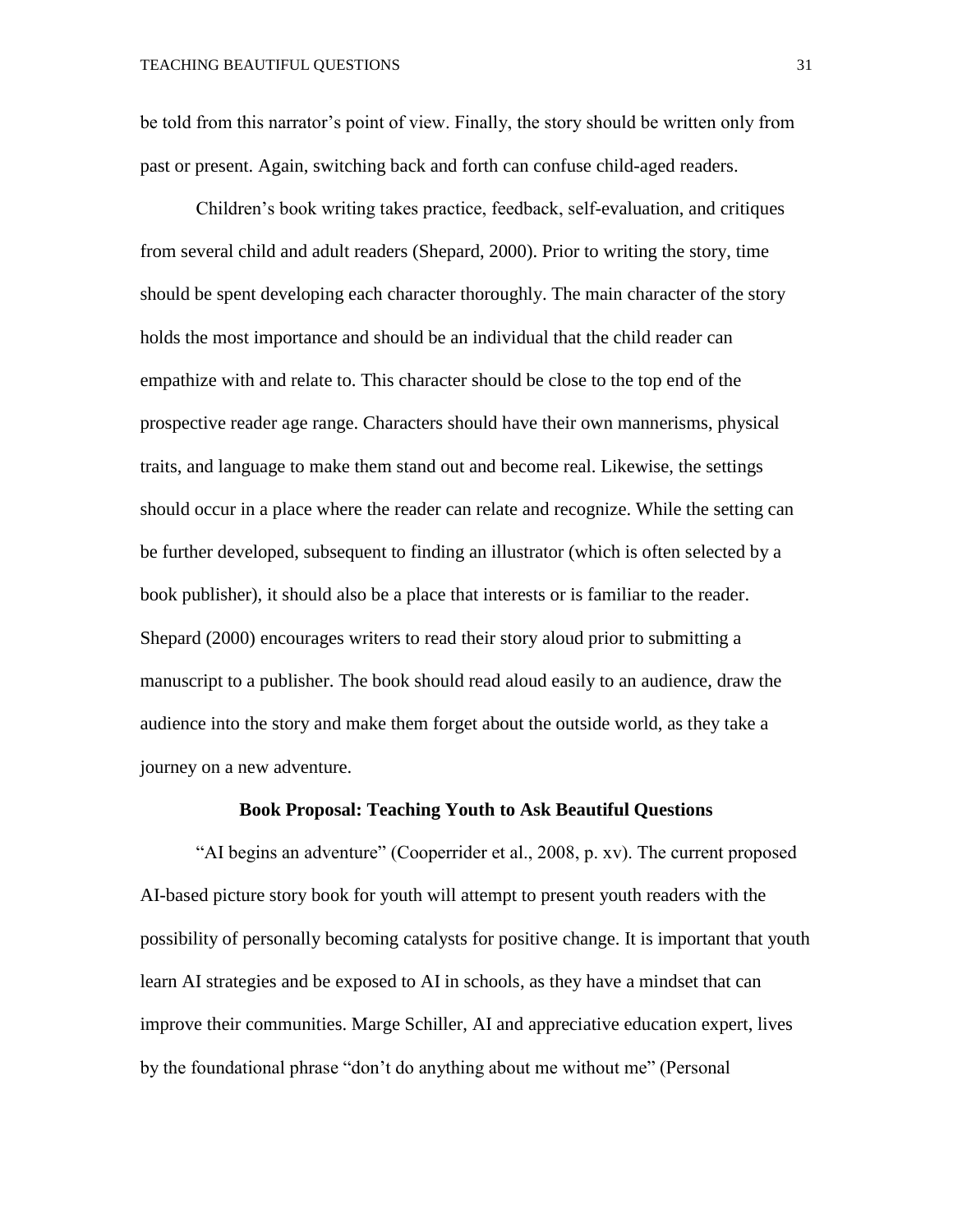be told from this narrator's point of view. Finally, the story should be written only from past or present. Again, switching back and forth can confuse child-aged readers.

Children's book writing takes practice, feedback, self-evaluation, and critiques from several child and adult readers (Shepard, 2000). Prior to writing the story, time should be spent developing each character thoroughly. The main character of the story holds the most importance and should be an individual that the child reader can empathize with and relate to. This character should be close to the top end of the prospective reader age range. Characters should have their own mannerisms, physical traits, and language to make them stand out and become real. Likewise, the settings should occur in a place where the reader can relate and recognize. While the setting can be further developed, subsequent to finding an illustrator (which is often selected by a book publisher), it should also be a place that interests or is familiar to the reader. Shepard (2000) encourages writers to read their story aloud prior to submitting a manuscript to a publisher. The book should read aloud easily to an audience, draw the audience into the story and make them forget about the outside world, as they take a journey on a new adventure.

## Book Proposal: Teaching Youth to Ask Beautiful Questions

"AI begins an adventure" (Cooperrider et al., 2008, p. xv). The current proposed AI-based picture story book for youth will attempt to present youth readers with the possibility of personally becoming catalysts for positive change. It is important that youth learn AI strategies and be exposed to AI in schools, as they have a mindset that can improve their communities. Marge Schiller, AI and appreciative education expert, lives by the foundational phrase "don't do anything about me without me" (Personal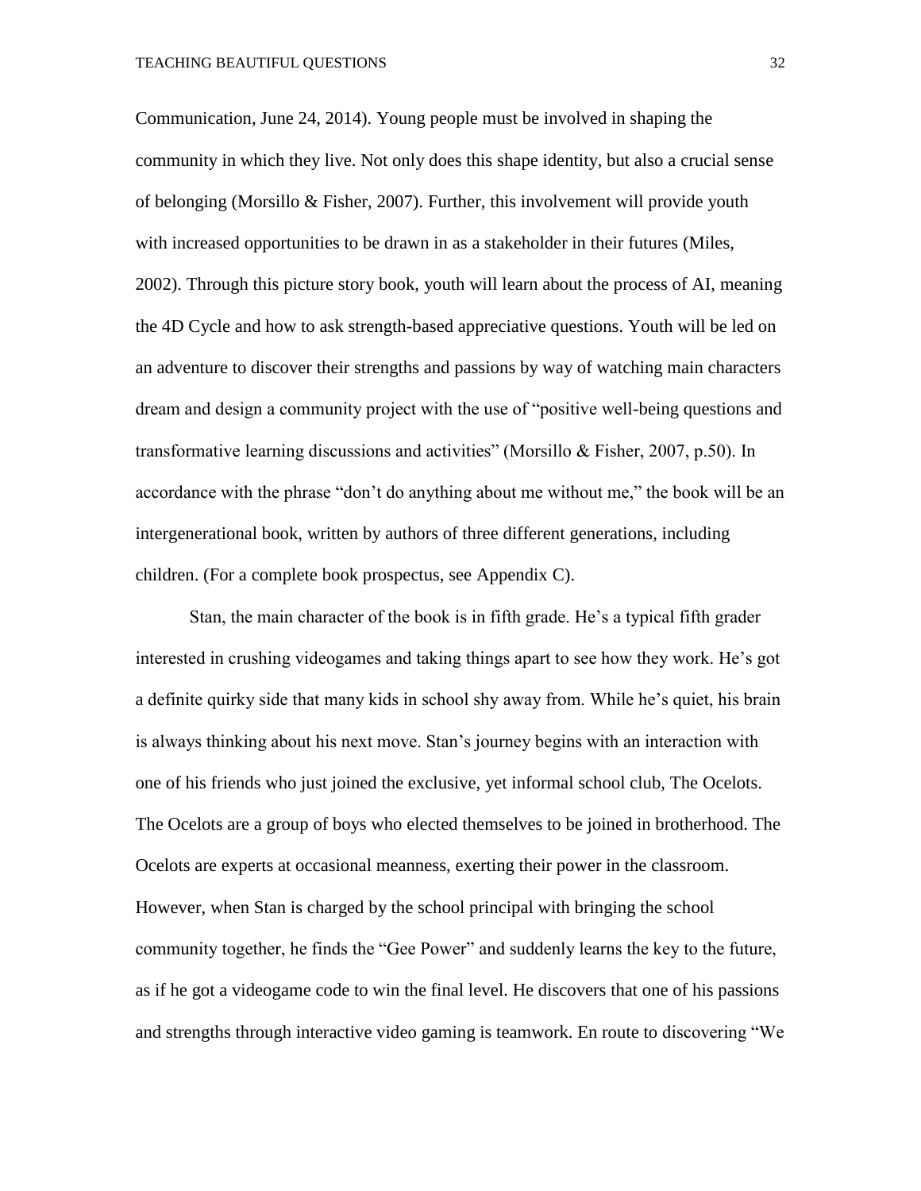Communication, June 24, 2014). Young people must be involved in shaping the community in which they live. Not only does this shape identity, but also a crucial sense of belonging (Morsillo & Fisher, 2007). Further, this involvement will provide youth with increased opportunities to be drawn in as a stakeholder in their futures (Miles, 2002). Through this picture story book, youth will learn about the process of AI, meaning the 4D Cycle and how to ask strength-based appreciative questions. Youth will be led on an adventure to discover their strengths and passions by way of watching main characters dream and design a community project with the use of "positive well-being questions and transformative learning discussions and activities" (Morsillo & Fisher, 2007, p.50). In accordance with the phrase "don't do anything about me without me," the book will be an intergenerational book, written by authors of three different generations, including children. (For a complete book prospectus, see Appendix C).

Stan, the main character of the book is in fifth grade. He's a typical fifth grader interested in crushing videogames and taking things apart to see how they work. He's got a definite quirky side that many kids in school shy away from. While he's quiet, his brain is always thinking about his next move. Stan's journey begins with an interaction with one of his friends who just joined the exclusive, yet informal school club, The Ocelots. The Ocelots are a group of boys who elected themselves to be joined in brotherhood. The Ocelots are experts at occasional meanness, exerting their power in the classroom. However, when Stan is charged by the school principal with bringing the school community together, he finds the "Gee Power" and suddenly learns the key to the future, as if he got a videogame code to win the final level. He discovers that one of his passions and strengths through interactive video gaming is teamwork. En route to discovering "We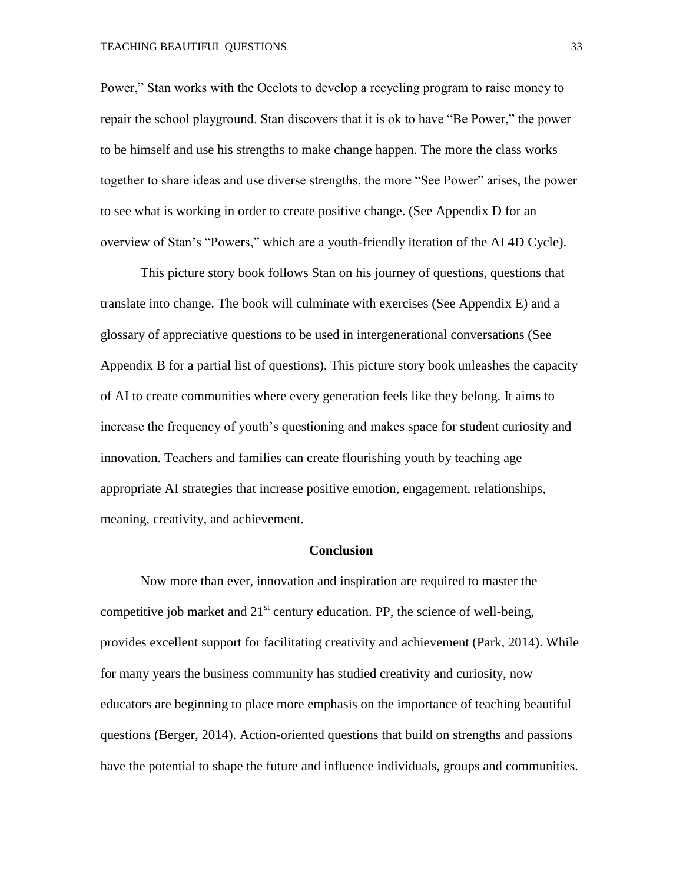Power," Stan works with the Ocelots to develop a recycling program to raise money to repair the school playground. Stan discovers that it is ok to have "Be Power," the power to be himself and use his strengths to make change happen. The more the class works together to share ideas and use diverse strengths, the more "See Power" arises, the power to see what is working in order to create positive change. (See Appendix D for an overview of Stan's "Powers," which are a youth-friendly iteration of the AI 4D Cycle).

This picture story book follows Stan on his journey of questions, questions that translate into change. The book will culminate with exercises (See Appendix E) and a glossary of appreciative questions to be used in intergenerational conversations (See Appendix B for a partial list of questions). This picture story book unleashes the capacity of AI to create communities where every generation feels like they belong. It aims to increase the frequency of youth's questioning and makes space for student curiosity and innovation. Teachers and families can create flourishing youth by teaching age appropriate AI strategies that increase positive emotion, engagement, relationships, meaning, creativity, and achievement.

## Conclusion

Now more than ever, innovation and inspiration are required to master the competitive job market and 21st century education. PP, the science of well-being, provides excellent support for facilitating creativity and achievement (Park, 2014). While for many years the business community has studied creativity and curiosity, now educators are beginning to place more emphasis on the importance of teaching beautiful questions (Berger, 2014). Action-oriented questions that build on strengths and passions have the potential to shape the future and influence individuals, groups and communities.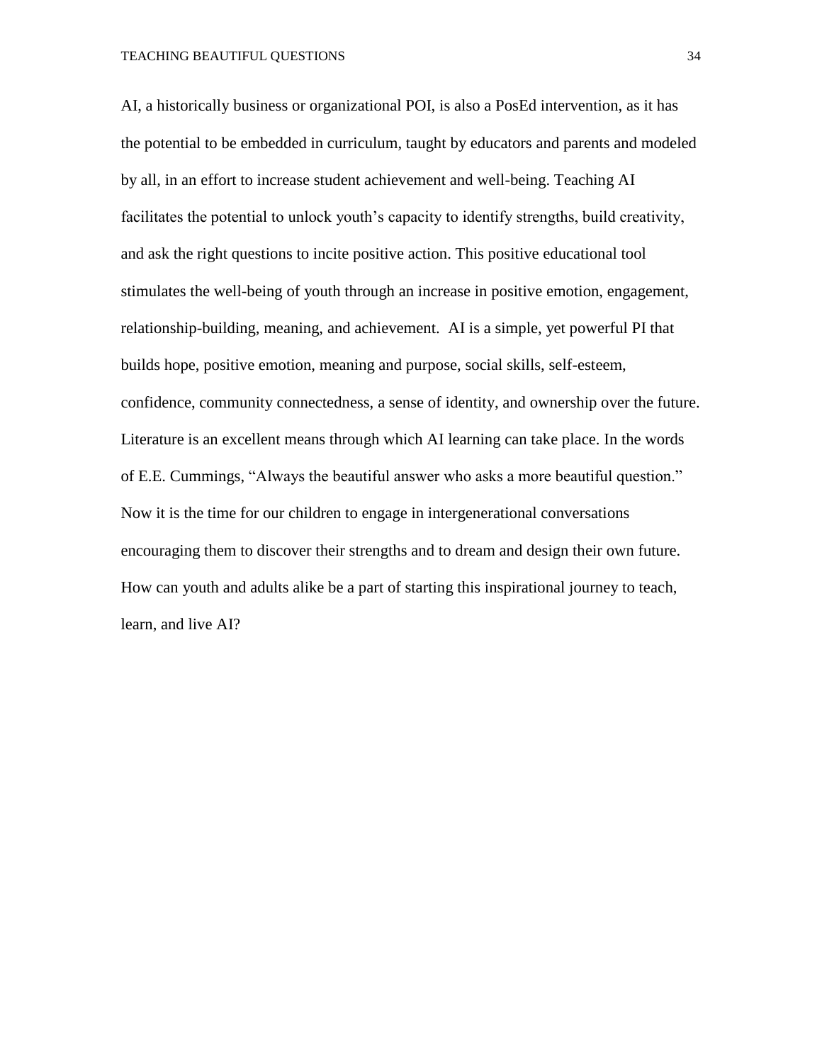AI, a historically business or organizational POI, is also a PosEd intervention, as it has the potential to be embedded in curriculum, taught by educators and parents and modeled by all, in an effort to increase student achievement and well-being. Teaching AI facilitates the potential to unlock youth's capacity to identify strengths, build creativity, and ask the right questions to incite positive action. This positive educational tool stimulates the well-being of youth through an increase in positive emotion, engagement, relationship-building, meaning, and achievement. AI is a simple, yet powerful PI that builds hope, positive emotion, meaning and purpose, social skills, self-esteem, confidence, community connectedness, a sense of identity, and ownership over the future. Literature is an excellent means through which AI learning can take place. In the words of E.E. Cummings, "Always the beautiful answer who asks a more beautiful question." Now it is the time for our children to engage in intergenerational conversations encouraging them to discover their strengths and to dream and design their own future. How can youth and adults alike be a part of starting this inspirational journey to teach, learn, and live AI?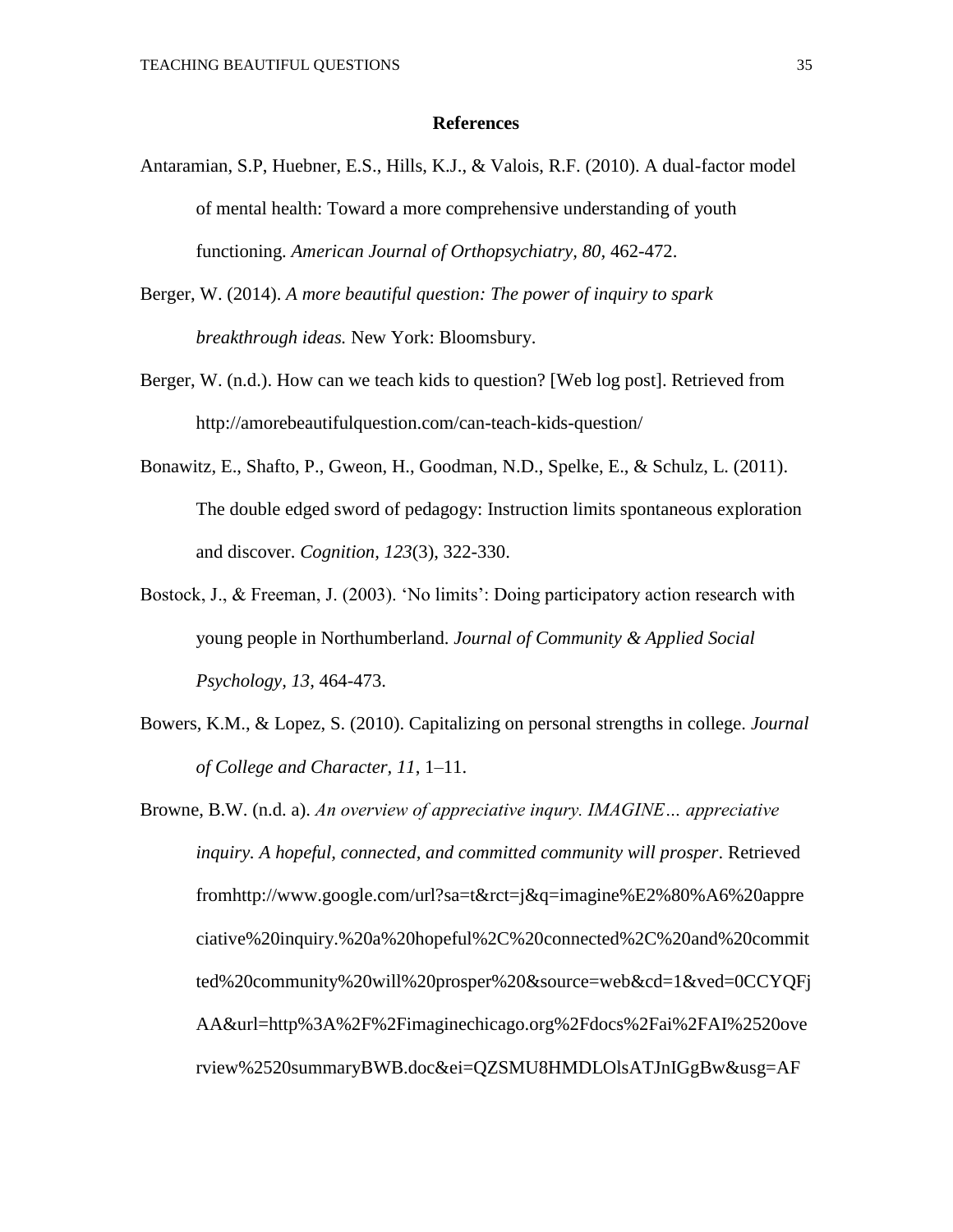## References

Antaramian, S.P, Huebner, E.S., Hills, K.J., & Valois, R.F. (2010). A dual-factor model of mental health: Toward a more comprehensive understanding of youth functioning. *American Journal of Orthopsychiatry, 80,* 462-472.

Berger, W. (2014). *A more beautiful question: The power of inquiry to spark breakthrough ideas.* New York: Bloomsbury.

Berger, W. (n.d.). How can we teach kids to question? [Web log post]. Retrieved from http://amorebeautifulquestion.com/can-teach-kids-question/

Bonawitz, E., Shafto, P., Gweon, H., Goodman, N.D., Spelke, E., & Schulz, L. (2011). The double edged sword of pedagogy: Instruction limits spontaneous exploration and discover. *Cognition, 123*(3), 322-330.

Bostock, J., & Freeman, J. (2003). 'No limits': Doing participatory action research with young people in Northumberland. *Journal of Community & Applied Social Psychology, 13,* 464-473.

Bowers, K.M., & Lopez, S. (2010). Capitalizing on personal strengths in college. *Journal of College and Character, 11*, 1–11.

Browne, B.W. (n.d. a). *An overview of appreciative inqury. IMAGINE… appreciative inquiry. A hopeful, connected, and committed community will prosper*. Retrieved fromhttp://www.google.com/url?sa=t&rct=j&q=imagine%E2%80%A6%20appreciative%20inquiry.%20a%20hopeful%2C%20connected%2C%20and%20committed%20community%20will%20prosper%20&source=web&cd=1&ved=0CCYQFjAA&url=http%3A%2F%2Fimaginechicago.org%2Fdocs%2Fai%2FAI%2520overview%2520summaryBWB.doc&ei=QZSMU8HMDLOlsATJnIGgBw&usg=AF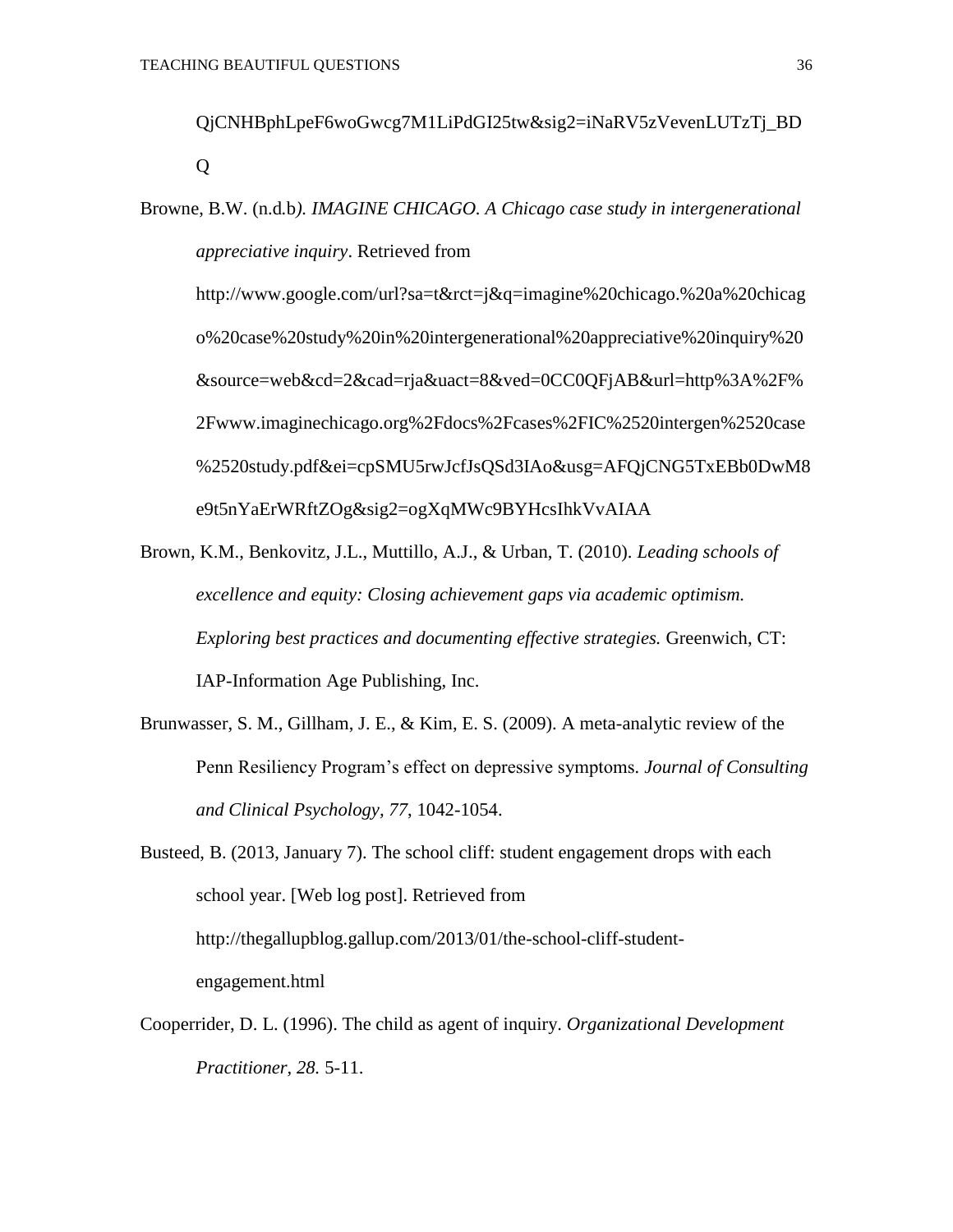QjCNHBphLpeF6woGwcg7M1LiPdGI25tw&sig2=iNaRV5zVevenLUTzTj_BDQ

Browne, B.W. (n.d.b*). IMAGINE CHICAGO. A Chicago case study in intergenerational appreciative inquiry*. Retrieved from http://www.google.com/url?sa=t&rct=j&q=imagine%20chicago.%20a%20chicago%20case%20study%20in%20intergenerational%20appreciative%20inquiry%20&source=web&cd=2&cad=rja&uact=8&ved=0CC0QFjAB&url=http%3A%2F%2Fwww.imaginechicago.org%2Fdocs%2Fcases%2FIC%2520intergen%2520case%2520study.pdf&ei=cpSMU5rwJcfJsQSd3IAo&usg=AFQjCNG5TxEBb0DwM8e9t5nYaErWRftZOg&sig2=ogXqMWc9BYHcsIhkVvAIAA

Brown, K.M., Benkovitz, J.L., Muttillo, A.J., & Urban, T. (2010). *Leading schools of excellence and equity: Closing achievement gaps via academic optimism. Exploring best practices and documenting effective strategies.* Greenwich, CT: IAP-Information Age Publishing, Inc.

Brunwasser, S. M., Gillham, J. E., & Kim, E. S. (2009). A meta-analytic review of the Penn Resiliency Program's effect on depressive symptoms. *Journal of Consulting and Clinical Psychology, 77,* 1042-1054.

Busteed, B. (2013, January 7). The school cliff: student engagement drops with each school year. [Web log post]. Retrieved from http://thegallupblog.gallup.com/2013/01/the-school-cliff-student-engagement.html

Cooperrider, D. L. (1996). The child as agent of inquiry. *Organizational Development Practitioner, 28.* 5-11.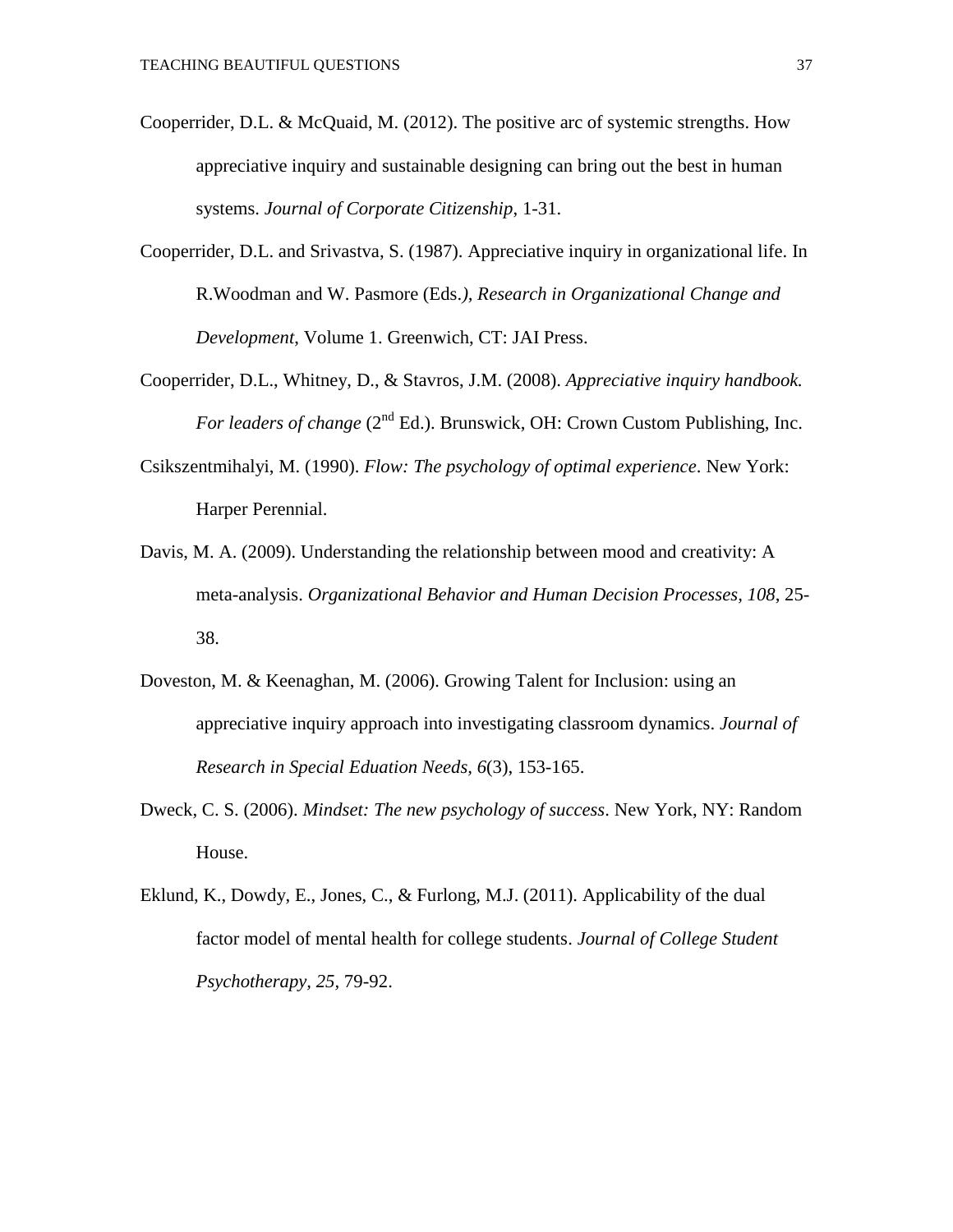Cooperrider, D.L. & McQuaid, M. (2012). The positive arc of systemic strengths. How appreciative inquiry and sustainable designing can bring out the best in human systems. *Journal of Corporate Citizenship*, 1-31.

Cooperrider, D.L. and Srivastva, S. (1987). Appreciative inquiry in organizational life. In R.Woodman and W. Pasmore (Eds.*)*, *Research in Organizational Change and Development*, Volume 1. Greenwich, CT: JAI Press.

Cooperrider, D.L., Whitney, D., & Stavros, J.M. (2008). *Appreciative inquiry handbook. For leaders of change* (2nd Ed.). Brunswick, OH: Crown Custom Publishing, Inc.

Csikszentmihalyi, M. (1990). *Flow: The psychology of optimal experience*. New York: Harper Perennial.

Davis, M. A. (2009). Understanding the relationship between mood and creativity: A meta-analysis. *Organizational Behavior and Human Decision Processes, 108*, 25-38.

Doveston, M. & Keenaghan, M. (2006). Growing Talent for Inclusion: using an appreciative inquiry approach into investigating classroom dynamics. *Journal of Research in Special Eduation Needs, 6*(3), 153-165.

Dweck, C. S. (2006). *Mindset: The new psychology of success*. New York, NY: Random House.

Eklund, K., Dowdy, E., Jones, C., & Furlong, M.J. (2011). Applicability of the dual factor model of mental health for college students. *Journal of College Student Psychotherapy, 25*, 79-92.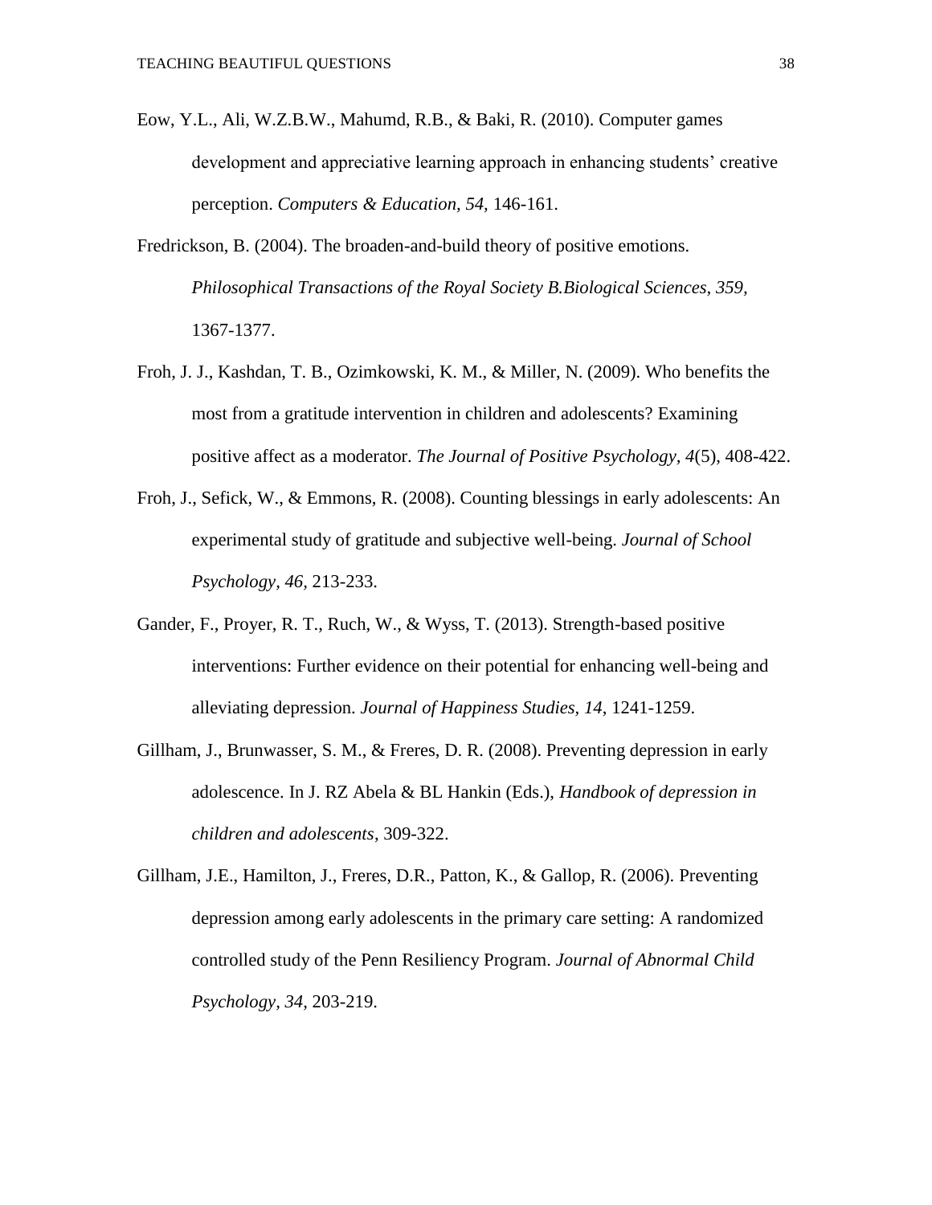Eow, Y.L., Ali, W.Z.B.W., Mahumd, R.B., & Baki, R. (2010). Computer games development and appreciative learning approach in enhancing students' creative perception. *Computers & Education, 54,* 146-161.

Fredrickson, B. (2004). The broaden-and-build theory of positive emotions. *Philosophical Transactions of the Royal Society B.Biological Sciences, 359,* 1367-1377.

Froh, J. J., Kashdan, T. B., Ozimkowski, K. M., & Miller, N. (2009). Who benefits the most from a gratitude intervention in children and adolescents? Examining positive affect as a moderator. *The Journal of Positive Psychology, 4*(5), 408-422.

Froh, J., Sefick, W., & Emmons, R. (2008). Counting blessings in early adolescents: An experimental study of gratitude and subjective well-being. *Journal of School Psychology, 46*, 213-233.

Gander, F., Proyer, R. T., Ruch, W., & Wyss, T. (2013). Strength-based positive interventions: Further evidence on their potential for enhancing well-being and alleviating depression. *Journal of Happiness Studies, 14*, 1241-1259.

Gillham, J., Brunwasser, S. M., & Freres, D. R. (2008). Preventing depression in early adolescence. In J. RZ Abela & BL Hankin (Eds.), *Handbook of depression in children and adolescents*, 309-322.

Gillham, J.E., Hamilton, J., Freres, D.R., Patton, K., & Gallop, R. (2006). Preventing depression among early adolescents in the primary care setting: A randomized controlled study of the Penn Resiliency Program. *Journal of Abnormal Child Psychology, 34*, 203-219.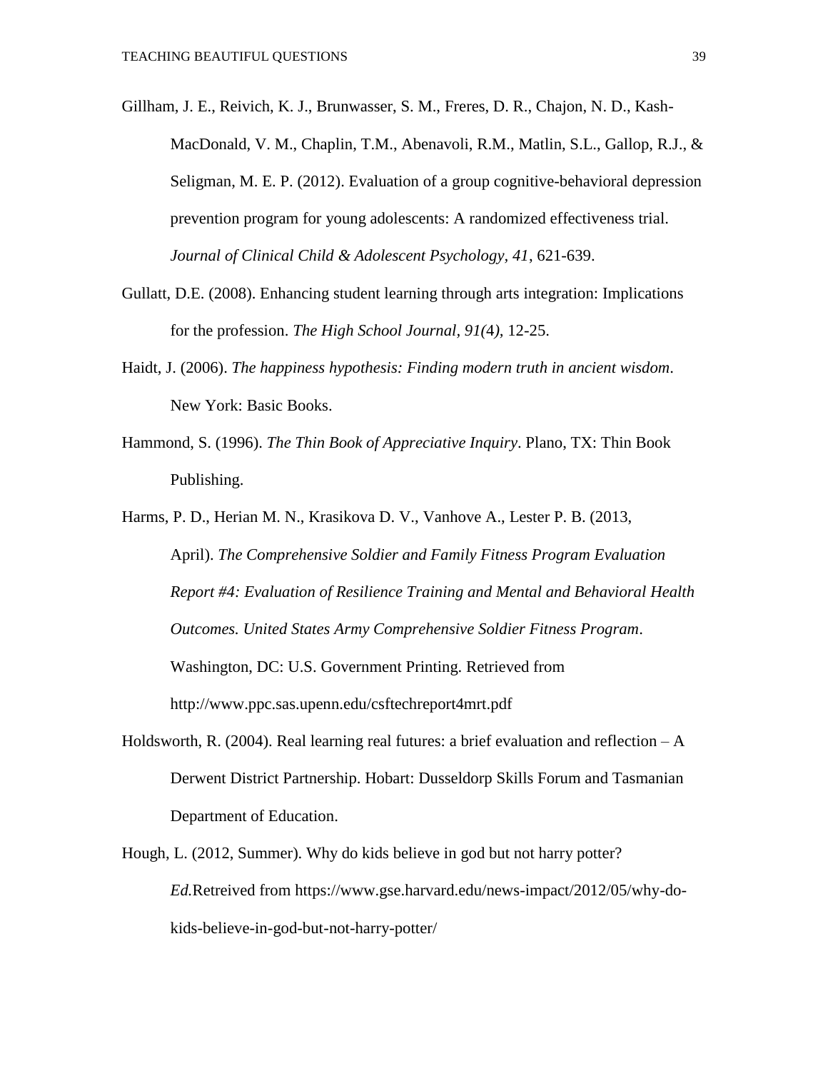Gillham, J. E., Reivich, K. J., Brunwasser, S. M., Freres, D. R., Chajon, N. D., Kash-MacDonald, V. M., Chaplin, T.M., Abenavoli, R.M., Matlin, S.L., Gallop, R.J., & Seligman, M. E. P. (2012). Evaluation of a group cognitive-behavioral depression prevention program for young adolescents: A randomized effectiveness trial. *Journal of Clinical Child & Adolescent Psychology, 41*, 621-639.

Gullatt, D.E. (2008). Enhancing student learning through arts integration: Implications for the profession. *The High School Journal, 91(*4*)*, 12-25.

Haidt, J. (2006). *The happiness hypothesis: Finding modern truth in ancient wisdom*. New York: Basic Books.

Hammond, S. (1996). *The Thin Book of Appreciative Inquiry*. Plano, TX: Thin Book Publishing.

Harms, P. D., Herian M. N., Krasikova D. V., Vanhove A., Lester P. B. (2013, April). *The Comprehensive Soldier and Family Fitness Program Evaluation Report #4: Evaluation of Resilience Training and Mental and Behavioral Health Outcomes. United States Army Comprehensive Soldier Fitness Program*. Washington, DC: U.S. Government Printing. Retrieved from http://www.ppc.sas.upenn.edu/csftechreport4mrt.pdf

Holdsworth, R. (2004). Real learning real futures: a brief evaluation and reflection – A Derwent District Partnership. Hobart: Dusseldorp Skills Forum and Tasmanian Department of Education.

Hough, L. (2012, Summer). Why do kids believe in god but not harry potter? *Ed.*Retreived from https://www.gse.harvard.edu/news-impact/2012/05/why-do-kids-believe-in-god-but-not-harry-potter/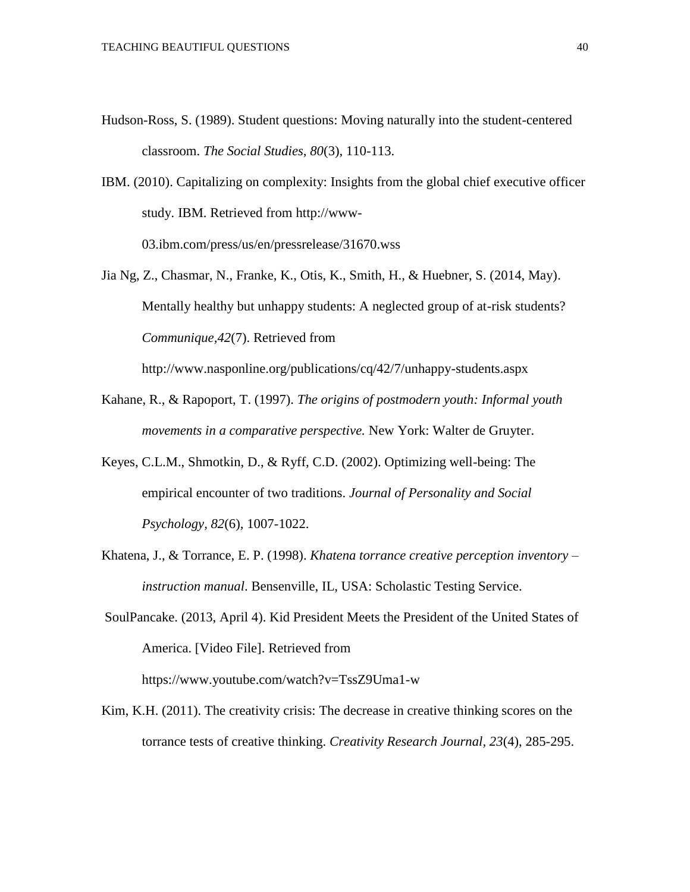Hudson-Ross, S. (1989). Student questions: Moving naturally into the student-centered classroom. *The Social Studies, 80*(3), 110-113.

IBM. (2010). Capitalizing on complexity: Insights from the global chief executive officer study. IBM. Retrieved from http://www-03.ibm.com/press/us/en/pressrelease/31670.wss

Jia Ng, Z., Chasmar, N., Franke, K., Otis, K., Smith, H., & Huebner, S. (2014, May). Mentally healthy but unhappy students: A neglected group of at-risk students? *Communique*,*42*(7). Retrieved from http://www.nasponline.org/publications/cq/42/7/unhappy-students.aspx

Kahane, R., & Rapoport, T. (1997). *The origins of postmodern youth: Informal youth movements in a comparative perspective.* New York: Walter de Gruyter.

Keyes, C.L.M., Shmotkin, D., & Ryff, C.D. (2002). Optimizing well-being: The empirical encounter of two traditions. *Journal of Personality and Social Psychology, 82*(6), 1007-1022.

Khatena, J., & Torrance, E. P. (1998). *Khatena torrance creative perception inventory – instruction manual*. Bensenville, IL, USA: Scholastic Testing Service.

SoulPancake. (2013, April 4). Kid President Meets the President of the United States of America. [Video File]. Retrieved from https://www.youtube.com/watch?v=TssZ9Uma1-w

Kim, K.H. (2011). The creativity crisis: The decrease in creative thinking scores on the torrance tests of creative thinking. *Creativity Research Journal, 23*(4), 285-295.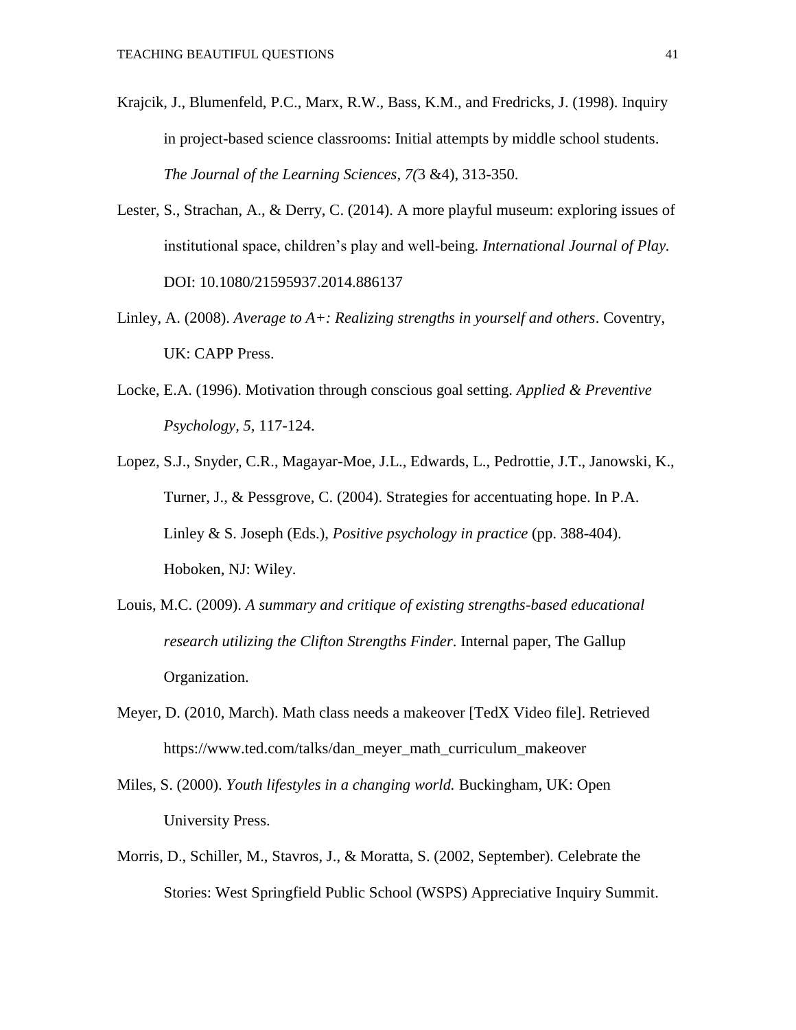Krajcik, J., Blumenfeld, P.C., Marx, R.W., Bass, K.M., and Fredricks, J. (1998). Inquiry in project-based science classrooms: Initial attempts by middle school students. *The Journal of the Learning Sciences, 7(*3 &4), 313-350.

Lester, S., Strachan, A., & Derry, C. (2014). A more playful museum: exploring issues of institutional space, children's play and well-being. *International Journal of Play.* DOI: 10.1080/21595937.2014.886137

Linley, A. (2008). *Average to A+: Realizing strengths in yourself and others*. Coventry, UK: CAPP Press.

Locke, E.A. (1996). Motivation through conscious goal setting. *Applied & Preventive Psychology, 5*, 117-124.

Lopez, S.J., Snyder, C.R., Magayar-Moe, J.L., Edwards, L., Pedrottie, J.T., Janowski, K., Turner, J., & Pessgrove, C. (2004). Strategies for accentuating hope. In P.A. Linley & S. Joseph (Eds.), *Positive psychology in practice* (pp. 388-404). Hoboken, NJ: Wiley.

Louis, M.C. (2009). *A summary and critique of existing strengths-based educational research utilizing the Clifton Strengths Finder*. Internal paper, The Gallup Organization.

Meyer, D. (2010, March). Math class needs a makeover [TedX Video file]. Retrieved https://www.ted.com/talks/dan_meyer_math_curriculum_makeover

Miles, S. (2000). *Youth lifestyles in a changing world.* Buckingham, UK: Open University Press.

Morris, D., Schiller, M., Stavros, J., & Moratta, S. (2002, September). Celebrate the Stories: West Springfield Public School (WSPS) Appreciative Inquiry Summit.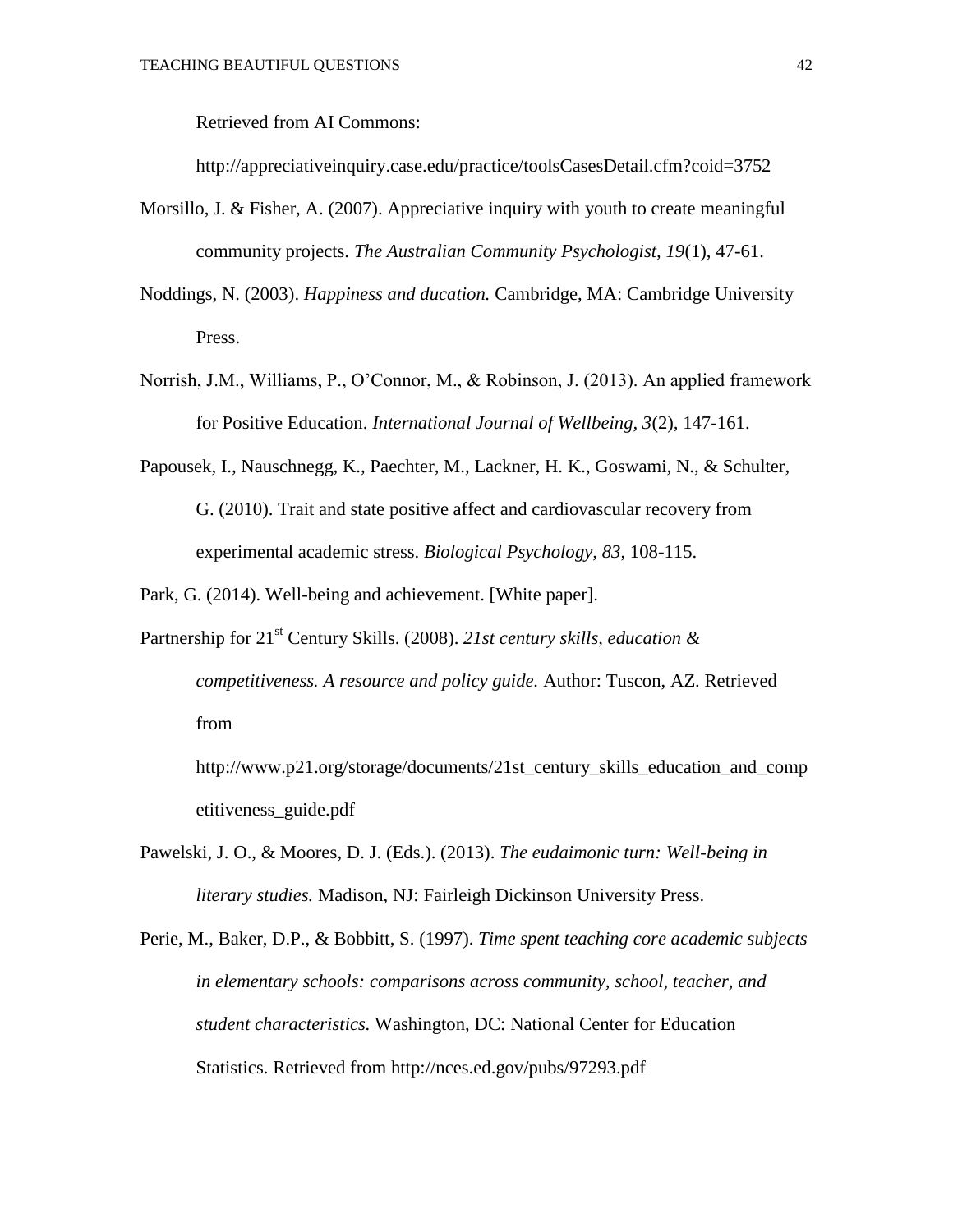Retrieved from AI Commons: http://appreciativeinquiry.case.edu/practice/toolsCasesDetail.cfm?coid=3752

Morsillo, J. & Fisher, A. (2007). Appreciative inquiry with youth to create meaningful community projects. *The Australian Community Psychologist, 19*(1), 47-61.

Noddings, N. (2003). *Happiness and ducation.* Cambridge, MA: Cambridge University Press.

Norrish, J.M., Williams, P., O'Connor, M., & Robinson, J. (2013). An applied framework for Positive Education. *International Journal of Wellbeing, 3*(2), 147-161.

Papousek, I., Nauschnegg, K., Paechter, M., Lackner, H. K., Goswami, N., & Schulter, G. (2010). Trait and state positive affect and cardiovascular recovery from experimental academic stress. *Biological Psychology, 83*, 108-115.

Park, G. (2014). Well-being and achievement. [White paper].

Partnership for 21st Century Skills. (2008). *21st century skills, education & competitiveness. A resource and policy guide.* Author: Tuscon, AZ. Retrieved from http://www.p21.org/storage/documents/21st_century_skills_education_and_competitiveness_guide.pdf

Pawelski, J. O., & Moores, D. J. (Eds.). (2013). *The eudaimonic turn: Well-being in literary studies.* Madison, NJ: Fairleigh Dickinson University Press.

Perie, M., Baker, D.P., & Bobbitt, S. (1997). *Time spent teaching core academic subjects in elementary schools: comparisons across community, school, teacher, and student characteristics.* Washington, DC: National Center for Education Statistics. Retrieved from http://nces.ed.gov/pubs/97293.pdf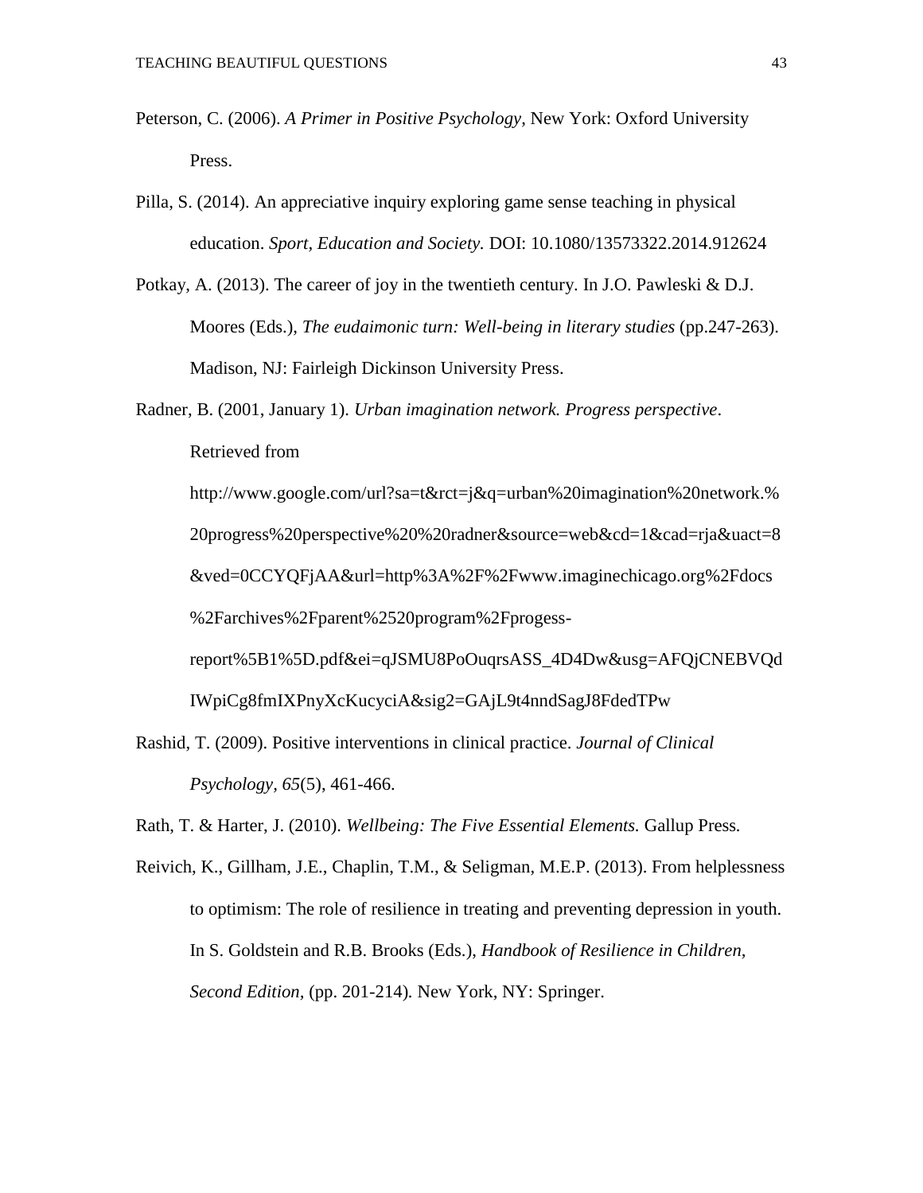Peterson, C. (2006). *A Primer in Positive Psychology*, New York: Oxford University Press.

Pilla, S. (2014). An appreciative inquiry exploring game sense teaching in physical education. *Sport, Education and Society.* DOI: 10.1080/13573322.2014.912624

Potkay, A. (2013). The career of joy in the twentieth century. In J.O. Pawleski & D.J. Moores (Eds.), *The eudaimonic turn: Well-being in literary studies* (pp.247-263). Madison, NJ: Fairleigh Dickinson University Press.

Radner, B. (2001, January 1). *Urban imagination network. Progress perspective*. Retrieved from http://www.google.com/url?sa=t&rct=j&q=urban%20imagination%20network.%20progress%20perspective%20%20radner&source=web&cd=1&cad=rja&uact=8&ved=0CCYQFjAA&url=http%3A%2F%2Fwww.imaginechicago.org%2Fdocs%2Farchives%2Fparent%2520program%2Fprogess-report%5B1%5D.pdf&ei=qJSMU8PoOuqrsASS_4D4Dw&usg=AFQjCNEBVQdIWpiCg8fmIXPnyXcKucyciA&sig2=GAjL9t4nndSagJ8FdedTPw

Rashid, T. (2009). Positive interventions in clinical practice. *Journal of Clinical Psychology, 65*(5), 461-466.

Rath, T. & Harter, J. (2010). *Wellbeing: The Five Essential Elements.* Gallup Press.

Reivich, K., Gillham, J.E., Chaplin, T.M., & Seligman, M.E.P. (2013). From helplessness to optimism: The role of resilience in treating and preventing depression in youth. In S. Goldstein and R.B. Brooks (Eds.), *Handbook of Resilience in Children, Second Edition*, (pp. 201-214). New York, NY: Springer.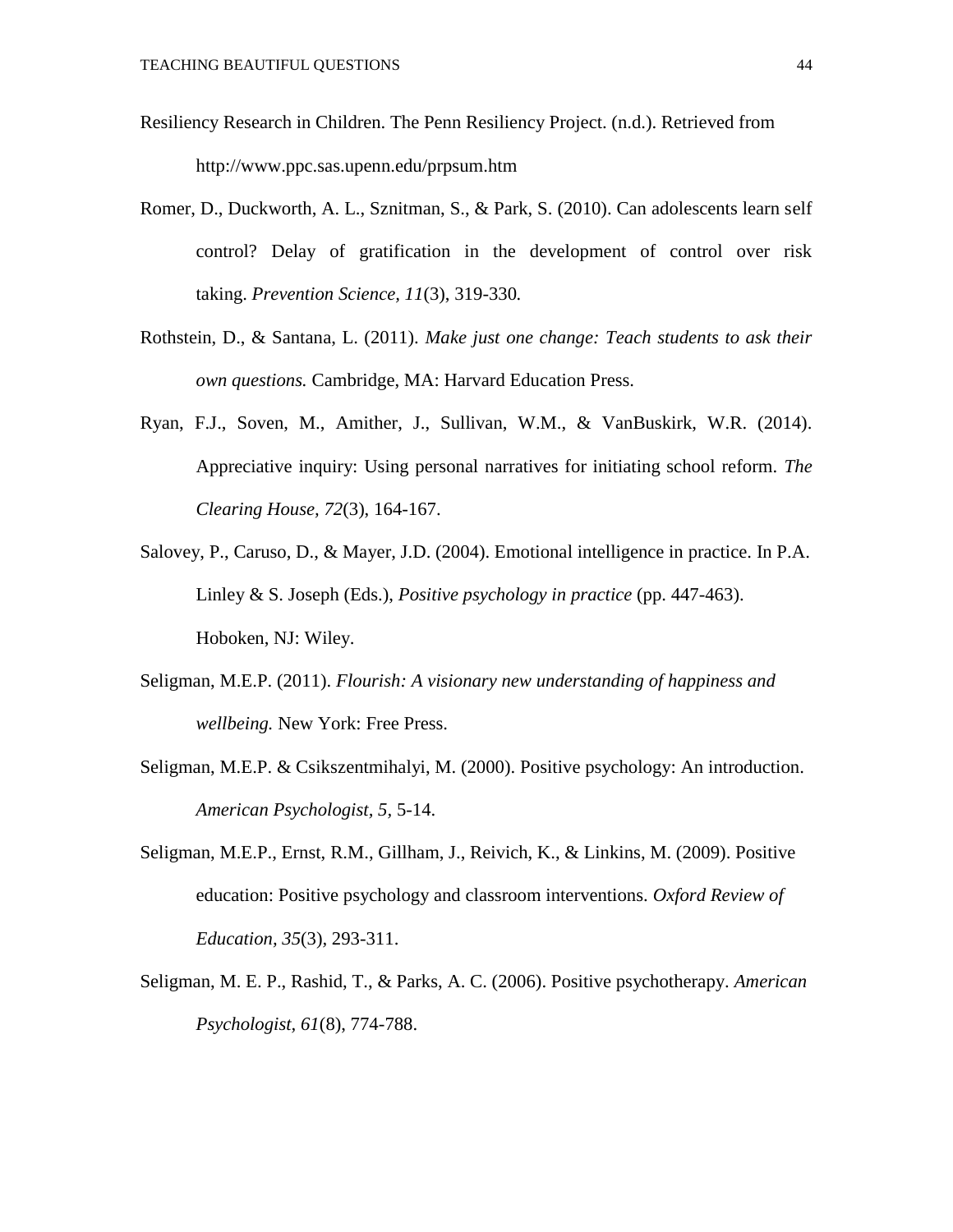Resiliency Research in Children. The Penn Resiliency Project. (n.d.). Retrieved from http://www.ppc.sas.upenn.edu/prpsum.htm

Romer, D., Duckworth, A. L., Sznitman, S., & Park, S. (2010). Can adolescents learn self control? Delay of gratification in the development of control over risk taking. *Prevention Science, 11*(3), 319-330*.*

Rothstein, D., & Santana, L. (2011). *Make just one change: Teach students to ask their own questions.* Cambridge, MA: Harvard Education Press.

Ryan, F.J., Soven, M., Amither, J., Sullivan, W.M., & VanBuskirk, W.R. (2014). Appreciative inquiry: Using personal narratives for initiating school reform. *The Clearing House, 72*(3), 164-167.

Salovey, P., Caruso, D., & Mayer, J.D. (2004). Emotional intelligence in practice. In P.A. Linley & S. Joseph (Eds.), *Positive psychology in practice* (pp. 447-463). Hoboken, NJ: Wiley.

Seligman, M.E.P. (2011). *Flourish: A visionary new understanding of happiness and wellbeing.* New York: Free Press.

Seligman, M.E.P. & Csikszentmihalyi, M. (2000). Positive psychology: An introduction. *American Psychologist, 5*, 5-14.

Seligman, M.E.P., Ernst, R.M., Gillham, J., Reivich, K., & Linkins, M. (2009). Positive education: Positive psychology and classroom interventions. *Oxford Review of Education, 35*(3), 293-311.

Seligman, M. E. P., Rashid, T., & Parks, A. C. (2006). Positive psychotherapy. *American Psychologist, 61*(8), 774-788.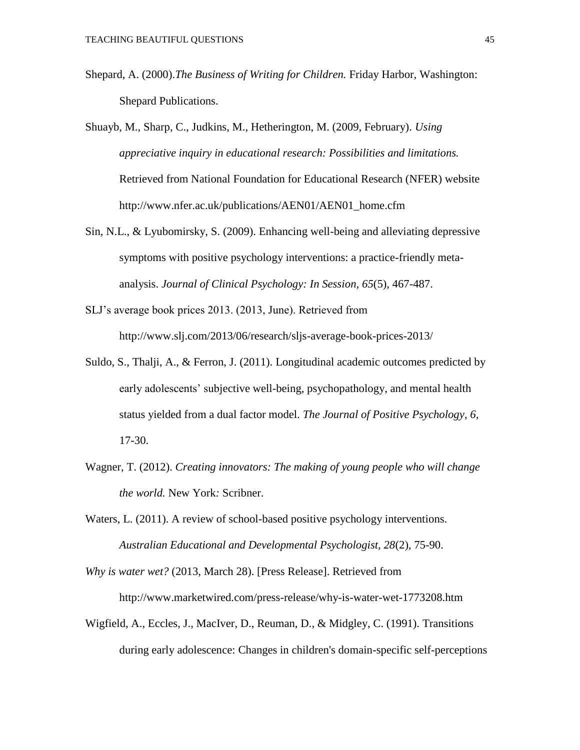Shepard, A. (2000).*The Business of Writing for Children.* Friday Harbor, Washington: Shepard Publications.

Shuayb, M., Sharp, C., Judkins, M., Hetherington, M. (2009, February). *Using appreciative inquiry in educational research: Possibilities and limitations.* Retrieved from National Foundation for Educational Research (NFER) website http://www.nfer.ac.uk/publications/AEN01/AEN01_home.cfm

Sin, N.L., & Lyubomirsky, S. (2009). Enhancing well-being and alleviating depressive symptoms with positive psychology interventions: a practice-friendly meta-analysis. *Journal of Clinical Psychology: In Session, 65*(5), 467-487.

SLJ's average book prices 2013. (2013, June). Retrieved from http://www.slj.com/2013/06/research/sljs-average-book-prices-2013/

Suldo, S., Thalji, A., & Ferron, J. (2011). Longitudinal academic outcomes predicted by early adolescents' subjective well-being, psychopathology, and mental health status yielded from a dual factor model. *The Journal of Positive Psychology, 6,* 17-30.

Wagner, T. (2012). *Creating innovators: The making of young people who will change the world.* New York*:* Scribner.

Waters, L. (2011). A review of school-based positive psychology interventions. *Australian Educational and Developmental Psychologist, 28*(2), 75-90.

*Why is water wet?* (2013, March 28). [Press Release]. Retrieved from http://www.marketwired.com/press-release/why-is-water-wet-1773208.htm

Wigfield, A., Eccles, J., MacIver, D., Reuman, D., & Midgley, C. (1991). Transitions during early adolescence: Changes in children's domain-specific self-perceptions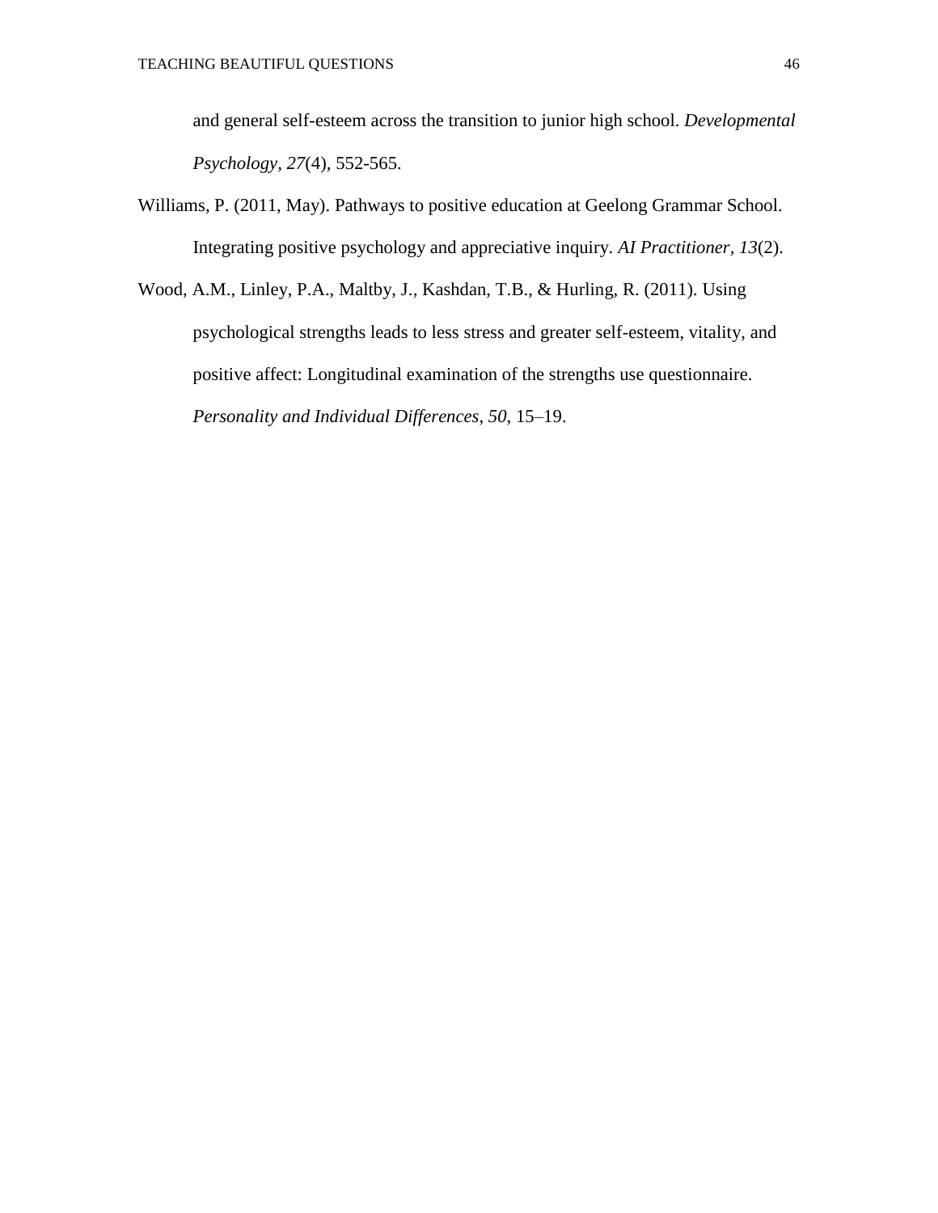and general self-esteem across the transition to junior high school. *Developmental Psychology, 27*(4), 552-565.

Williams, P. (2011, May). Pathways to positive education at Geelong Grammar School. Integrating positive psychology and appreciative inquiry. *AI Practitioner, 13*(2).

Wood, A.M., Linley, P.A., Maltby, J., Kashdan, T.B., & Hurling, R. (2011). Using psychological strengths leads to less stress and greater self-esteem, vitality, and positive affect: Longitudinal examination of the strengths use questionnaire. *Personality and Individual Differences*, *50*, 15–19.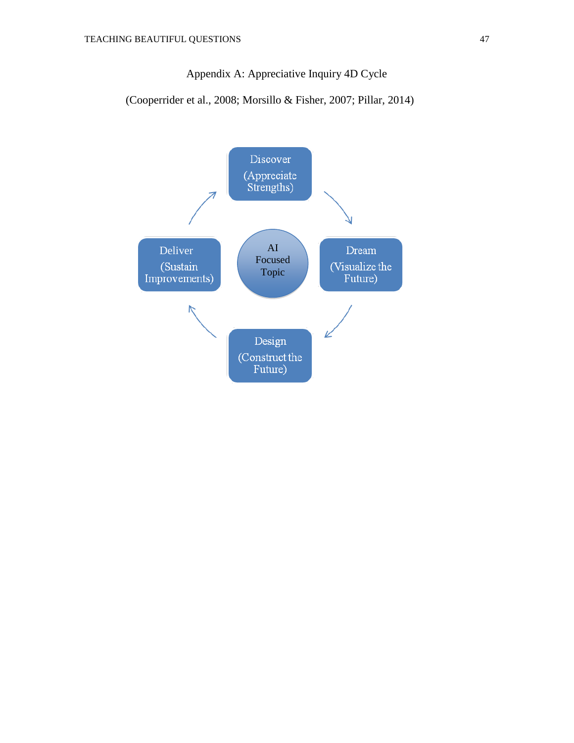# Appendix A: Appreciative Inquiry 4D Cycle

(Cooperrider et al., 2008; Morsillo & Fisher, 2007; Pillar, 2014)

Discover (Appreciate Strengths)

Dream (Visualize the Future)

Design (Construct the Future)

Deliver (Sustain Improvements)

AI Focused Topic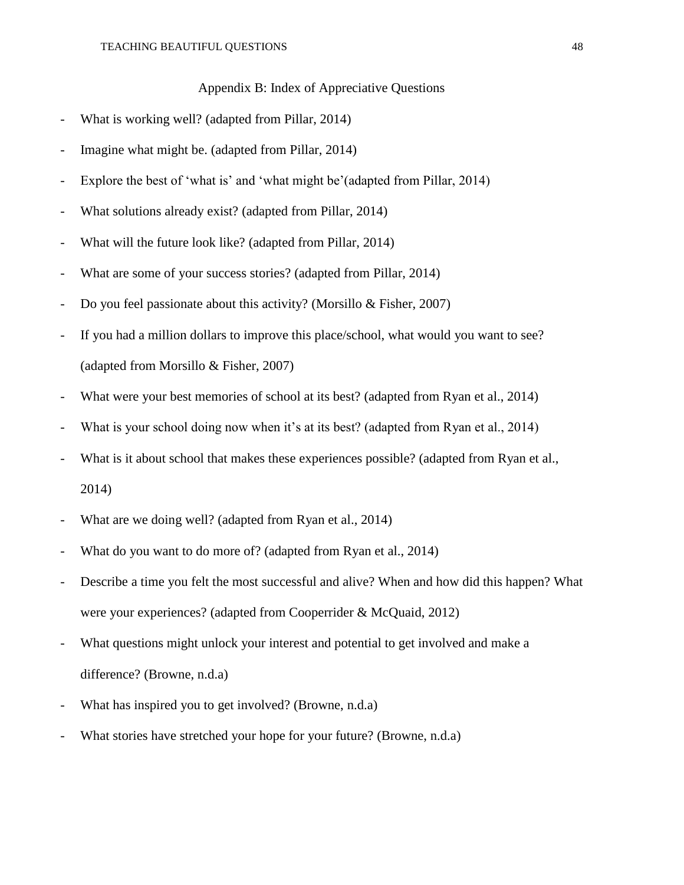# Appendix B: Index of Appreciative Questions

- What is working well? (adapted from Pillar, 2014)
- Imagine what might be. (adapted from Pillar, 2014)
- Explore the best of 'what is' and 'what might be'(adapted from Pillar, 2014)
- What solutions already exist? (adapted from Pillar, 2014)
- What will the future look like? (adapted from Pillar, 2014)
- What are some of your success stories? (adapted from Pillar, 2014)
- Do you feel passionate about this activity? (Morsillo & Fisher, 2007)
- If you had a million dollars to improve this place/school, what would you want to see? (adapted from Morsillo & Fisher, 2007)
- What were your best memories of school at its best? (adapted from Ryan et al., 2014)
- What is your school doing now when it's at its best? (adapted from Ryan et al., 2014)
- What is it about school that makes these experiences possible? (adapted from Ryan et al., 2014)
- What are we doing well? (adapted from Ryan et al., 2014)
- What do you want to do more of? (adapted from Ryan et al., 2014)
- Describe a time you felt the most successful and alive? When and how did this happen? What were your experiences? (adapted from Cooperrider & McQuaid, 2012)
- What questions might unlock your interest and potential to get involved and make a difference? (Browne, n.d.a)
- What has inspired you to get involved? (Browne, n.d.a)
- What stories have stretched your hope for your future? (Browne, n.d.a)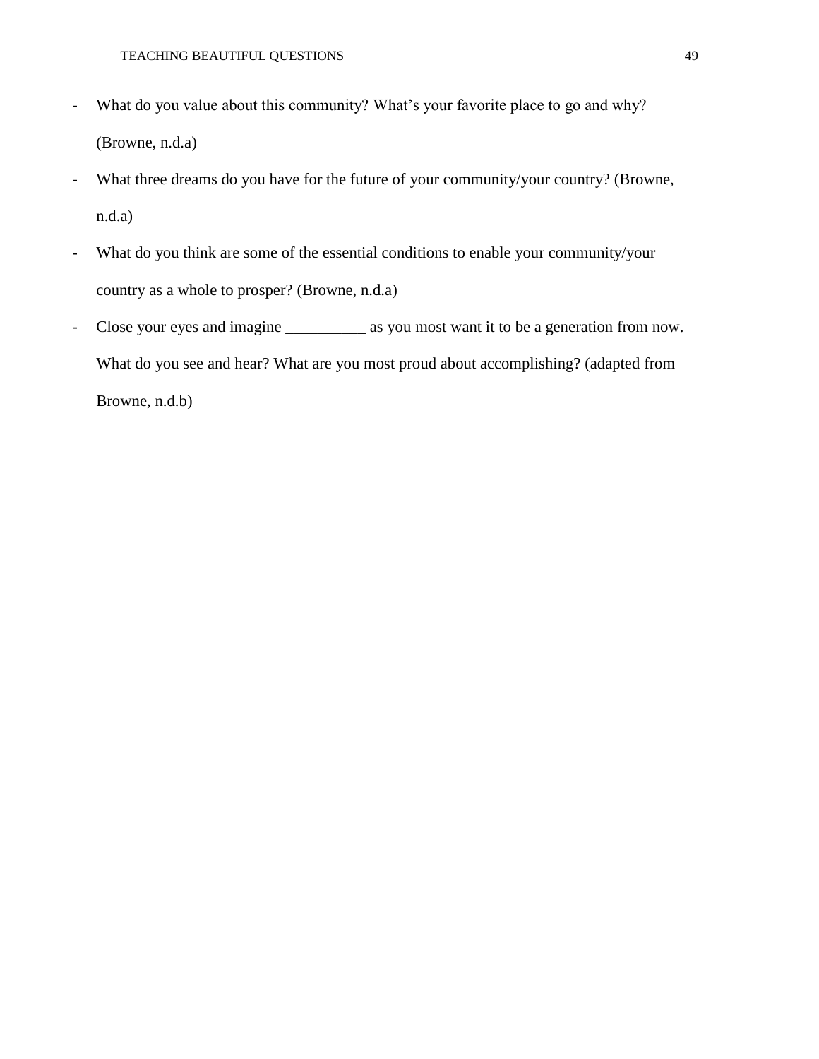- What do you value about this community? What's your favorite place to go and why? (Browne, n.d.a)
- What three dreams do you have for the future of your community/your country? (Browne, n.d.a)
- What do you think are some of the essential conditions to enable your community/your country as a whole to prosper? (Browne, n.d.a)
- Close your eyes and imagine __________ as you most want it to be a generation from now. What do you see and hear? What are you most proud about accomplishing? (adapted from Browne, n.d.b)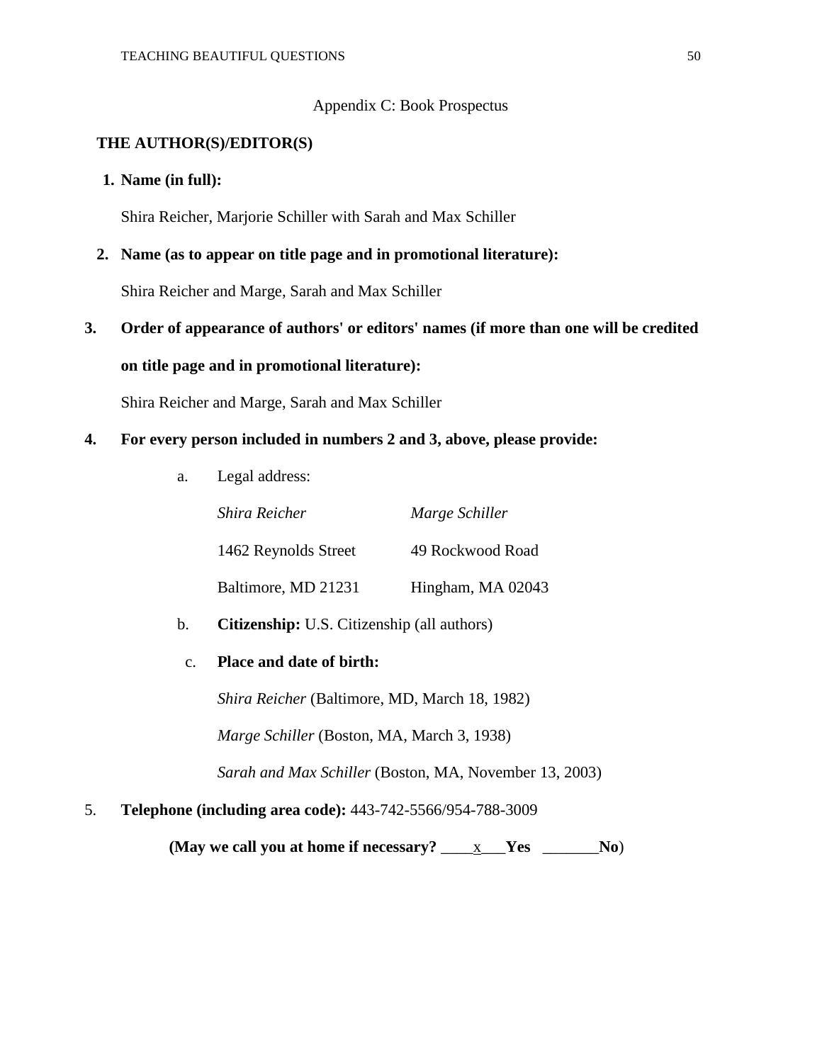Appendix C: Book Prospectus

**THE AUTHOR(S)/EDITOR(S)**

1. **Name (in full):**

   Shira Reicher, Marjorie Schiller with Sarah and Max Schiller

2. **Name (as to appear on title page and in promotional literature):**

   Shira Reicher and Marge, Sarah and Max Schiller

3. **Order of appearance of authors' or editors' names (if more than one will be credited on title page and in promotional literature):**

   Shira Reicher and Marge, Sarah and Max Schiller

4. **For every person included in numbers 2 and 3, above, please provide:**

   a. Legal address:

   | *Shira Reicher* | *Marge Schiller* |
   |---|---|
   | 1462 Reynolds Street | 49 Rockwood Road |
   | Baltimore, MD 21231 | Hingham, MA 02043 |

   b. **Citizenship:** U.S. Citizenship (all authors)

   c. **Place and date of birth:**

   *Shira Reicher* (Baltimore, MD, March 18, 1982)

   *Marge Schiller* (Boston, MA, March 3, 1938)

   *Sarah and Max Schiller* (Boston, MA, November 13, 2003)

5. **Telephone (including area code):** 443-742-5566/954-788-3009

   **(May we call you at home if necessary?** ____x___**Yes** _______**No**)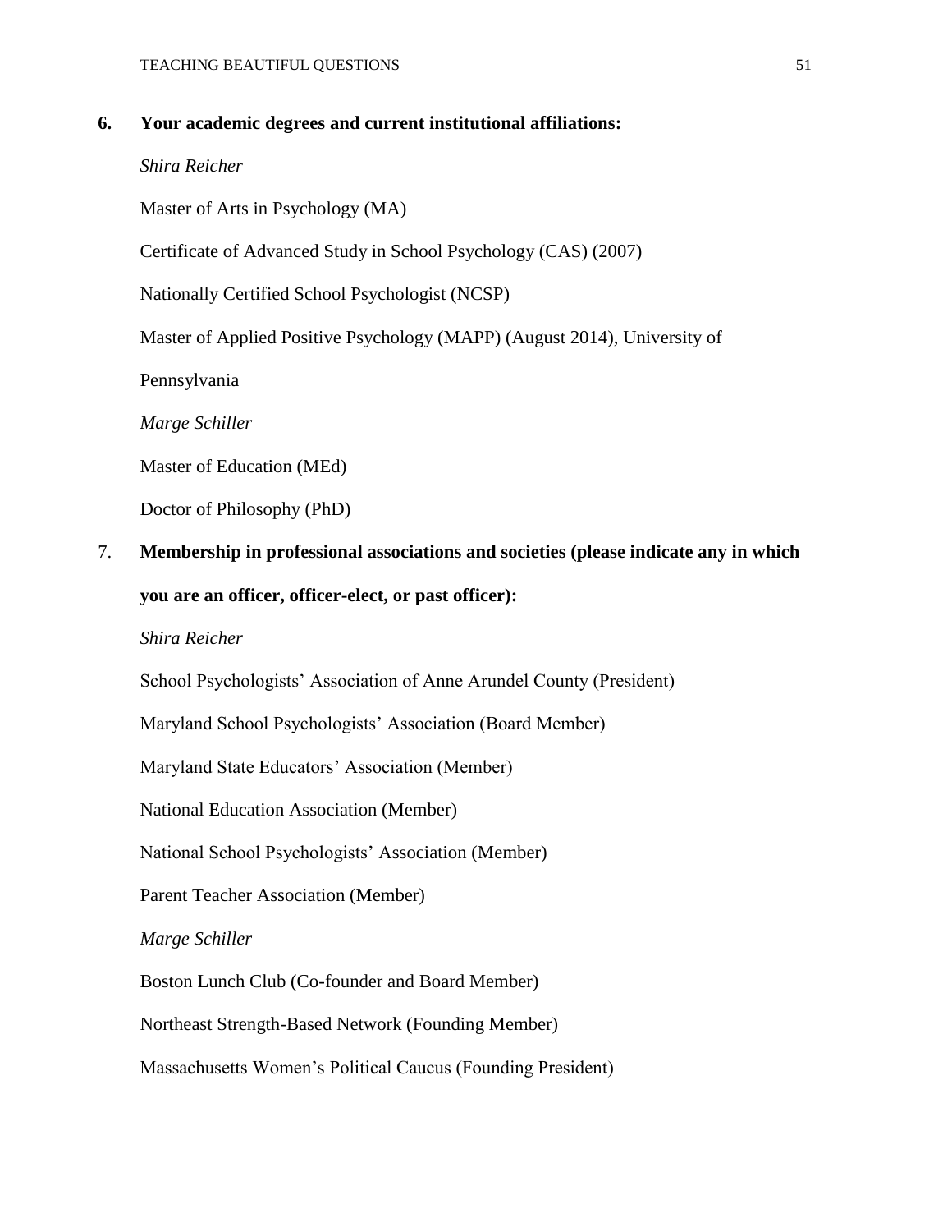**6. Your academic degrees and current institutional affiliations:**

*Shira Reicher*

Master of Arts in Psychology (MA)

Certificate of Advanced Study in School Psychology (CAS) (2007)

Nationally Certified School Psychologist (NCSP)

Master of Applied Positive Psychology (MAPP) (August 2014), University of Pennsylvania

*Marge Schiller*

Master of Education (MEd)

Doctor of Philosophy (PhD)

7. **Membership in professional associations and societies (please indicate any in which you are an officer, officer-elect, or past officer):**

*Shira Reicher*

School Psychologists' Association of Anne Arundel County (President)

Maryland School Psychologists' Association (Board Member)

Maryland State Educators' Association (Member)

National Education Association (Member)

National School Psychologists' Association (Member)

Parent Teacher Association (Member)

*Marge Schiller*

Boston Lunch Club (Co-founder and Board Member)

Northeast Strength-Based Network (Founding Member)

Massachusetts Women's Political Caucus (Founding President)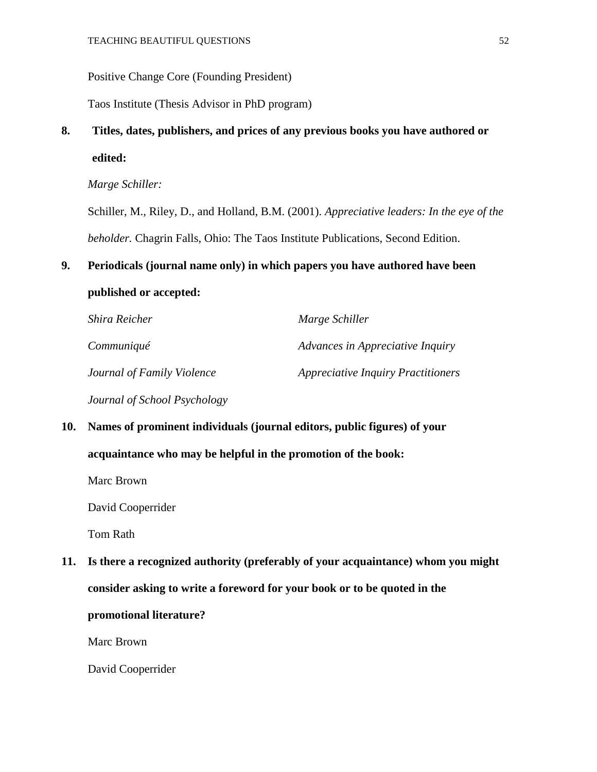Positive Change Core (Founding President)

Taos Institute (Thesis Advisor in PhD program)

**8. Titles, dates, publishers, and prices of any previous books you have authored or edited:**

*Marge Schiller:*

Schiller, M., Riley, D., and Holland, B.M. (2001). *Appreciative leaders: In the eye of the beholder.* Chagrin Falls, Ohio: The Taos Institute Publications, Second Edition.

**9. Periodicals (journal name only) in which papers you have authored have been published or accepted:**

*Shira Reicher*

*Communiqué*

*Journal of Family Violence*

*Journal of School Psychology*

*Marge Schiller*

*Advances in Appreciative Inquiry*

*Appreciative Inquiry Practitioners*

**10. Names of prominent individuals (journal editors, public figures) of your acquaintance who may be helpful in the promotion of the book:**

Marc Brown

David Cooperrider

Tom Rath

**11. Is there a recognized authority (preferably of your acquaintance) whom you might consider asking to write a foreword for your book or to be quoted in the promotional literature?**

Marc Brown

David Cooperrider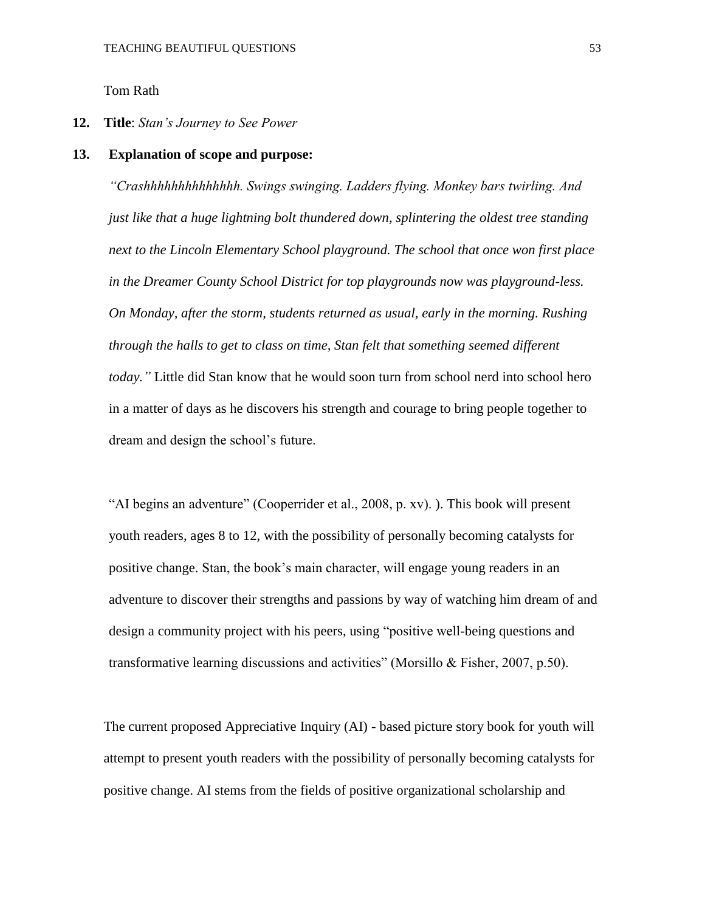Tom Rath

**12. Title**: *Stan's Journey to See Power*

**13. Explanation of scope and purpose:**

*"Crashhhhhhhhhhhhhh. Swings swinging. Ladders flying. Monkey bars twirling. And just like that a huge lightning bolt thundered down, splintering the oldest tree standing next to the Lincoln Elementary School playground. The school that once won first place in the Dreamer County School District for top playgrounds now was playground-less. On Monday, after the storm, students returned as usual, early in the morning. Rushing through the halls to get to class on time, Stan felt that something seemed different today."* Little did Stan know that he would soon turn from school nerd into school hero in a matter of days as he discovers his strength and courage to bring people together to dream and design the school's future.

"AI begins an adventure" (Cooperrider et al., 2008, p. xv). ). This book will present youth readers, ages 8 to 12, with the possibility of personally becoming catalysts for positive change. Stan, the book's main character, will engage young readers in an adventure to discover their strengths and passions by way of watching him dream of and design a community project with his peers, using "positive well-being questions and transformative learning discussions and activities" (Morsillo & Fisher, 2007, p.50).

The current proposed Appreciative Inquiry (AI) - based picture story book for youth will attempt to present youth readers with the possibility of personally becoming catalysts for positive change. AI stems from the fields of positive organizational scholarship and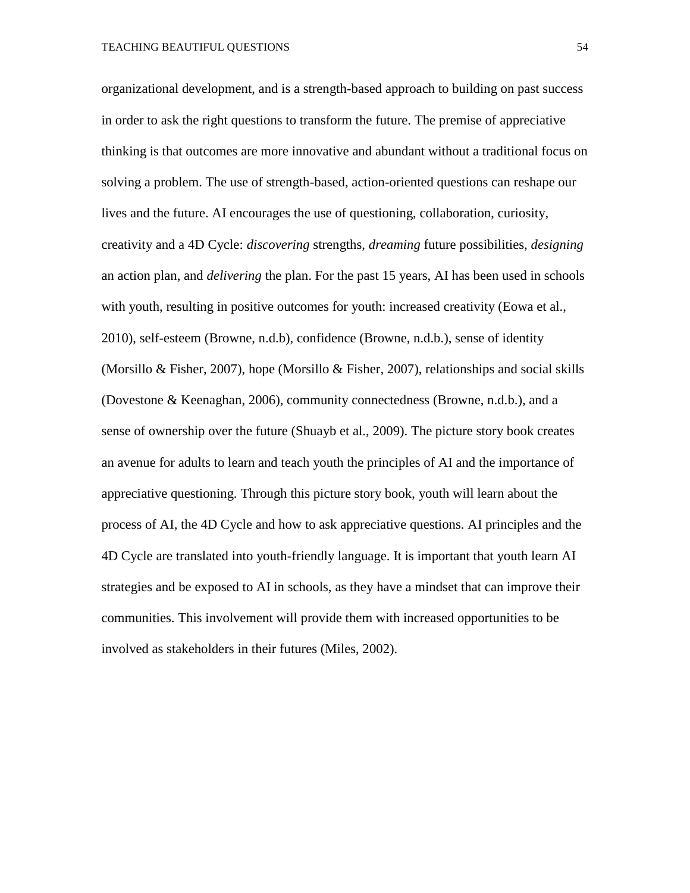organizational development, and is a strength-based approach to building on past success in order to ask the right questions to transform the future. The premise of appreciative thinking is that outcomes are more innovative and abundant without a traditional focus on solving a problem. The use of strength-based, action-oriented questions can reshape our lives and the future. AI encourages the use of questioning, collaboration, curiosity, creativity and a 4D Cycle: *discovering* strengths, *dreaming* future possibilities, *designing* an action plan, and *delivering* the plan. For the past 15 years, AI has been used in schools with youth, resulting in positive outcomes for youth: increased creativity (Eowa et al., 2010), self-esteem (Browne, n.d.b), confidence (Browne, n.d.b.), sense of identity (Morsillo & Fisher, 2007), hope (Morsillo & Fisher, 2007), relationships and social skills (Dovestone & Keenaghan, 2006), community connectedness (Browne, n.d.b.), and a sense of ownership over the future (Shuayb et al., 2009). The picture story book creates an avenue for adults to learn and teach youth the principles of AI and the importance of appreciative questioning. Through this picture story book, youth will learn about the process of AI, the 4D Cycle and how to ask appreciative questions. AI principles and the 4D Cycle are translated into youth-friendly language. It is important that youth learn AI strategies and be exposed to AI in schools, as they have a mindset that can improve their communities. This involvement will provide them with increased opportunities to be involved as stakeholders in their futures (Miles, 2002).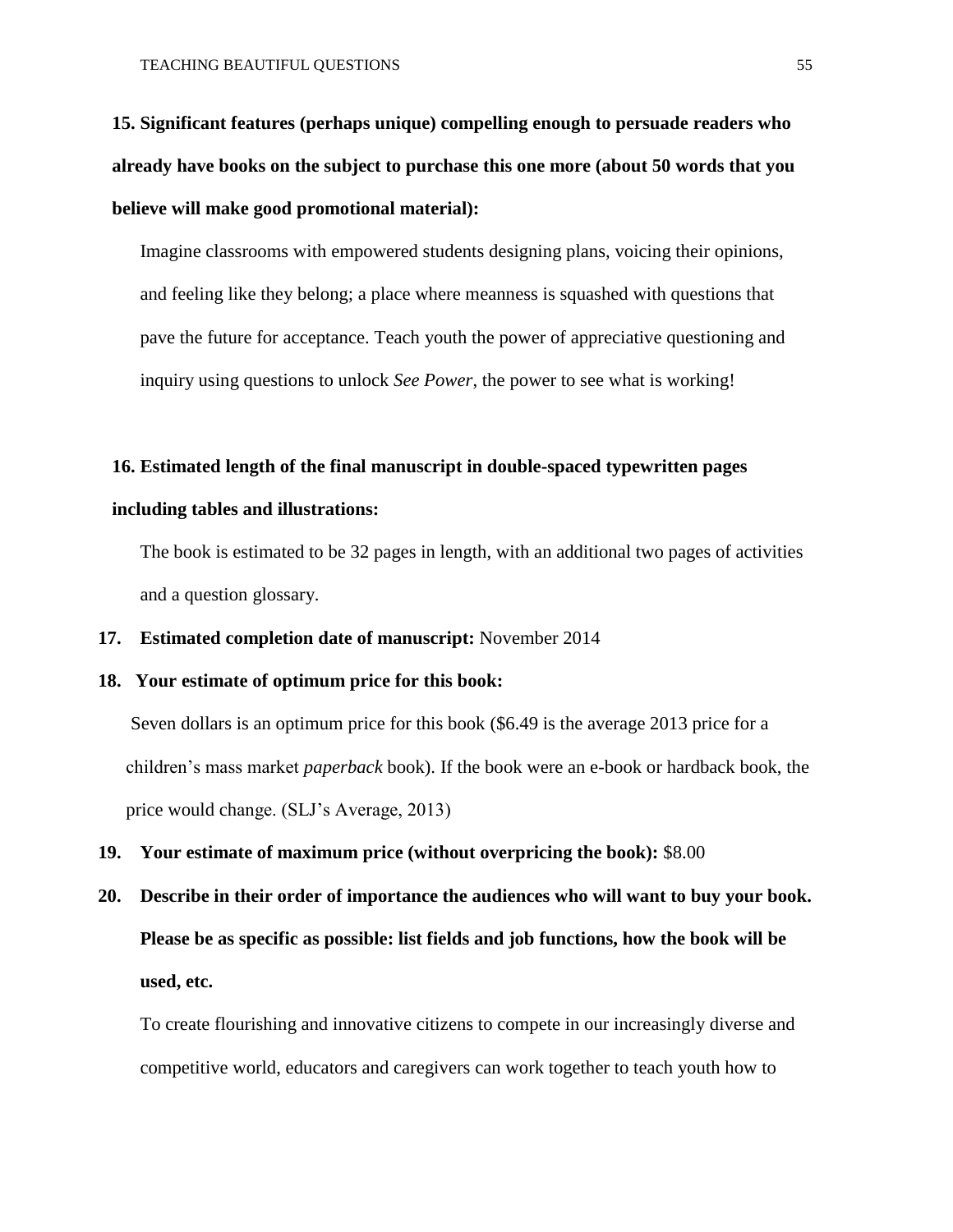**15. Significant features (perhaps unique) compelling enough to persuade readers who already have books on the subject to purchase this one more (about 50 words that you believe will make good promotional material):**

Imagine classrooms with empowered students designing plans, voicing their opinions, and feeling like they belong; a place where meanness is squashed with questions that pave the future for acceptance. Teach youth the power of appreciative questioning and inquiry using questions to unlock *See Power*, the power to see what is working!

**16. Estimated length of the final manuscript in double-spaced typewritten pages including tables and illustrations:**

The book is estimated to be 32 pages in length, with an additional two pages of activities and a question glossary.

**17. Estimated completion date of manuscript:** November 2014

**18. Your estimate of optimum price for this book:**

Seven dollars is an optimum price for this book ($6.49 is the average 2013 price for a children's mass market *paperback* book). If the book were an e-book or hardback book, the price would change. (SLJ's Average, 2013)

**19. Your estimate of maximum price (without overpricing the book):** $8.00

**20. Describe in their order of importance the audiences who will want to buy your book. Please be as specific as possible: list fields and job functions, how the book will be used, etc.**

To create flourishing and innovative citizens to compete in our increasingly diverse and competitive world, educators and caregivers can work together to teach youth how to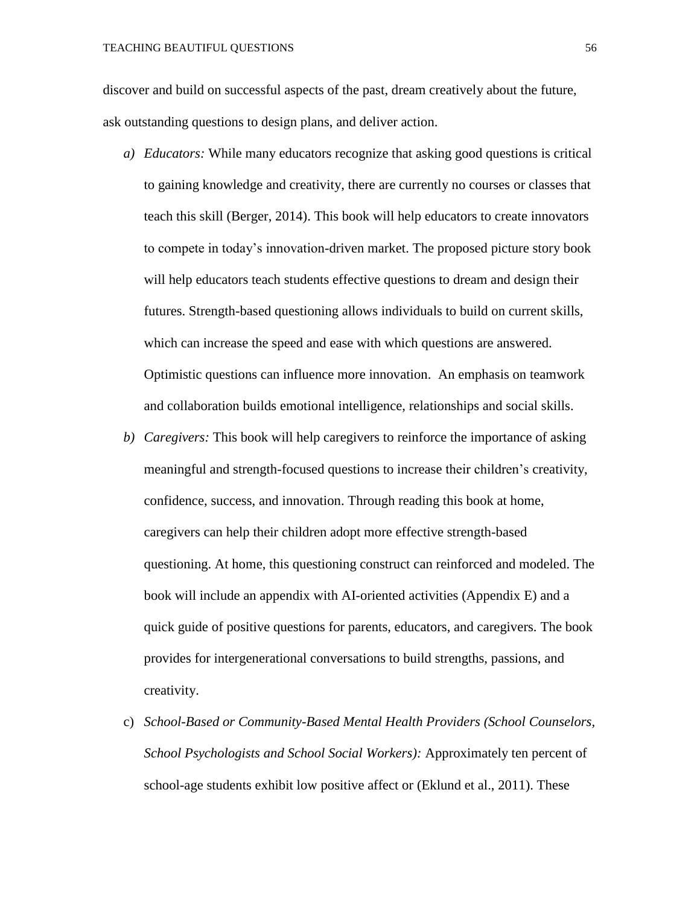discover and build on successful aspects of the past, dream creatively about the future, ask outstanding questions to design plans, and deliver action.

a) *Educators:* While many educators recognize that asking good questions is critical to gaining knowledge and creativity, there are currently no courses or classes that teach this skill (Berger, 2014). This book will help educators to create innovators to compete in today's innovation-driven market. The proposed picture story book will help educators teach students effective questions to dream and design their futures. Strength-based questioning allows individuals to build on current skills, which can increase the speed and ease with which questions are answered. Optimistic questions can influence more innovation. An emphasis on teamwork and collaboration builds emotional intelligence, relationships and social skills.

b) *Caregivers:* This book will help caregivers to reinforce the importance of asking meaningful and strength-focused questions to increase their children's creativity, confidence, success, and innovation. Through reading this book at home, caregivers can help their children adopt more effective strength-based questioning. At home, this questioning construct can reinforced and modeled. The book will include an appendix with AI-oriented activities (Appendix E) and a quick guide of positive questions for parents, educators, and caregivers. The book provides for intergenerational conversations to build strengths, passions, and creativity.

c) *School-Based or Community-Based Mental Health Providers (School Counselors, School Psychologists and School Social Workers):* Approximately ten percent of school-age students exhibit low positive affect or (Eklund et al., 2011). These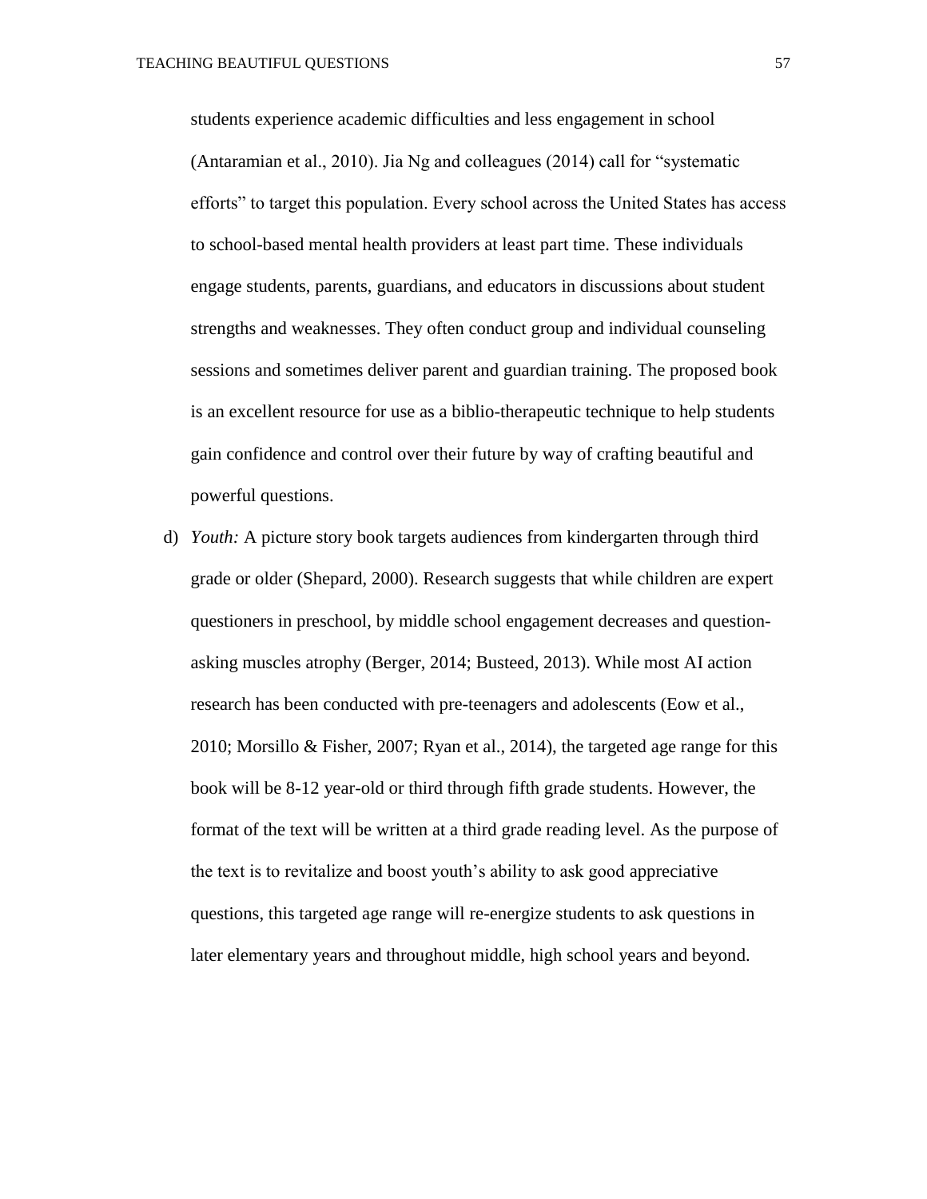students experience academic difficulties and less engagement in school (Antaramian et al., 2010). Jia Ng and colleagues (2014) call for "systematic efforts" to target this population. Every school across the United States has access to school-based mental health providers at least part time. These individuals engage students, parents, guardians, and educators in discussions about student strengths and weaknesses. They often conduct group and individual counseling sessions and sometimes deliver parent and guardian training. The proposed book is an excellent resource for use as a biblio-therapeutic technique to help students gain confidence and control over their future by way of crafting beautiful and powerful questions.

d) *Youth:* A picture story book targets audiences from kindergarten through third grade or older (Shepard, 2000). Research suggests that while children are expert questioners in preschool, by middle school engagement decreases and question-asking muscles atrophy (Berger, 2014; Busteed, 2013). While most AI action research has been conducted with pre-teenagers and adolescents (Eow et al., 2010; Morsillo & Fisher, 2007; Ryan et al., 2014), the targeted age range for this book will be 8-12 year-old or third through fifth grade students. However, the format of the text will be written at a third grade reading level. As the purpose of the text is to revitalize and boost youth's ability to ask good appreciative questions, this targeted age range will re-energize students to ask questions in later elementary years and throughout middle, high school years and beyond.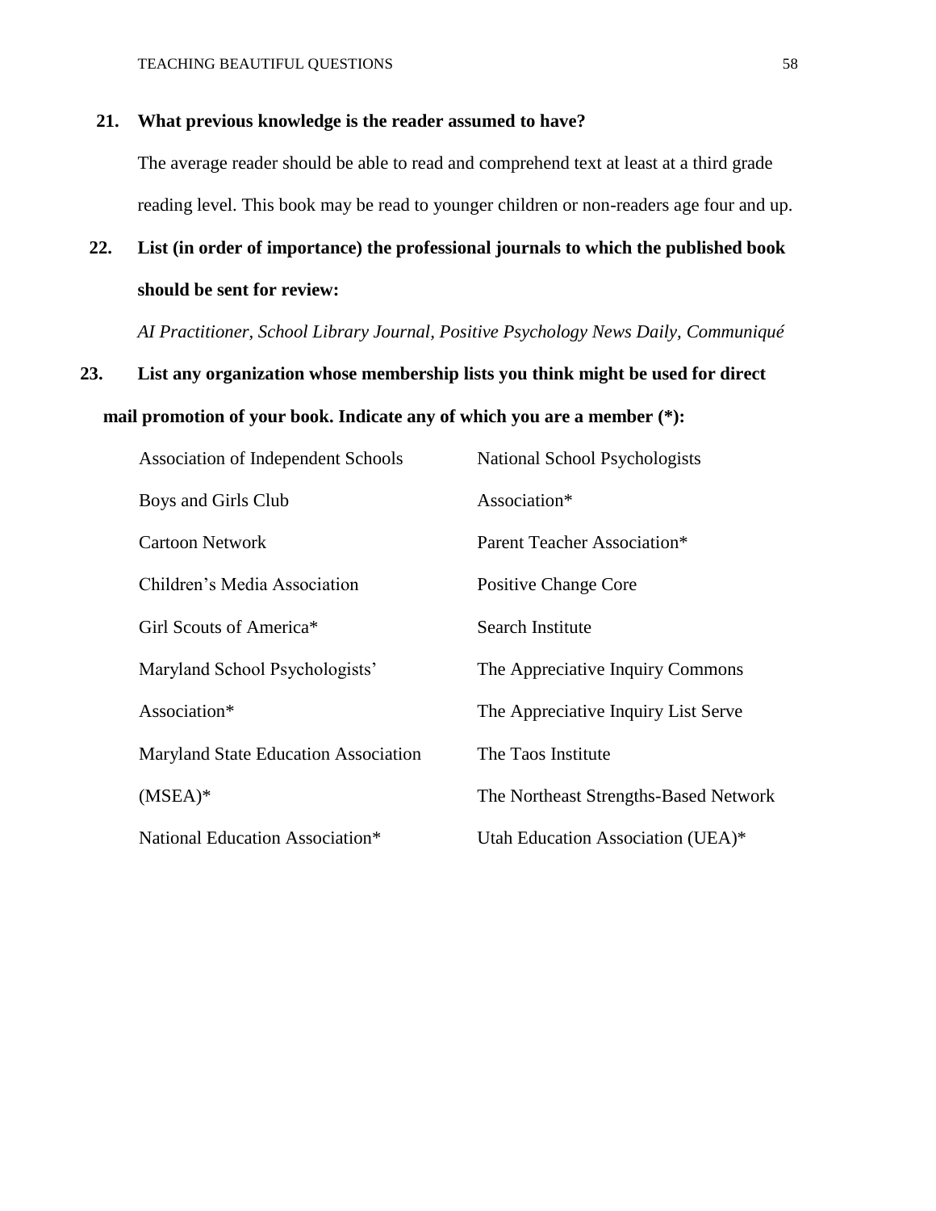**21. What previous knowledge is the reader assumed to have?**

The average reader should be able to read and comprehend text at least at a third grade reading level. This book may be read to younger children or non-readers age four and up.

**22. List (in order of importance) the professional journals to which the published book should be sent for review:**

*AI Practitioner, School Library Journal, Positive Psychology News Daily, Communiqué*

**23. List any organization whose membership lists you think might be used for direct mail promotion of your book. Indicate any of which you are a member (*):**

Association of Independent Schools

Boys and Girls Club

Cartoon Network

Children's Media Association

Girl Scouts of America*

Maryland School Psychologists' Association*

Maryland State Education Association (MSEA)*

National Education Association*

National School Psychologists Association*

Parent Teacher Association*

Positive Change Core

Search Institute

The Appreciative Inquiry Commons

The Appreciative Inquiry List Serve

The Taos Institute

The Northeast Strengths-Based Network

Utah Education Association (UEA)*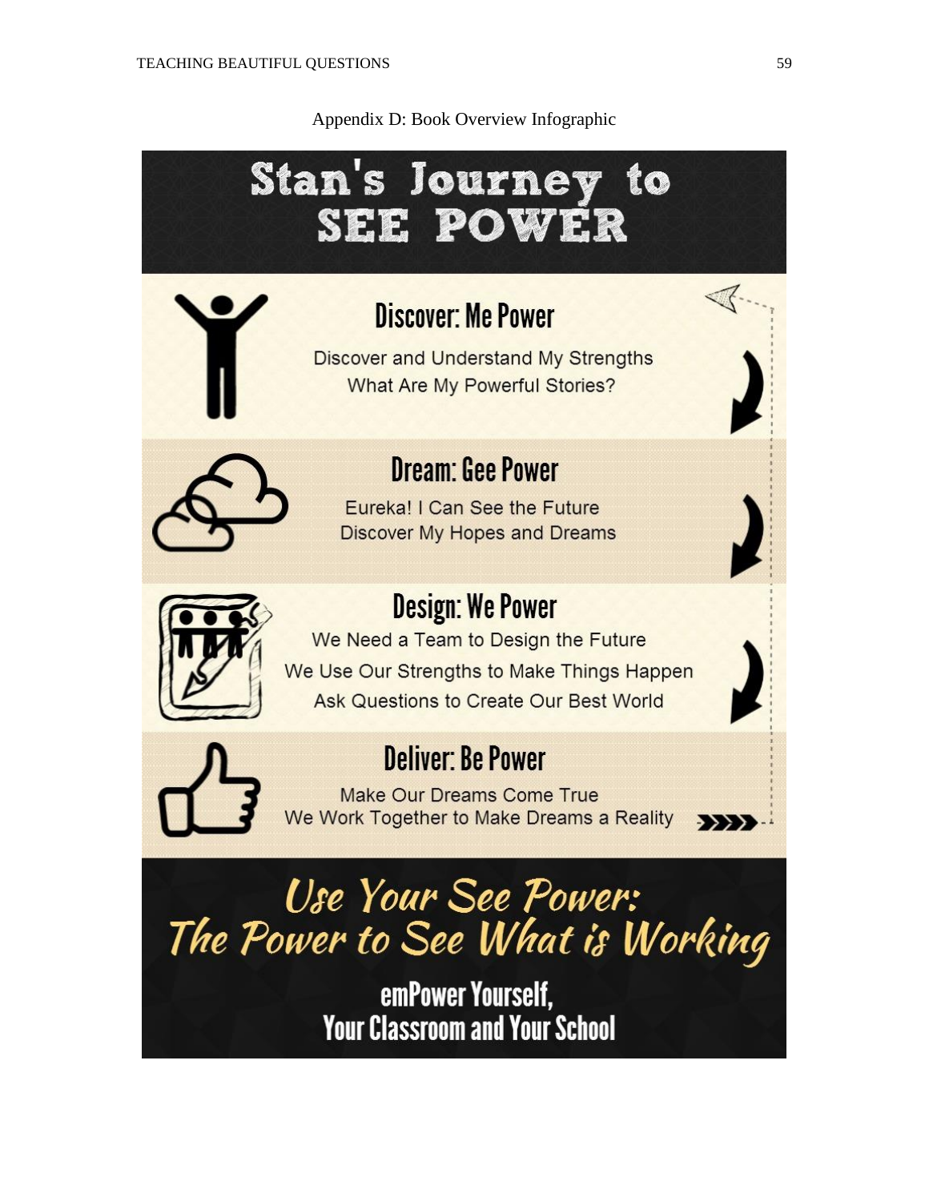Appendix D: Book Overview Infographic

# Stan's Journey to SEE POWER

## Discover: Me Power

Discover and Understand My Strengths

What Are My Powerful Stories?

## Dream: Gee Power

Eureka! I Can See the Future

Discover My Hopes and Dreams

## Design: We Power

We Need a Team to Design the Future

We Use Our Strengths to Make Things Happen

Ask Questions to Create Our Best World

## Deliver: Be Power

Make Our Dreams Come True

We Work Together to Make Dreams a Reality

## *Use Your See Power: The Power to See What is Working*

**emPower Yourself, Your Classroom and Your School**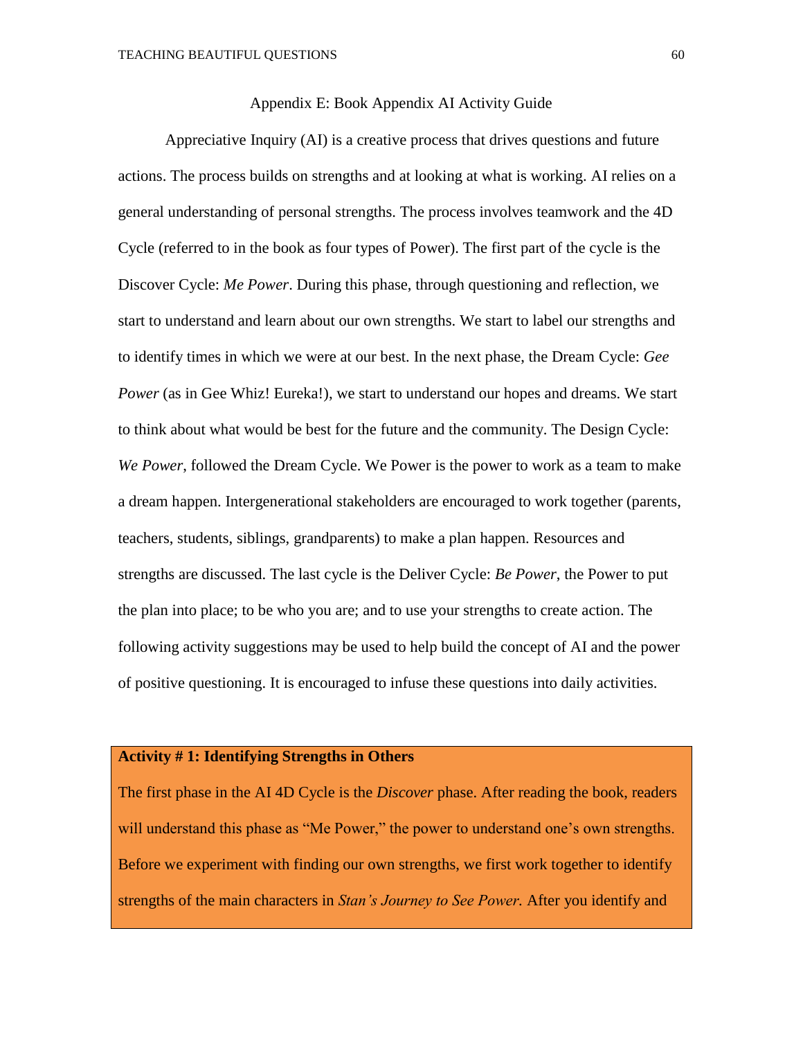## Appendix E: Book Appendix AI Activity Guide

Appreciative Inquiry (AI) is a creative process that drives questions and future actions. The process builds on strengths and at looking at what is working. AI relies on a general understanding of personal strengths. The process involves teamwork and the 4D Cycle (referred to in the book as four types of Power). The first part of the cycle is the Discover Cycle: *Me Power*. During this phase, through questioning and reflection, we start to understand and learn about our own strengths. We start to label our strengths and to identify times in which we were at our best. In the next phase, the Dream Cycle: *Gee Power* (as in Gee Whiz! Eureka!), we start to understand our hopes and dreams. We start to think about what would be best for the future and the community. The Design Cycle: *We Power*, followed the Dream Cycle. We Power is the power to work as a team to make a dream happen. Intergenerational stakeholders are encouraged to work together (parents, teachers, students, siblings, grandparents) to make a plan happen. Resources and strengths are discussed. The last cycle is the Deliver Cycle: *Be Power*, the Power to put the plan into place; to be who you are; and to use your strengths to create action. The following activity suggestions may be used to help build the concept of AI and the power of positive questioning. It is encouraged to infuse these questions into daily activities.

**Activity # 1: Identifying Strengths in Others**

The first phase in the AI 4D Cycle is the *Discover* phase. After reading the book, readers will understand this phase as "Me Power," the power to understand one's own strengths. Before we experiment with finding our own strengths, we first work together to identify strengths of the main characters in *Stan's Journey to See Power.* After you identify and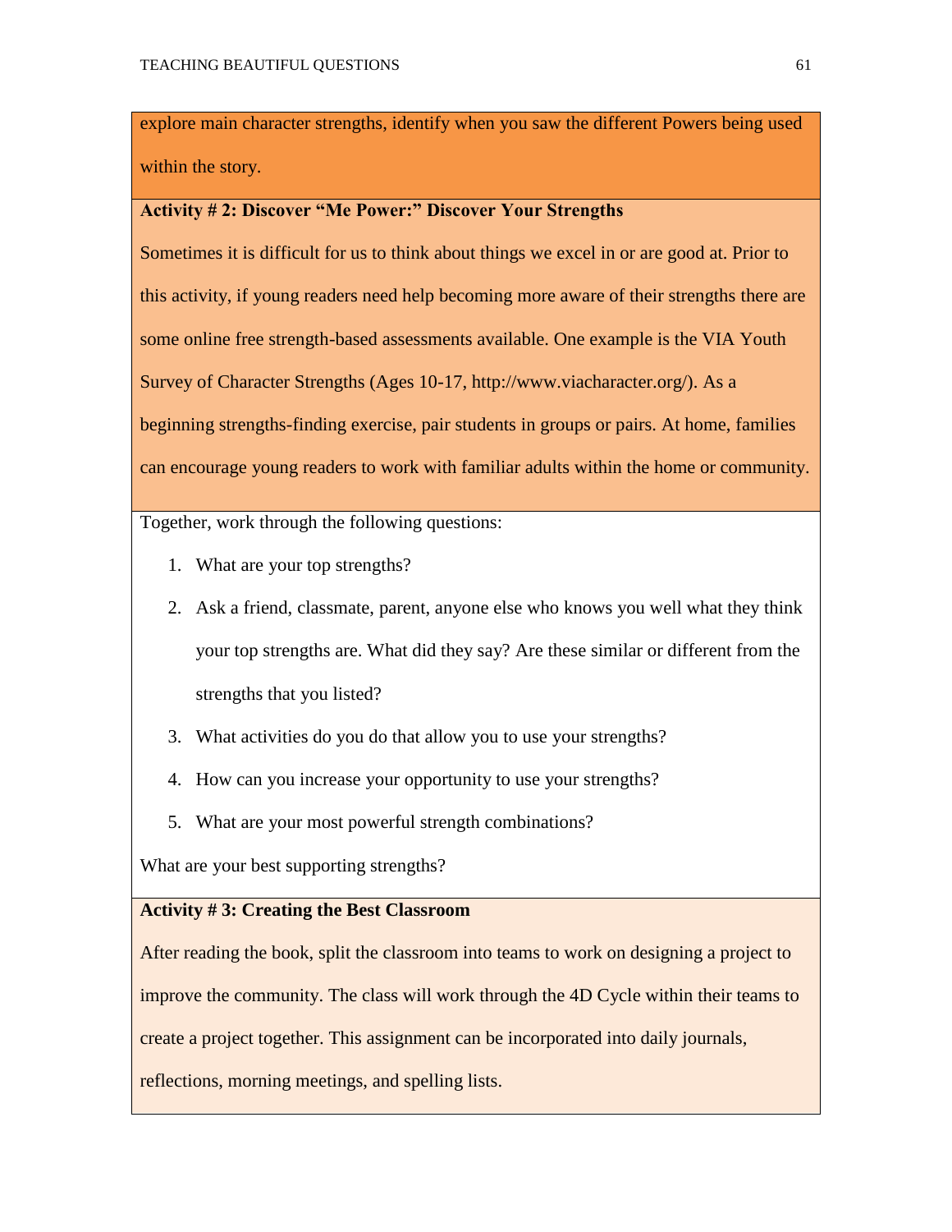explore main character strengths, identify when you saw the different Powers being used within the story.

**Activity # 2: Discover "Me Power:" Discover Your Strengths**

Sometimes it is difficult for us to think about things we excel in or are good at. Prior to this activity, if young readers need help becoming more aware of their strengths there are some online free strength-based assessments available. One example is the VIA Youth Survey of Character Strengths (Ages 10-17, http://www.viacharacter.org/). As a beginning strengths-finding exercise, pair students in groups or pairs. At home, families can encourage young readers to work with familiar adults within the home or community.

Together, work through the following questions:

1. What are your top strengths?
2. Ask a friend, classmate, parent, anyone else who knows you well what they think your top strengths are. What did they say? Are these similar or different from the strengths that you listed?
3. What activities do you do that allow you to use your strengths?
4. How can you increase your opportunity to use your strengths?
5. What are your most powerful strength combinations?

What are your best supporting strengths?

**Activity # 3: Creating the Best Classroom**

After reading the book, split the classroom into teams to work on designing a project to improve the community. The class will work through the 4D Cycle within their teams to create a project together. This assignment can be incorporated into daily journals, reflections, morning meetings, and spelling lists.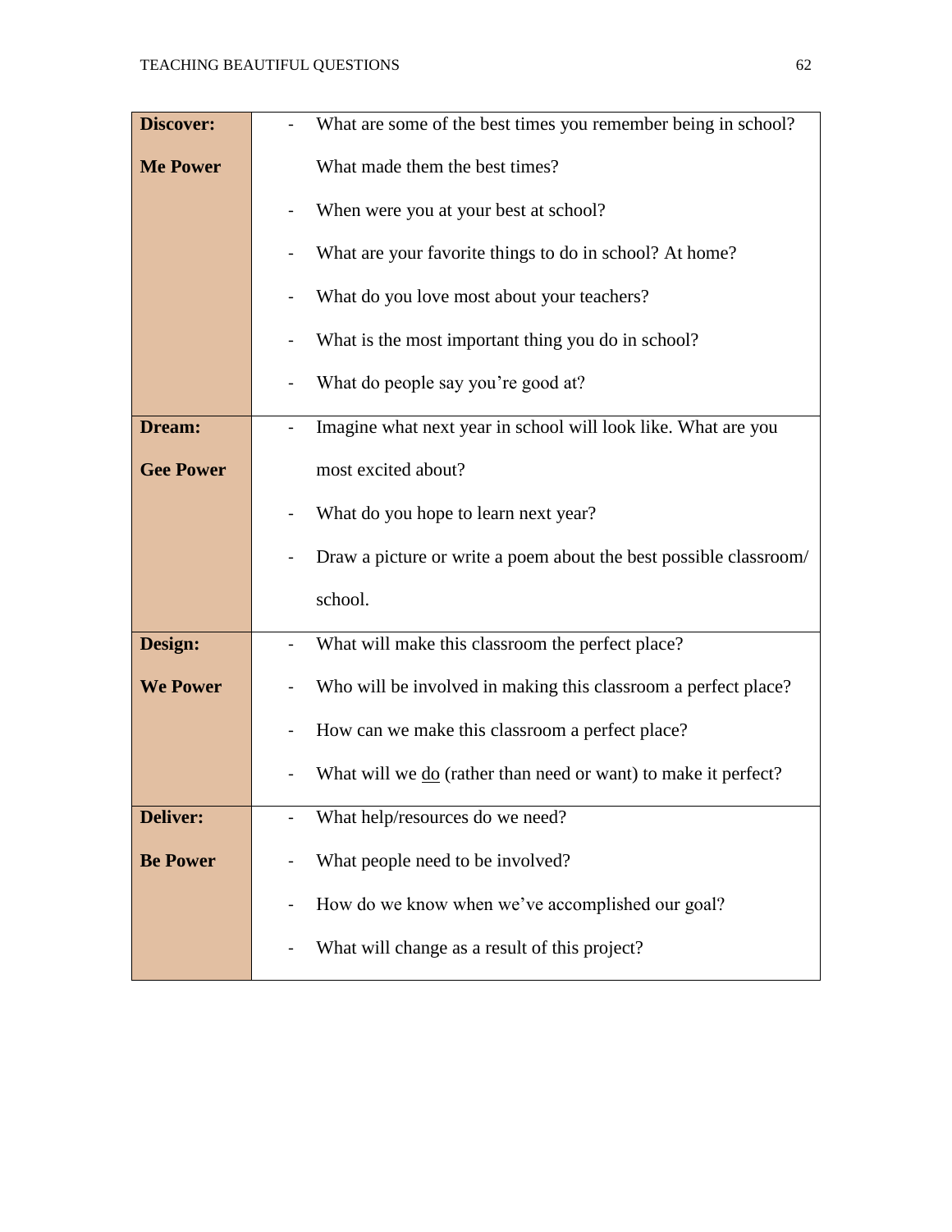| | |
|---|---|
| **Discover:**<br><br>**Me Power** | - What are some of the best times you remember being in school? What made them the best times?<br>- When were you at your best at school?<br>- What are your favorite things to do in school? At home?<br>- What do you love most about your teachers?<br>- What is the most important thing you do in school?<br>- What do people say you're good at? |
| **Dream:**<br><br>**Gee Power** | - Imagine what next year in school will look like. What are you most excited about?<br>- What do you hope to learn next year?<br>- Draw a picture or write a poem about the best possible classroom/ school. |
| **Design:**<br><br>**We Power** | - What will make this classroom the perfect place?<br>- Who will be involved in making this classroom a perfect place?<br>- How can we make this classroom a perfect place?<br>- What will we <u>do</u> (rather than need or want) to make it perfect? |
| **Deliver:**<br><br>**Be Power** | - What help/resources do we need?<br>- What people need to be involved?<br>- How do we know when we've accomplished our goal?<br>- What will change as a result of this project? |